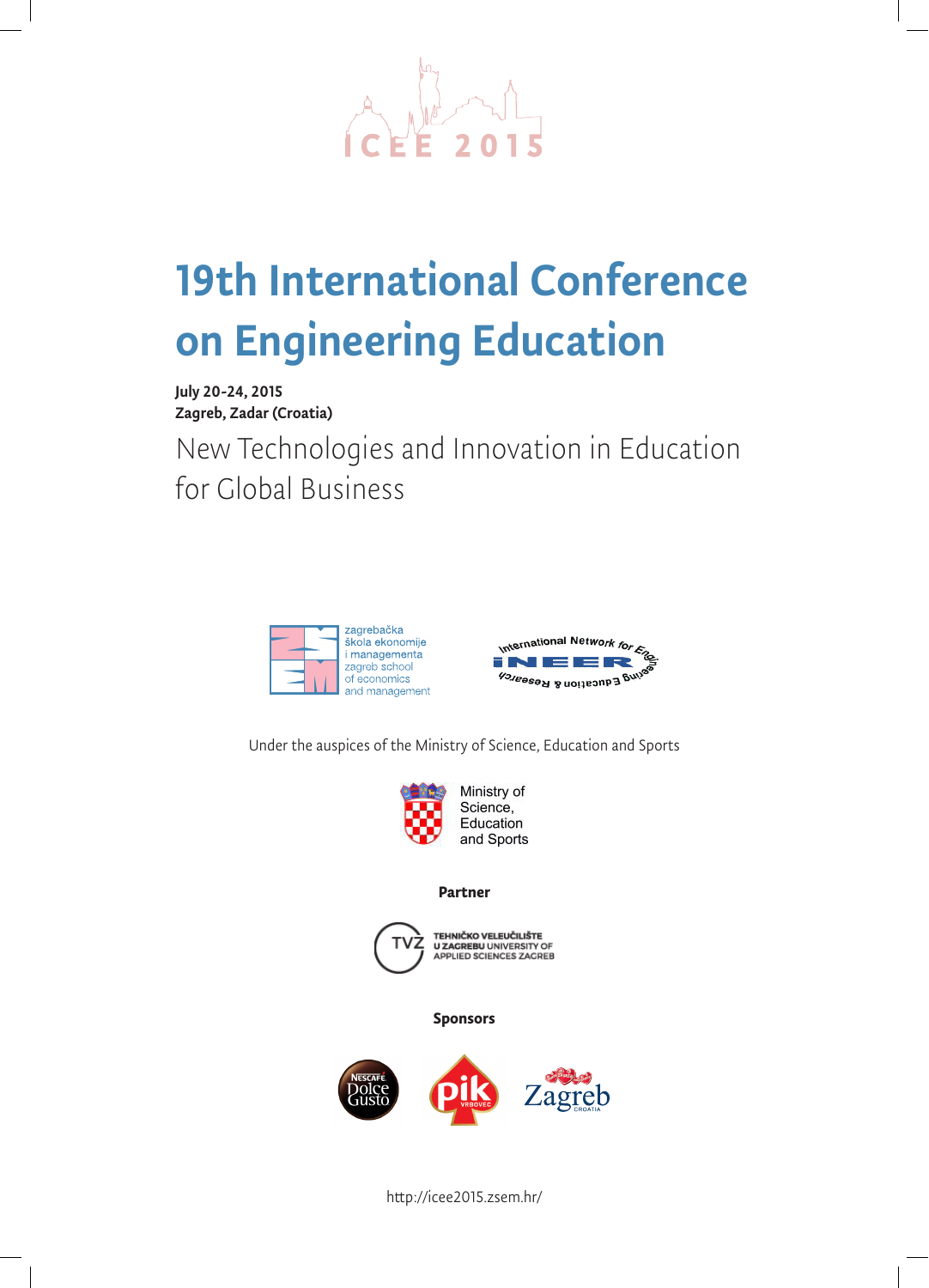ICEE 2015

# 19th International Conference on Engineering Education

**July 20-24, 2015**
**Zagreb, Zadar (Croatia)**

## New Technologies and Innovation in Education for Global Business

zagrebačka škola ekonomije i managementa
zagreb school of economics and management

International Network for Engineering Education & Research
iNEER

Under the auspices of the Ministry of Science, Education and Sports

Ministry of Science, Education and Sports

**Partner**

TVZ
TEHNIČKO VELEUČILIŠTE U ZAGREBU UNIVERSITY OF APPLIED SCIENCES ZAGREB

**Sponsors**

NESCAFÉ Dolce Gusto

pik VRBOVEC

Zagreb CROATIA

http://icee2015.zsem.hr/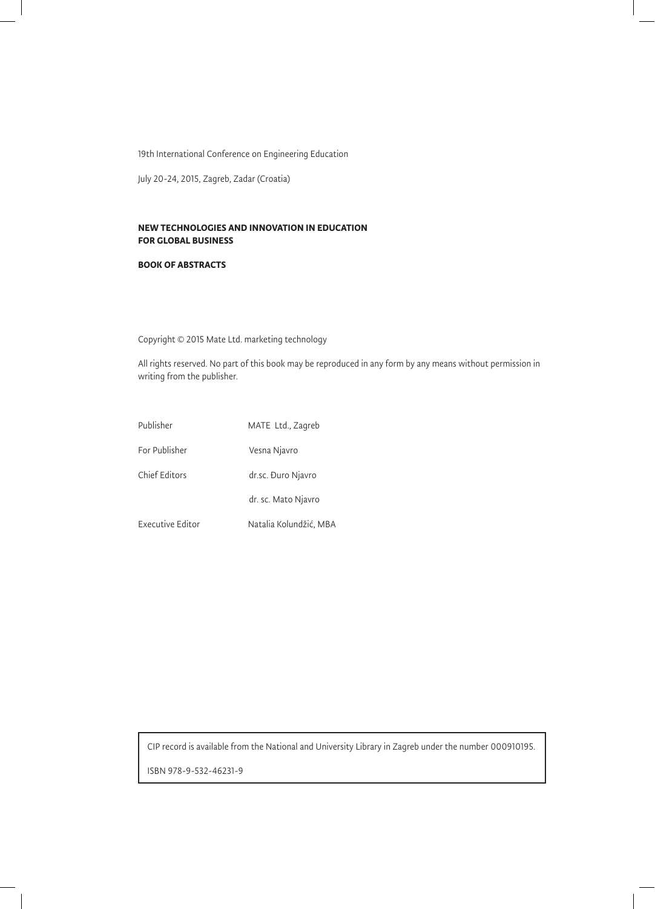19th International Conference on Engineering Education

July 20-24, 2015, Zagreb, Zadar (Croatia)

**NEW TECHNOLOGIES AND INNOVATION IN EDUCATION FOR GLOBAL BUSINESS**

**BOOK OF ABSTRACTS**

Copyright © 2015 Mate Ltd. marketing technology

All rights reserved. No part of this book may be reproduced in any form by any means without permission in writing from the publisher.

| | |
|---|---|
| Publisher | MATE Ltd., Zagreb |
| For Publisher | Vesna Njavro |
| Chief Editors | dr.sc. Đuro Njavro |
| | dr. sc. Mato Njavro |
| Executive Editor | Natalia Kolundžić, MBA |

CIP record is available from the National and University Library in Zagreb under the number 000910195.

ISBN 978-9-532-46231-9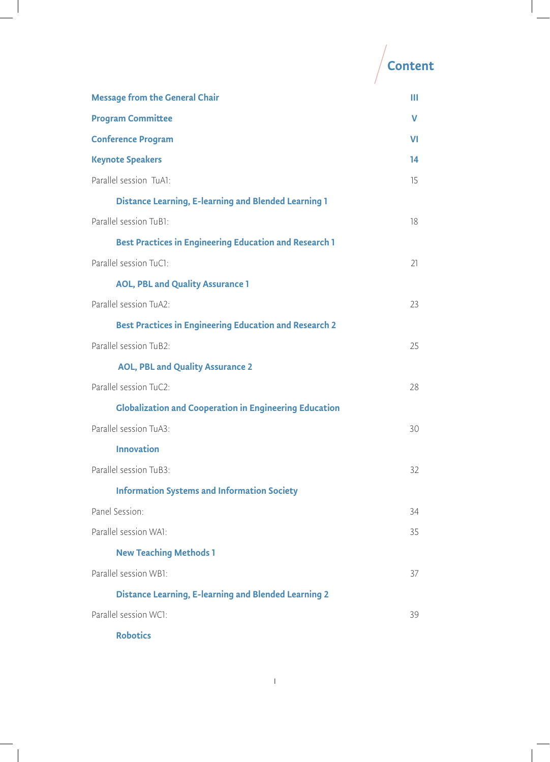# Content

| | |
|---|---|
| **Message from the General Chair** | **III** |
| **Program Committee** | **V** |
| **Conference Program** | **VI** |
| **Keynote Speakers** | **14** |
| Parallel session TuA1: | 15 |
| **Distance Learning, E-learning and Blended Learning 1** | |
| Parallel session TuB1: | 18 |
| **Best Practices in Engineering Education and Research 1** | |
| Parallel session TuC1: | 21 |
| **AOL, PBL and Quality Assurance 1** | |
| Parallel session TuA2: | 23 |
| **Best Practices in Engineering Education and Research 2** | |
| Parallel session TuB2: | 25 |
| **AOL, PBL and Quality Assurance 2** | |
| Parallel session TuC2: | 28 |
| **Globalization and Cooperation in Engineering Education** | |
| Parallel session TuA3: | 30 |
| **Innovation** | |
| Parallel session TuB3: | 32 |
| **Information Systems and Information Society** | |
| Panel Session: | 34 |
| Parallel session WA1: | 35 |
| **New Teaching Methods 1** | |
| Parallel session WB1: | 37 |
| **Distance Learning, E-learning and Blended Learning 2** | |
| Parallel session WC1: | 39 |
| **Robotics** | |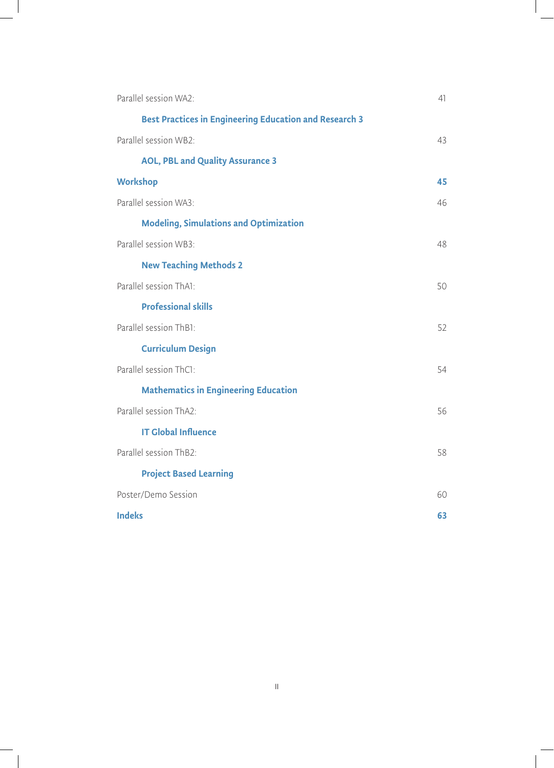Parallel session WA2: 41

**Best Practices in Engineering Education and Research 3**

Parallel session WB2: 43

**AOL, PBL and Quality Assurance 3**

**Workshop** **45**

Parallel session WA3: 46

**Modeling, Simulations and Optimization**

Parallel session WB3: 48

**New Teaching Methods 2**

Parallel session ThA1: 50

**Professional skills**

Parallel session ThB1: 52

**Curriculum Design**

Parallel session ThC1: 54

**Mathematics in Engineering Education**

Parallel session ThA2: 56

**IT Global Influence**

Parallel session ThB2: 58

**Project Based Learning**

Poster/Demo Session 60

**Indeks** **63**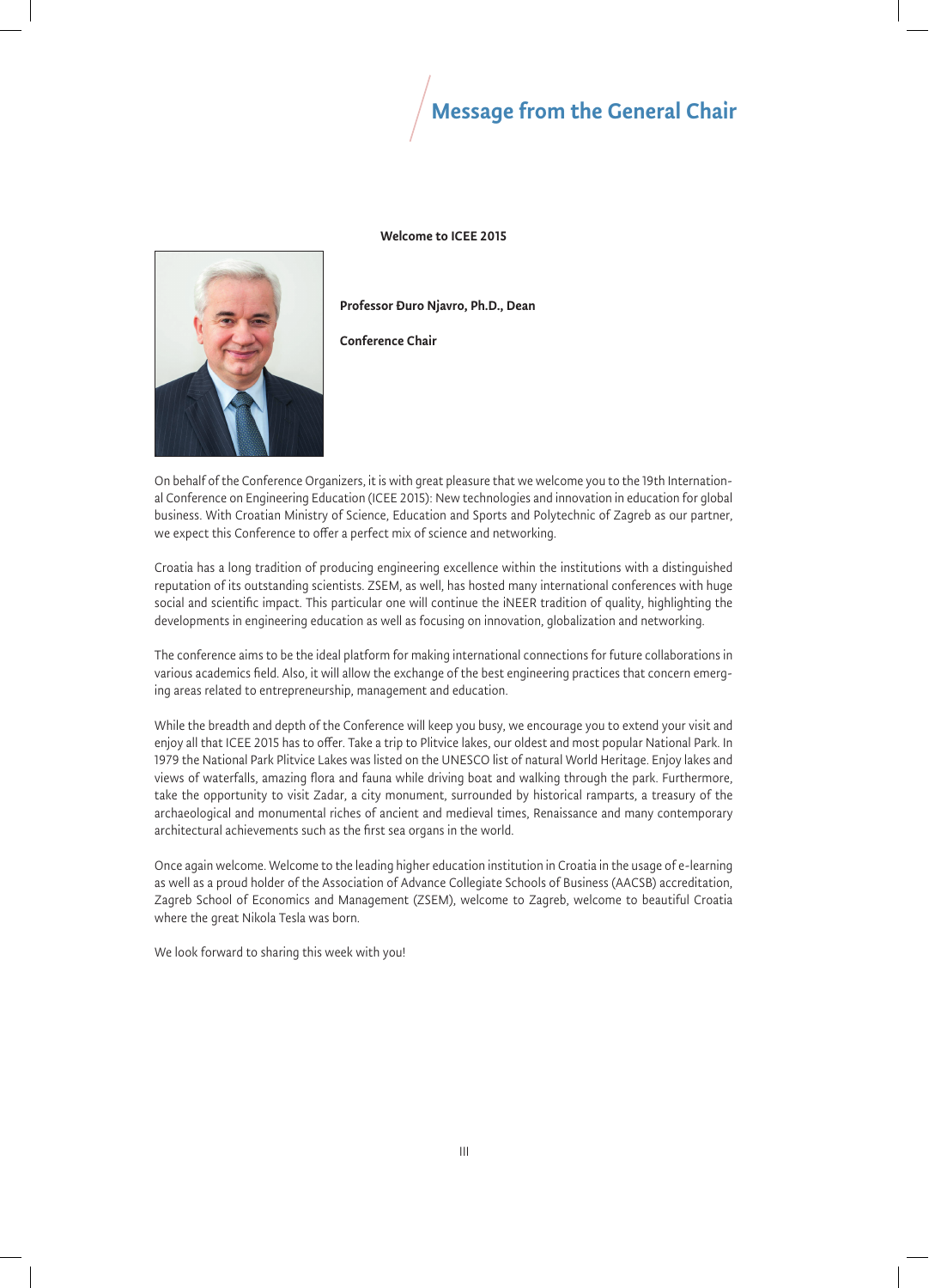# Message from the General Chair

**Welcome to ICEE 2015**

**Professor Đuro Njavro, Ph.D., Dean**

**Conference Chair**

On behalf of the Conference Organizers, it is with great pleasure that we welcome you to the 19th International Conference on Engineering Education (ICEE 2015): New technologies and innovation in education for global business. With Croatian Ministry of Science, Education and Sports and Polytechnic of Zagreb as our partner, we expect this Conference to offer a perfect mix of science and networking.

Croatia has a long tradition of producing engineering excellence within the institutions with a distinguished reputation of its outstanding scientists. ZSEM, as well, has hosted many international conferences with huge social and scientific impact. This particular one will continue the iNEER tradition of quality, highlighting the developments in engineering education as well as focusing on innovation, globalization and networking.

The conference aims to be the ideal platform for making international connections for future collaborations in various academics field. Also, it will allow the exchange of the best engineering practices that concern emerging areas related to entrepreneurship, management and education.

While the breadth and depth of the Conference will keep you busy, we encourage you to extend your visit and enjoy all that ICEE 2015 has to offer. Take a trip to Plitvice lakes, our oldest and most popular National Park. In 1979 the National Park Plitvice Lakes was listed on the UNESCO list of natural World Heritage. Enjoy lakes and views of waterfalls, amazing flora and fauna while driving boat and walking through the park. Furthermore, take the opportunity to visit Zadar, a city monument, surrounded by historical ramparts, a treasury of the archaeological and monumental riches of ancient and medieval times, Renaissance and many contemporary architectural achievements such as the first sea organs in the world.

Once again welcome. Welcome to the leading higher education institution in Croatia in the usage of e-learning as well as a proud holder of the Association of Advance Collegiate Schools of Business (AACSB) accreditation, Zagreb School of Economics and Management (ZSEM), welcome to Zagreb, welcome to beautiful Croatia where the great Nikola Tesla was born.

We look forward to sharing this week with you!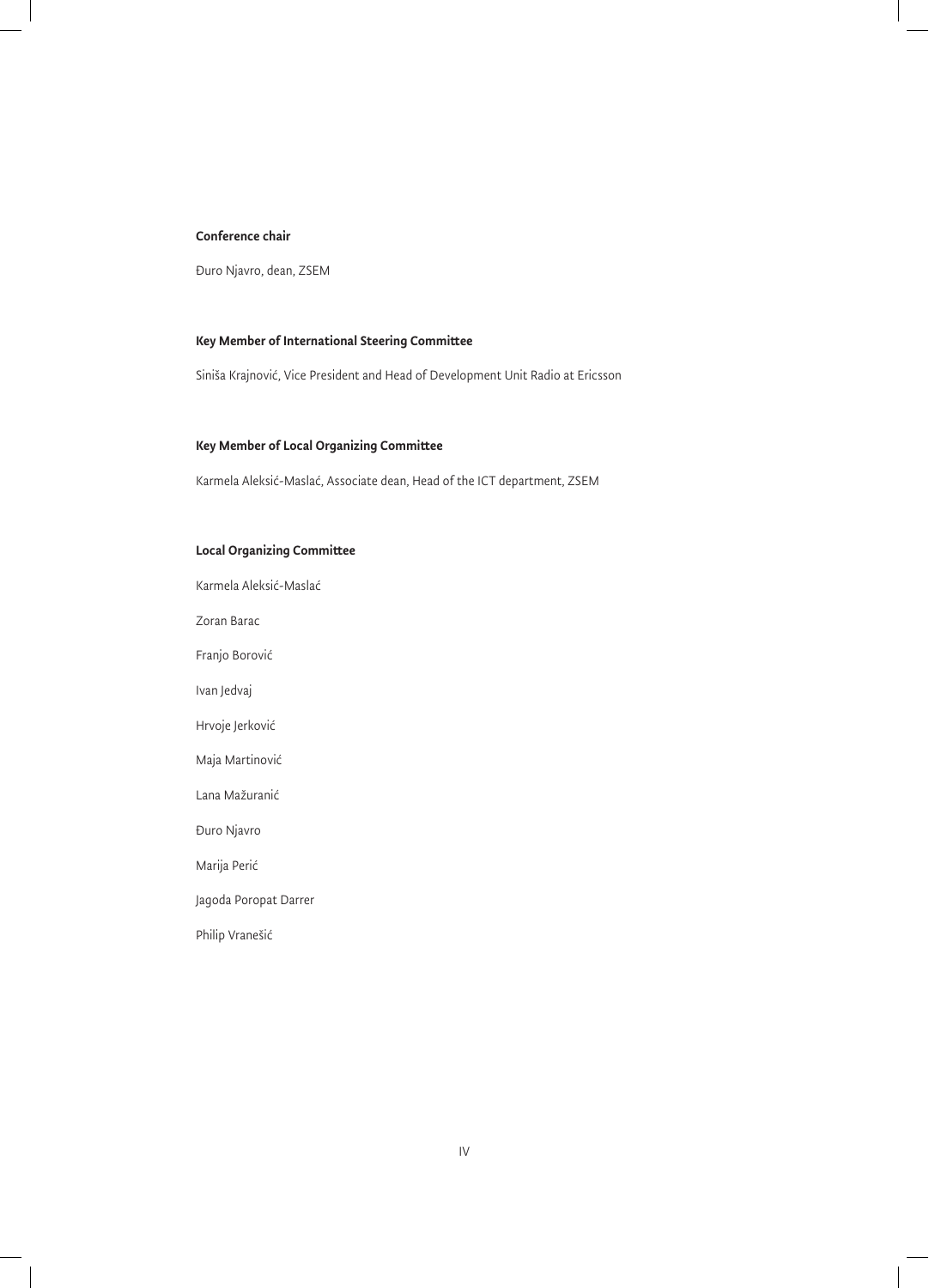**Conference chair**

Đuro Njavro, dean, ZSEM

**Key Member of International Steering Committee**

Siniša Krajnović, Vice President and Head of Development Unit Radio at Ericsson

**Key Member of Local Organizing Committee**

Karmela Aleksić-Maslać, Associate dean, Head of the ICT department, ZSEM

**Local Organizing Committee**

Karmela Aleksić-Maslać

Zoran Barac

Franjo Borović

Ivan Jedvaj

Hrvoje Jerković

Maja Martinović

Lana Mažuranić

Đuro Njavro

Marija Perić

Jagoda Poropat Darrer

Philip Vranešić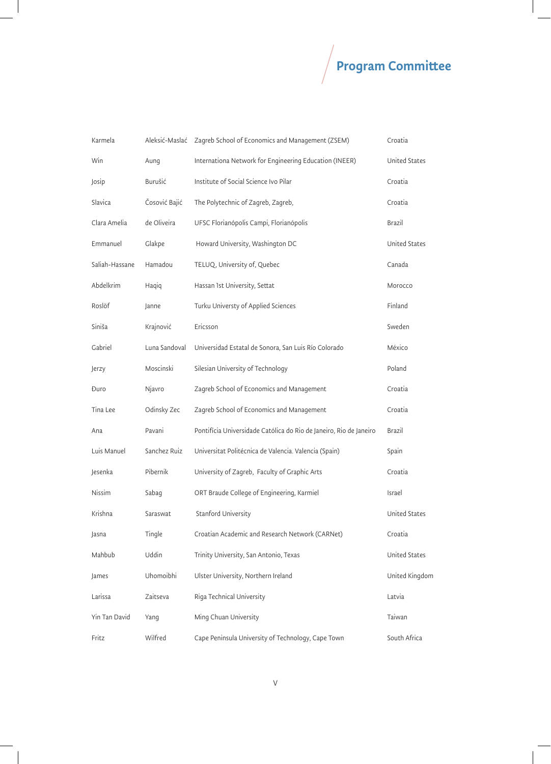# Program Committee

| | | | |
|---|---|---|---|
| Karmela | Aleksić-Maslać | Zagreb School of Economics and Management (ZSEM) | Croatia |
| Win | Aung | Internationa Network for Engineering Education (INEER) | United States |
| Josip | Burušić | Institute of Social Science Ivo Pilar | Croatia |
| Slavica | Ćosović Bajić | The Polytechnic of Zagreb, Zagreb, | Croatia |
| Clara Amelia | de Oliveira | UFSC Florianópolis Campi, Florianópolis | Brazil |
| Emmanuel | Glakpe | Howard University, Washington DC | United States |
| Saliah-Hassane | Hamadou | TELUQ, University of, Quebec | Canada |
| Abdelkrim | Haqiq | Hassan 1st University, Settat | Morocco |
| Roslöf | Janne | Turku Universty of Applied Sciences | Finland |
| Siniša | Krajnović | Ericsson | Sweden |
| Gabriel | Luna Sandoval | Universidad Estatal de Sonora, San Luis Río Colorado | México |
| Jerzy | Moscinski | Silesian University of Technology | Poland |
| Đuro | Njavro | Zagreb School of Economics and Management | Croatia |
| Tina Lee | Odinsky Zec | Zagreb School of Economics and Management | Croatia |
| Ana | Pavani | Pontifícia Universidade Católica do Rio de Janeiro, Rio de Janeiro | Brazil |
| Luis Manuel | Sanchez Ruiz | Universitat Politécnica de Valencia. Valencia (Spain) | Spain |
| Jesenka | Pibernik | University of Zagreb, Faculty of Graphic Arts | Croatia |
| Nissim | Sabag | ORT Braude College of Engineering, Karmiel | Israel |
| Krishna | Saraswat | Stanford University | United States |
| Jasna | Tingle | Croatian Academic and Research Network (CARNet) | Croatia |
| Mahbub | Uddin | Trinity University, San Antonio, Texas | United States |
| James | Uhomoibhi | Ulster University, Northern Ireland | United Kingdom |
| Larissa | Zaitseva | Riga Technical University | Latvia |
| Yin Tan David | Yang | Ming Chuan University | Taiwan |
| Fritz | Wilfred | Cape Peninsula University of Technology, Cape Town | South Africa |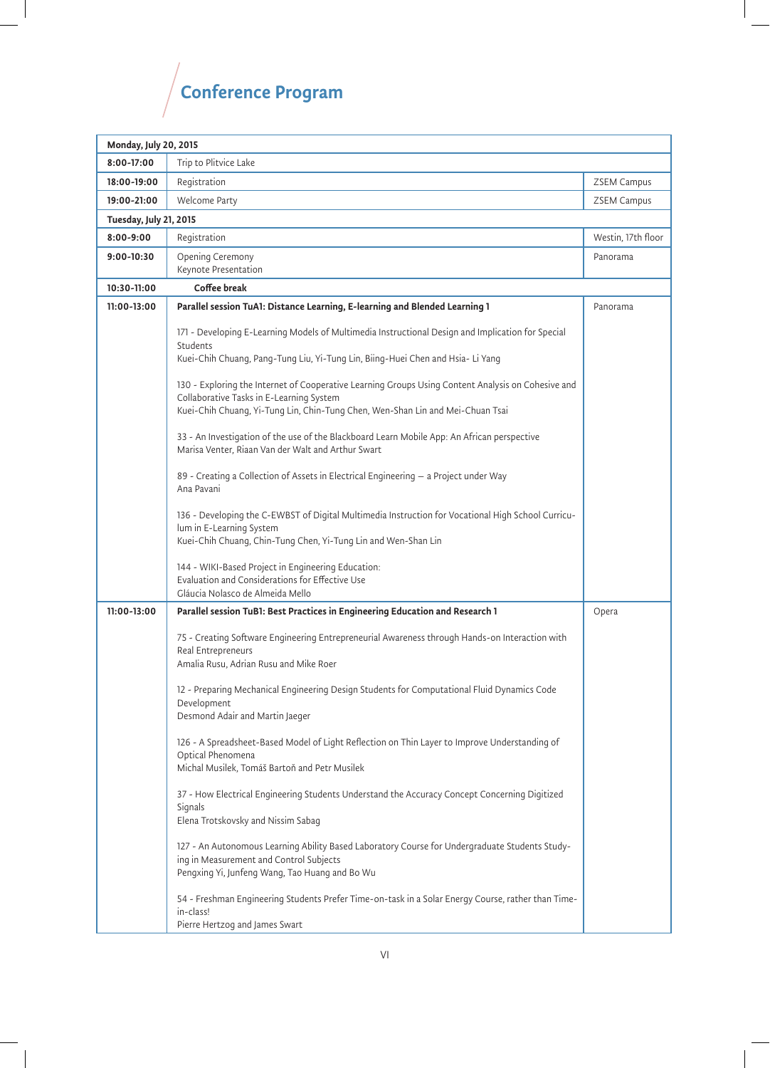# Conference Program

| Monday, July 20, 2015 | | |
|---|---|---|
| **8:00-17:00** | Trip to Plitvice Lake | |
| **18:00-19:00** | Registration | ZSEM Campus |
| **19:00-21:00** | Welcome Party | ZSEM Campus |
| **Tuesday, July 21, 2015** | | |
| **8:00-9:00** | Registration | Westin, 17th floor |
| **9:00-10:30** | Opening Ceremony<br>Keynote Presentation | Panorama |
| **10:30-11:00** | **Coffee break** | |
| **11:00-13:00** | **Parallel session TuA1: Distance Learning, E-learning and Blended Learning 1**<br><br>171 - Developing E-Learning Models of Multimedia Instructional Design and Implication for Special Students<br>Kuei-Chih Chuang, Pang-Tung Liu, Yi-Tung Lin, Biing-Huei Chen and Hsia- Li Yang<br><br>130 - Exploring the Internet of Cooperative Learning Groups Using Content Analysis on Cohesive and Collaborative Tasks in E-Learning System<br>Kuei-Chih Chuang, Yi-Tung Lin, Chin-Tung Chen, Wen-Shan Lin and Mei-Chuan Tsai<br><br>33 - An Investigation of the use of the Blackboard Learn Mobile App: An African perspective<br>Marisa Venter, Riaan Van der Walt and Arthur Swart<br><br>89 - Creating a Collection of Assets in Electrical Engineering – a Project under Way<br>Ana Pavani<br><br>136 - Developing the C-EWBST of Digital Multimedia Instruction for Vocational High School Curriculum in E-Learning System<br>Kuei-Chih Chuang, Chin-Tung Chen, Yi-Tung Lin and Wen-Shan Lin<br><br>144 - WIKI-Based Project in Engineering Education: Evaluation and Considerations for Effective Use<br>Gláucia Nolasco de Almeida Mello | Panorama |
| **11:00-13:00** | **Parallel session TuB1: Best Practices in Engineering Education and Research 1**<br><br>75 - Creating Software Engineering Entrepreneurial Awareness through Hands-on Interaction with Real Entrepreneurs<br>Amalia Rusu, Adrian Rusu and Mike Roer<br><br>12 - Preparing Mechanical Engineering Design Students for Computational Fluid Dynamics Code Development<br>Desmond Adair and Martin Jaeger<br><br>126 - A Spreadsheet-Based Model of Light Reflection on Thin Layer to Improve Understanding of Optical Phenomena<br>Michal Musilek, Tomáš Bartoň and Petr Musilek<br><br>37 - How Electrical Engineering Students Understand the Accuracy Concept Concerning Digitized Signals<br>Elena Trotskovsky and Nissim Sabag<br><br>127 - An Autonomous Learning Ability Based Laboratory Course for Undergraduate Students Studying in Measurement and Control Subjects<br>Pengxing Yi, Junfeng Wang, Tao Huang and Bo Wu<br><br>54 - Freshman Engineering Students Prefer Time-on-task in a Solar Energy Course, rather than Time-in-class!<br>Pierre Hertzog and James Swart | Opera |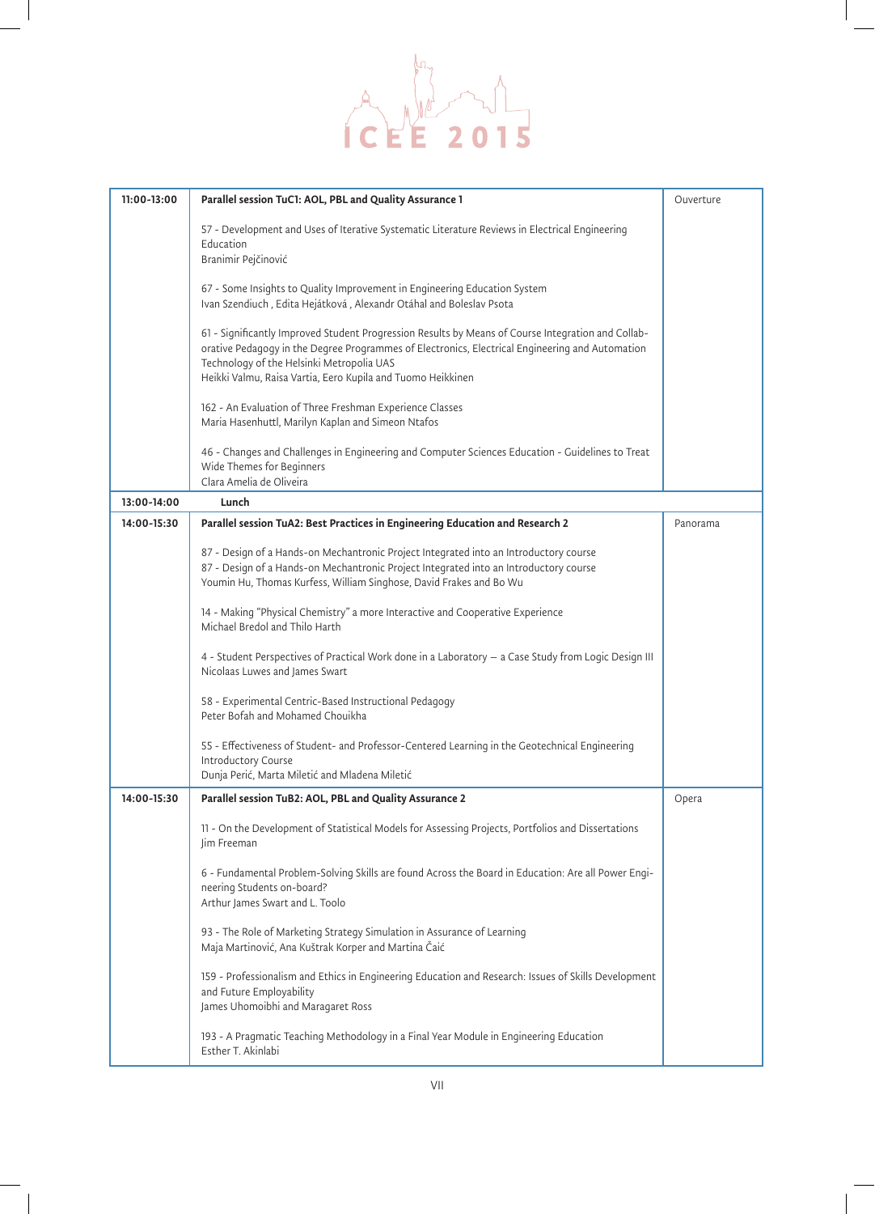| Time | Session | Room |
|---|---|---|
| 11:00-13:00 | **Parallel session TuC1: AOL, PBL and Quality Assurance 1**<br><br>57 - Development and Uses of Iterative Systematic Literature Reviews in Electrical Engineering Education<br>Branimir Pejčinović<br><br>67 - Some Insights to Quality Improvement in Engineering Education System<br>Ivan Szendiuch , Edita Hejátková , Alexandr Otáhal and Boleslav Psota<br><br>61 - Significantly Improved Student Progression Results by Means of Course Integration and Collaborative Pedagogy in the Degree Programmes of Electronics, Electrical Engineering and Automation Technology of the Helsinki Metropolia UAS<br>Heikki Valmu, Raisa Vartia, Eero Kupila and Tuomo Heikkinen<br><br>162 - An Evaluation of Three Freshman Experience Classes<br>Maria Hasenhuttl, Marilyn Kaplan and Simeon Ntafos<br><br>46 - Changes and Challenges in Engineering and Computer Sciences Education - Guidelines to Treat Wide Themes for Beginners<br>Clara Amelia de Oliveira | Ouverture |
| 13:00-14:00 | **Lunch** | |
| 14:00-15:30 | **Parallel session TuA2: Best Practices in Engineering Education and Research 2**<br><br>87 - Design of a Hands-on Mechantronic Project Integrated into an Introductory course<br>87 - Design of a Hands-on Mechantronic Project Integrated into an Introductory course<br>Youmin Hu, Thomas Kurfess, William Singhose, David Frakes and Bo Wu<br><br>14 - Making "Physical Chemistry" a more Interactive and Cooperative Experience<br>Michael Bredol and Thilo Harth<br><br>4 - Student Perspectives of Practical Work done in a Laboratory – a Case Study from Logic Design III<br>Nicolaas Luwes and James Swart<br><br>58 - Experimental Centric-Based Instructional Pedagogy<br>Peter Bofah and Mohamed Chouikha<br><br>55 - Effectiveness of Student- and Professor-Centered Learning in the Geotechnical Engineering Introductory Course<br>Dunja Perić, Marta Miletić and Mladena Miletić | Panorama |
| 14:00-15:30 | **Parallel session TuB2: AOL, PBL and Quality Assurance 2**<br><br>11 - On the Development of Statistical Models for Assessing Projects, Portfolios and Dissertations<br>Jim Freeman<br><br>6 - Fundamental Problem-Solving Skills are found Across the Board in Education: Are all Power Engineering Students on-board?<br>Arthur James Swart and L. Toolo<br><br>93 - The Role of Marketing Strategy Simulation in Assurance of Learning<br>Maja Martinović, Ana Kuštrak Korper and Martina Čaić<br><br>159 - Professionalism and Ethics in Engineering Education and Research: Issues of Skills Development and Future Employability<br>James Uhomoibhi and Maragaret Ross<br><br>193 - A Pragmatic Teaching Methodology in a Final Year Module in Engineering Education<br>Esther T. Akinlabi | Opera |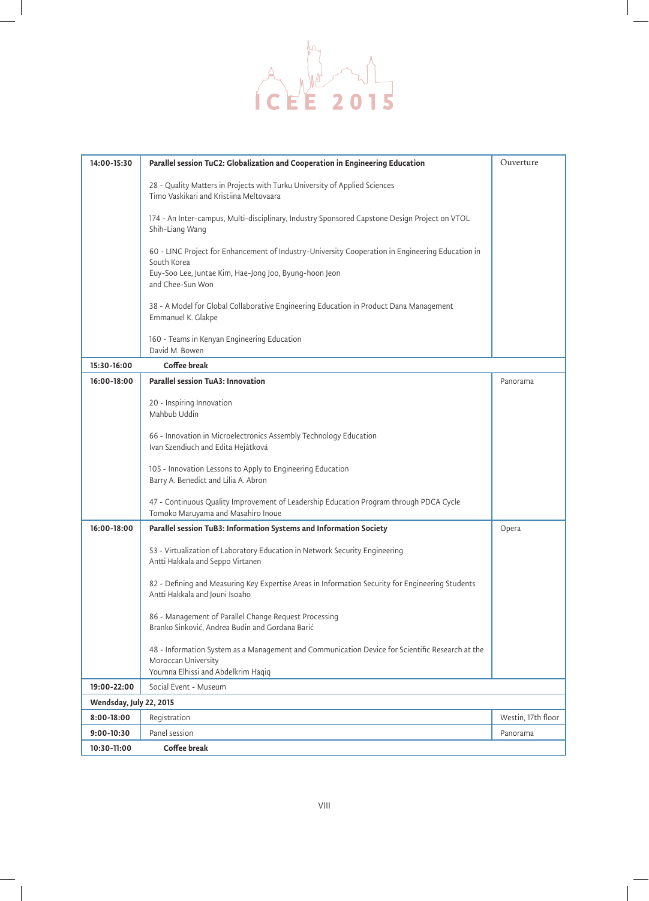| | | |
|---|---|---|
| **14:00-15:30** | **Parallel session TuC2: Globalization and Cooperation in Engineering Education**<br><br>28 - Quality Matters in Projects with Turku University of Applied Sciences<br>Timo Vaskikari and Kristiina Meltovaara<br><br>174 - An Inter-campus, Multi-disciplinary, Industry Sponsored Capstone Design Project on VTOL<br>Shih-Liang Wang<br><br>60 - LINC Project for Enhancement of Industry-University Cooperation in Engineering Education in South Korea<br>Euy-Soo Lee, Juntae Kim, Hae-Jong Joo, Byung-hoon Jeon and Chee-Sun Won<br><br>38 - A Model for Global Collaborative Engineering Education in Product Dana Management<br>Emmanuel K. Glakpe<br><br>160 - Teams in Kenyan Engineering Education<br>David M. Bowen | Ouverture |
| **15:30-16:00** | **Coffee break** | |
| **16:00-18:00** | **Parallel session TuA3: Innovation**<br><br>20 - Inspiring Innovation<br>Mahbub Uddin<br><br>66 - Innovation in Microelectronics Assembly Technology Education<br>Ivan Szendiuch and Edita Hejátková<br><br>105 - Innovation Lessons to Apply to Engineering Education<br>Barry A. Benedict and Lilia A. Abron<br><br>47 - Continuous Quality Improvement of Leadership Education Program through PDCA Cycle<br>Tomoko Maruyama and Masahiro Inoue | Panorama |
| **16:00-18:00** | **Parallel session TuB3: Information Systems and Information Society**<br><br>53 - Virtualization of Laboratory Education in Network Security Engineering<br>Antti Hakkala and Seppo Virtanen<br><br>82 - Defining and Measuring Key Expertise Areas in Information Security for Engineering Students<br>Antti Hakkala and Jouni Isoaho<br><br>86 - Management of Parallel Change Request Processing<br>Branko Sinković, Andrea Budin and Gordana Barić<br><br>48 - Information System as a Management and Communication Device for Scientific Research at the Moroccan University<br>Youmna Elhissi and Abdelkrim Haqiq | Opera |
| **19:00-22:00** | Social Event - Museum | |
| **Wendsday, July 22, 2015** | | |
| **8:00-18:00** | Registration | Westin, 17th floor |
| **9:00-10:30** | Panel session | Panorama |
| **10:30-11:00** | **Coffee break** | |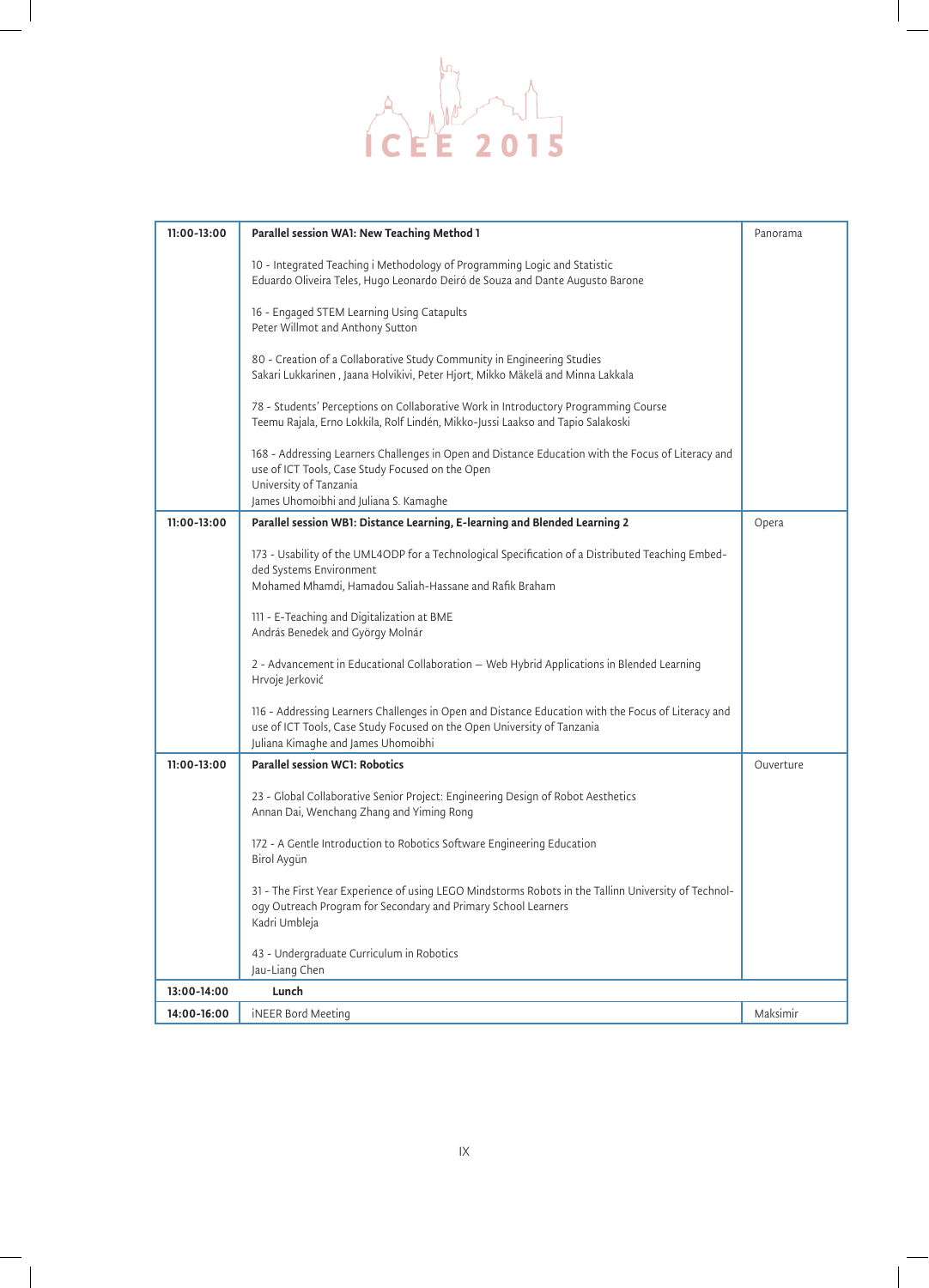| Time | Session | Room |
|---|---|---|
| **11:00-13:00** | **Parallel session WA1: New Teaching Method 1**<br><br>10 - Integrated Teaching i Methodology of Programming Logic and Statistic<br>Eduardo Oliveira Teles, Hugo Leonardo Deiró de Souza and Dante Augusto Barone<br><br>16 - Engaged STEM Learning Using Catapults<br>Peter Willmot and Anthony Sutton<br><br>80 - Creation of a Collaborative Study Community in Engineering Studies<br>Sakari Lukkarinen , Jaana Holvikivi, Peter Hjort, Mikko Mäkelä and Minna Lakkala<br><br>78 - Students' Perceptions on Collaborative Work in Introductory Programming Course<br>Teemu Rajala, Erno Lokkila, Rolf Lindén, Mikko-Jussi Laakso and Tapio Salakoski<br><br>168 - Addressing Learners Challenges in Open and Distance Education with the Focus of Literacy and use of ICT Tools, Case Study Focused on the Open University of Tanzania<br>James Uhomoibhi and Juliana S. Kamaghe | Panorama |
| **11:00-13:00** | **Parallel session WB1: Distance Learning, E-learning and Blended Learning 2**<br><br>173 - Usability of the UML4ODP for a Technological Specification of a Distributed Teaching Embedded Systems Environment<br>Mohamed Mhamdi, Hamadou Saliah-Hassane and Rafik Braham<br><br>111 - E-Teaching and Digitalization at BME<br>András Benedek and György Molnár<br><br>2 - Advancement in Educational Collaboration – Web Hybrid Applications in Blended Learning<br>Hrvoje Jerković<br><br>116 - Addressing Learners Challenges in Open and Distance Education with the Focus of Literacy and use of ICT Tools, Case Study Focused on the Open University of Tanzania<br>Juliana Kimaghe and James Uhomoibhi | Opera |
| **11:00-13:00** | **Parallel session WC1: Robotics**<br><br>23 - Global Collaborative Senior Project: Engineering Design of Robot Aesthetics<br>Annan Dai, Wenchang Zhang and Yiming Rong<br><br>172 - A Gentle Introduction to Robotics Software Engineering Education<br>Birol Aygün<br><br>31 - The First Year Experience of using LEGO Mindstorms Robots in the Tallinn University of Technology Outreach Program for Secondary and Primary School Learners<br>Kadri Umbleja<br><br>43 - Undergraduate Curriculum in Robotics<br>Jau-Liang Chen | Ouverture |
| **13:00-14:00** | **Lunch** | |
| **14:00-16:00** | iNEER Bord Meeting | Maksimir |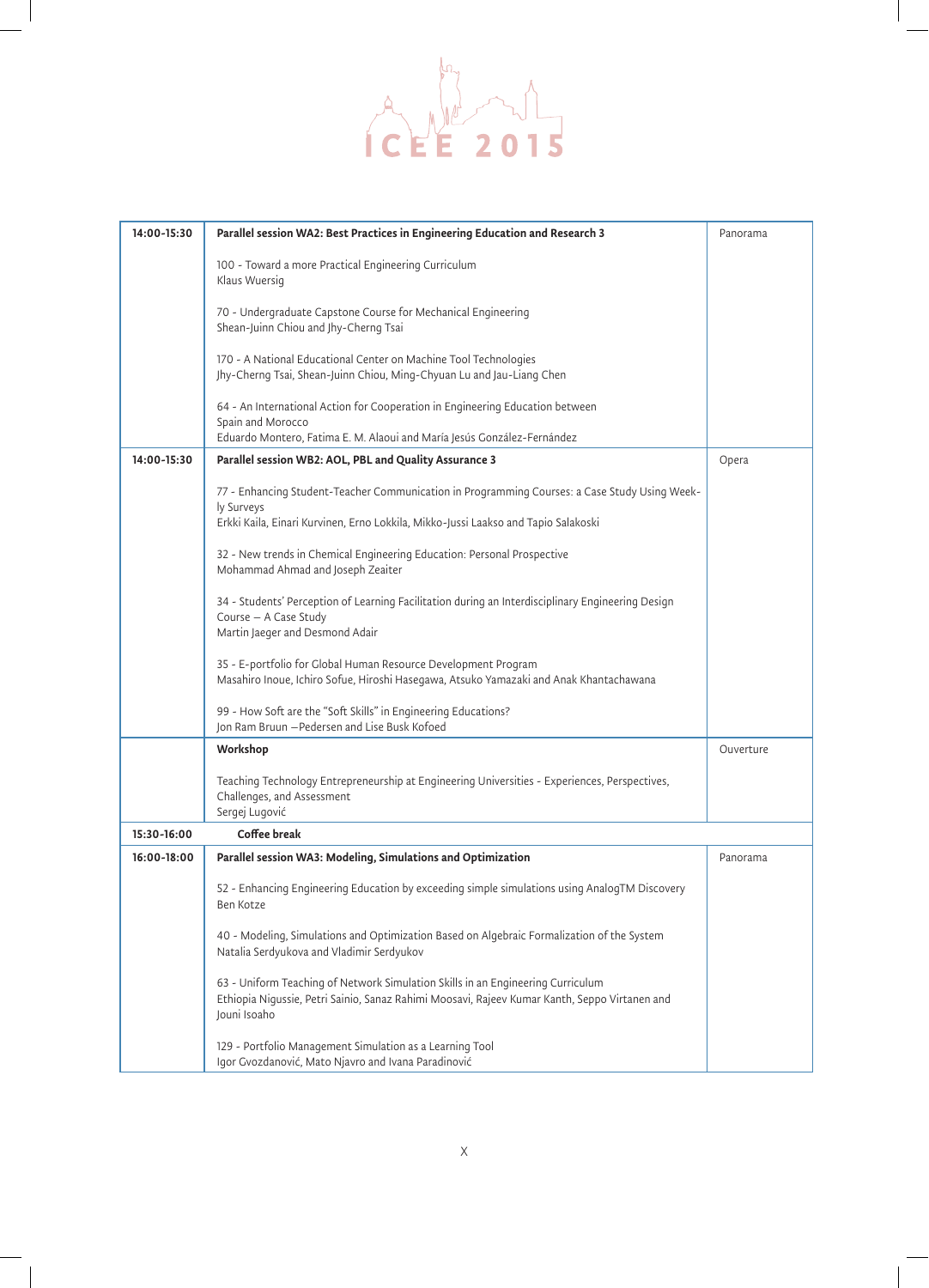| | | |
|---|---|---|
| **14:00-15:30** | **Parallel session WA2: Best Practices in Engineering Education and Research 3**<br><br>100 - Toward a more Practical Engineering Curriculum<br>Klaus Wuersig<br><br>70 - Undergraduate Capstone Course for Mechanical Engineering<br>Shean-Juinn Chiou and Jhy-Cherng Tsai<br><br>170 - A National Educational Center on Machine Tool Technologies<br>Jhy-Cherng Tsai, Shean-Juinn Chiou, Ming-Chyuan Lu and Jau-Liang Chen<br><br>64 - An International Action for Cooperation in Engineering Education between Spain and Morocco<br>Eduardo Montero, Fatima E. M. Alaoui and María Jesús González-Fernández | Panorama |
| **14:00-15:30** | **Parallel session WB2: AOL, PBL and Quality Assurance 3**<br><br>77 - Enhancing Student-Teacher Communication in Programming Courses: a Case Study Using Weekly Surveys<br>Erkki Kaila, Einari Kurvinen, Erno Lokkila, Mikko-Jussi Laakso and Tapio Salakoski<br><br>32 - New trends in Chemical Engineering Education: Personal Prospective<br>Mohammad Ahmad and Joseph Zeaiter<br><br>34 - Students' Perception of Learning Facilitation during an Interdisciplinary Engineering Design Course – A Case Study<br>Martin Jaeger and Desmond Adair<br><br>35 - E-portfolio for Global Human Resource Development Program<br>Masahiro Inoue, Ichiro Sofue, Hiroshi Hasegawa, Atsuko Yamazaki and Anak Khantachawana<br><br>99 - How Soft are the "Soft Skills" in Engineering Educations?<br>Jon Ram Bruun –Pedersen and Lise Busk Kofoed | Opera |
| | **Workshop**<br><br>Teaching Technology Entrepreneurship at Engineering Universities - Experiences, Perspectives, Challenges, and Assessment<br>Sergej Lugović | Ouverture |
| **15:30-16:00** | **Coffee break** | |
| **16:00-18:00** | **Parallel session WA3: Modeling, Simulations and Optimization**<br><br>52 - Enhancing Engineering Education by exceeding simple simulations using AnalogTM Discovery<br>Ben Kotze<br><br>40 - Modeling, Simulations and Optimization Based on Algebraic Formalization of the System<br>Natalia Serdyukova and Vladimir Serdyukov<br><br>63 - Uniform Teaching of Network Simulation Skills in an Engineering Curriculum<br>Ethiopia Nigussie, Petri Sainio, Sanaz Rahimi Moosavi, Rajeev Kumar Kanth, Seppo Virtanen and Jouni Isoaho<br><br>129 - Portfolio Management Simulation as a Learning Tool<br>Igor Gvozdanović, Mato Njavro and Ivana Paradinović | Panorama |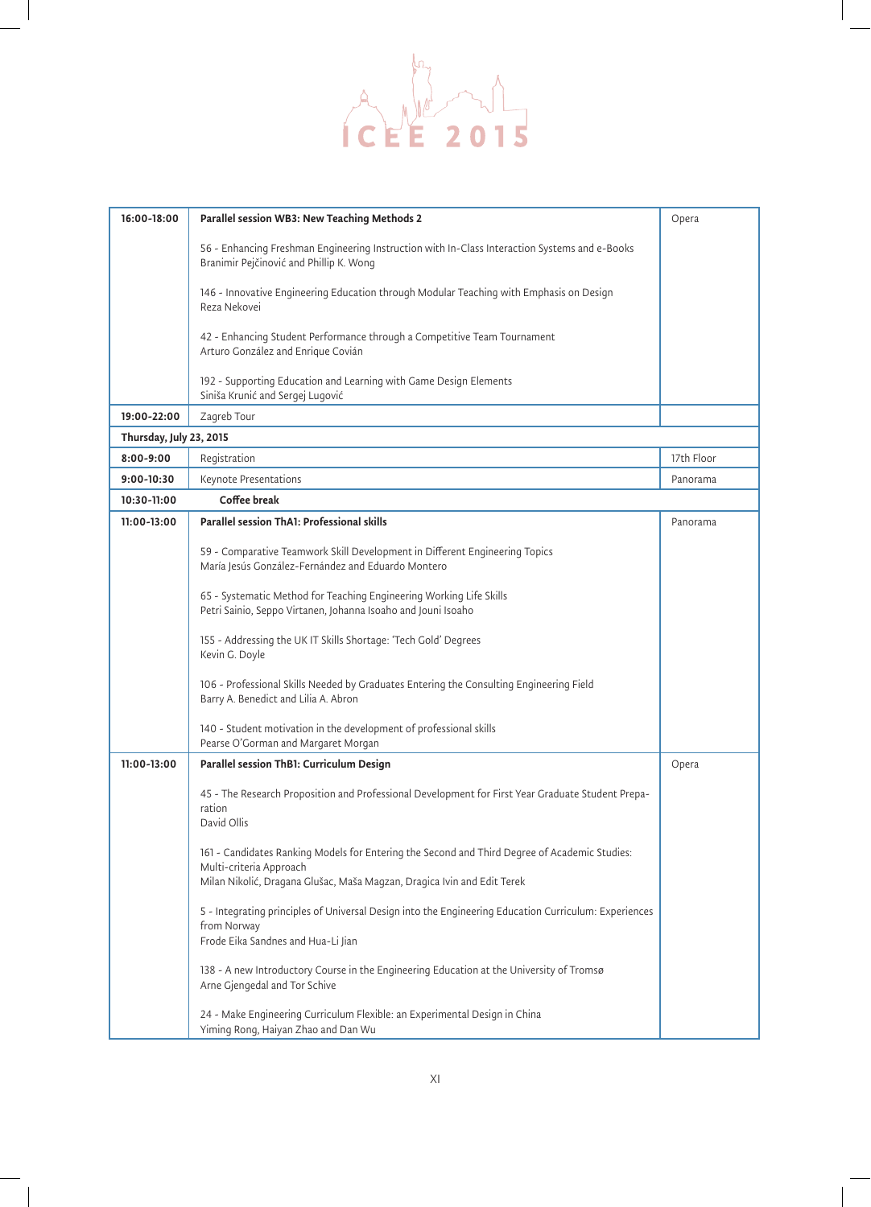| | | |
|---|---|---|
| **16:00-18:00** | **Parallel session WB3: New Teaching Methods 2**<br><br>56 - Enhancing Freshman Engineering Instruction with In-Class Interaction Systems and e-Books<br>Branimir Pejčinović and Phillip K. Wong<br><br>146 - Innovative Engineering Education through Modular Teaching with Emphasis on Design<br>Reza Nekovei<br><br>42 - Enhancing Student Performance through a Competitive Team Tournament<br>Arturo González and Enrique Covián<br><br>192 - Supporting Education and Learning with Game Design Elements<br>Siniša Krunić and Sergej Lugović | Opera |
| **19:00-22:00** | Zagreb Tour | |
| **Thursday, July 23, 2015** | | |
| **8:00-9:00** | Registration | 17th Floor |
| **9:00-10:30** | Keynote Presentations | Panorama |
| **10:30-11:00** | **Coffee break** | |
| **11:00-13:00** | **Parallel session ThA1: Professional skills**<br><br>59 - Comparative Teamwork Skill Development in Different Engineering Topics<br>María Jesús González-Fernández and Eduardo Montero<br><br>65 - Systematic Method for Teaching Engineering Working Life Skills<br>Petri Sainio, Seppo Virtanen, Johanna Isoaho and Jouni Isoaho<br><br>155 - Addressing the UK IT Skills Shortage: 'Tech Gold' Degrees<br>Kevin G. Doyle<br><br>106 - Professional Skills Needed by Graduates Entering the Consulting Engineering Field<br>Barry A. Benedict and Lilia A. Abron<br><br>140 - Student motivation in the development of professional skills<br>Pearse O'Gorman and Margaret Morgan | Panorama |
| **11:00-13:00** | **Parallel session ThB1: Curriculum Design**<br><br>45 - The Research Proposition and Professional Development for First Year Graduate Student Preparation<br>David Ollis<br><br>161 - Candidates Ranking Models for Entering the Second and Third Degree of Academic Studies: Multi-criteria Approach<br>Milan Nikolić, Dragana Glušac, Maša Magzan, Dragica Ivin and Edit Terek<br><br>5 - Integrating principles of Universal Design into the Engineering Education Curriculum: Experiences from Norway<br>Frode Eika Sandnes and Hua-Li Jian<br><br>138 - A new Introductory Course in the Engineering Education at the University of Tromsø<br>Arne Gjengedal and Tor Schive<br><br>24 - Make Engineering Curriculum Flexible: an Experimental Design in China<br>Yiming Rong, Haiyan Zhao and Dan Wu | Opera |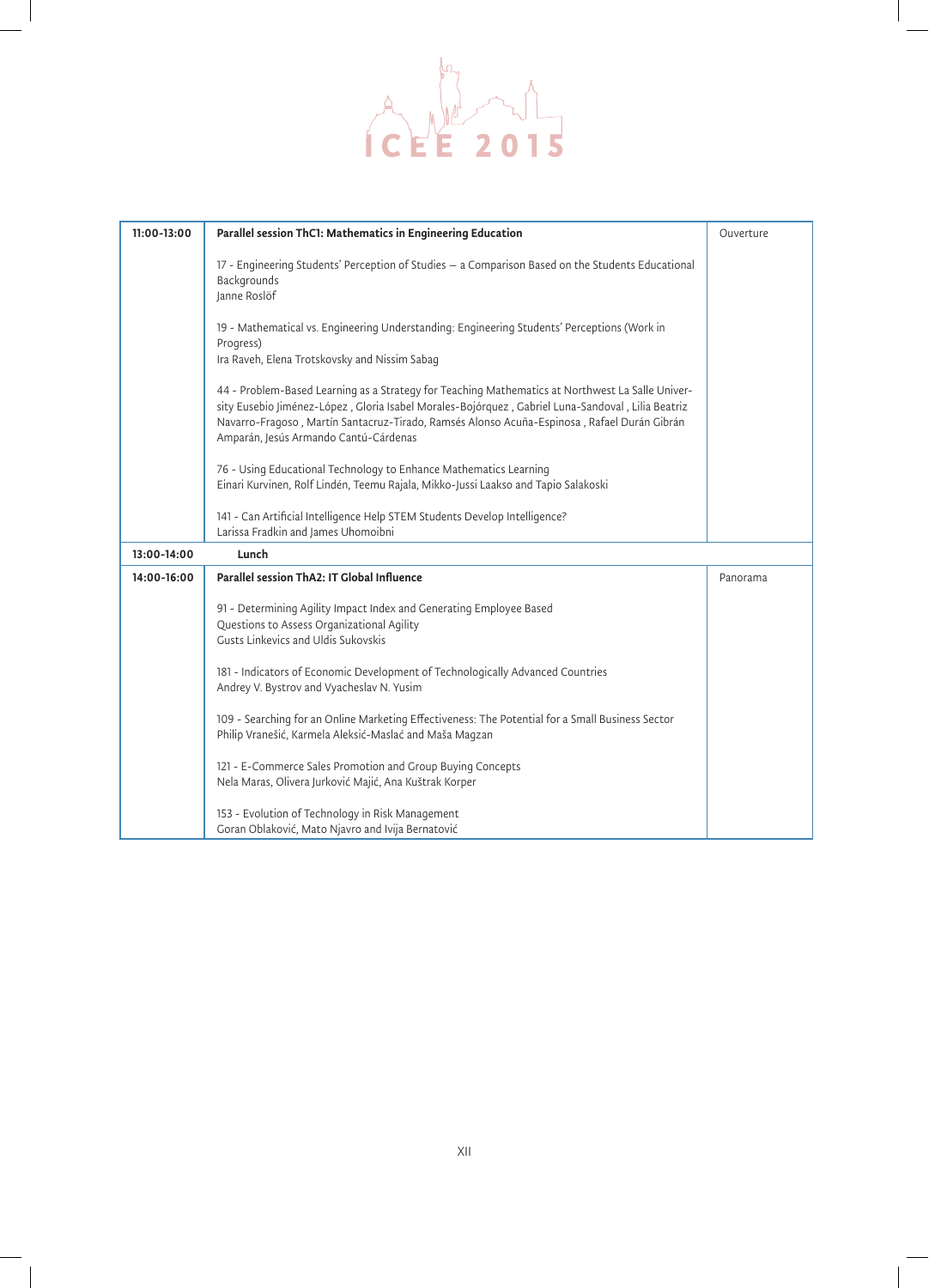| 11:00-13:00 | **Parallel session ThC1: Mathematics in Engineering Education**<br><br>17 - Engineering Students' Perception of Studies – a Comparison Based on the Students Educational Backgrounds<br>Janne Roslöf<br><br>19 - Mathematical vs. Engineering Understanding: Engineering Students' Perceptions (Work in Progress)<br>Ira Raveh, Elena Trotskovsky and Nissim Sabag<br><br>44 - Problem-Based Learning as a Strategy for Teaching Mathematics at Northwest La Salle University Eusebio Jiménez-López , Gloria Isabel Morales-Bojórquez , Gabriel Luna-Sandoval , Lilia Beatriz Navarro-Fragoso , Martín Santacruz-Tirado, Ramsés Alonso Acuña-Espinosa , Rafael Durán Gibrán Amparán, Jesús Armando Cantú-Cárdenas<br><br>76 - Using Educational Technology to Enhance Mathematics Learning<br>Einari Kurvinen, Rolf Lindén, Teemu Rajala, Mikko-Jussi Laakso and Tapio Salakoski<br><br>141 - Can Artificial Intelligence Help STEM Students Develop Intelligence?<br>Larissa Fradkin and James Uhomoibni | Ouverture |
|---|---|---|
| 13:00-14:00 | **Lunch** | |
| 14:00-16:00 | **Parallel session ThA2: IT Global Influence**<br><br>91 - Determining Agility Impact Index and Generating Employee Based Questions to Assess Organizational Agility<br>Gusts Linkevics and Uldis Sukovskis<br><br>181 - Indicators of Economic Development of Technologically Advanced Countries<br>Andrey V. Bystrov and Vyacheslav N. Yusim<br><br>109 - Searching for an Online Marketing Effectiveness: The Potential for a Small Business Sector<br>Philip Vranešić, Karmela Aleksić-Maslać and Maša Magzan<br><br>121 - E-Commerce Sales Promotion and Group Buying Concepts<br>Nela Maras, Olivera Jurković Majić, Ana Kuštrak Korper<br><br>153 - Evolution of Technology in Risk Management<br>Goran Oblaković, Mato Njavro and Ivija Bernatović | Panorama |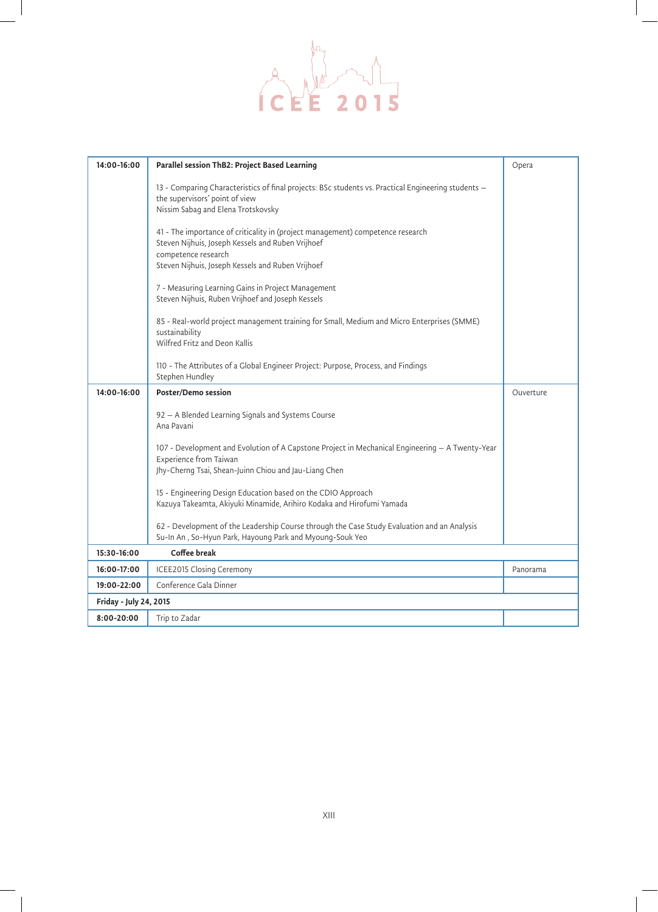| | | |
|---|---|---|
| **14:00-16:00** | **Parallel session ThB2: Project Based Learning**<br><br>13 - Comparing Characteristics of final projects: BSc students vs. Practical Engineering students – the supervisors' point of view<br>Nissim Sabag and Elena Trotskovsky<br><br>41 - The importance of criticality in (project management) competence research<br>Steven Nijhuis, Joseph Kessels and Ruben Vrijhoef<br>competence research<br>Steven Nijhuis, Joseph Kessels and Ruben Vrijhoef<br><br>7 - Measuring Learning Gains in Project Management<br>Steven Nijhuis, Ruben Vrijhoef and Joseph Kessels<br><br>85 - Real-world project management training for Small, Medium and Micro Enterprises (SMME) sustainability<br>Wilfred Fritz and Deon Kallis<br><br>110 - The Attributes of a Global Engineer Project: Purpose, Process, and Findings<br>Stephen Hundley | Opera |
| **14:00-16:00** | **Poster/Demo session**<br><br>92 – A Blended Learning Signals and Systems Course<br>Ana Pavani<br><br>107 - Development and Evolution of A Capstone Project in Mechanical Engineering – A Twenty-Year Experience from Taiwan<br>Jhy-Cherng Tsai, Shean-Juinn Chiou and Jau-Liang Chen<br><br>15 - Engineering Design Education based on the CDIO Approach<br>Kazuya Takeamta, Akiyuki Minamide, Arihiro Kodaka and Hirofumi Yamada<br><br>62 - Development of the Leadership Course through the Case Study Evaluation and an Analysis<br>Su-In An , So-Hyun Park, Hayoung Park and Myoung-Souk Yeo | Ouverture |
| **15:30-16:00** | **Coffee break** | |
| **16:00-17:00** | ICEE2015 Closing Ceremony | Panorama |
| **19:00-22:00** | Conference Gala Dinner | |
| **Friday - July 24, 2015** | | |
| **8:00-20:00** | Trip to Zadar | |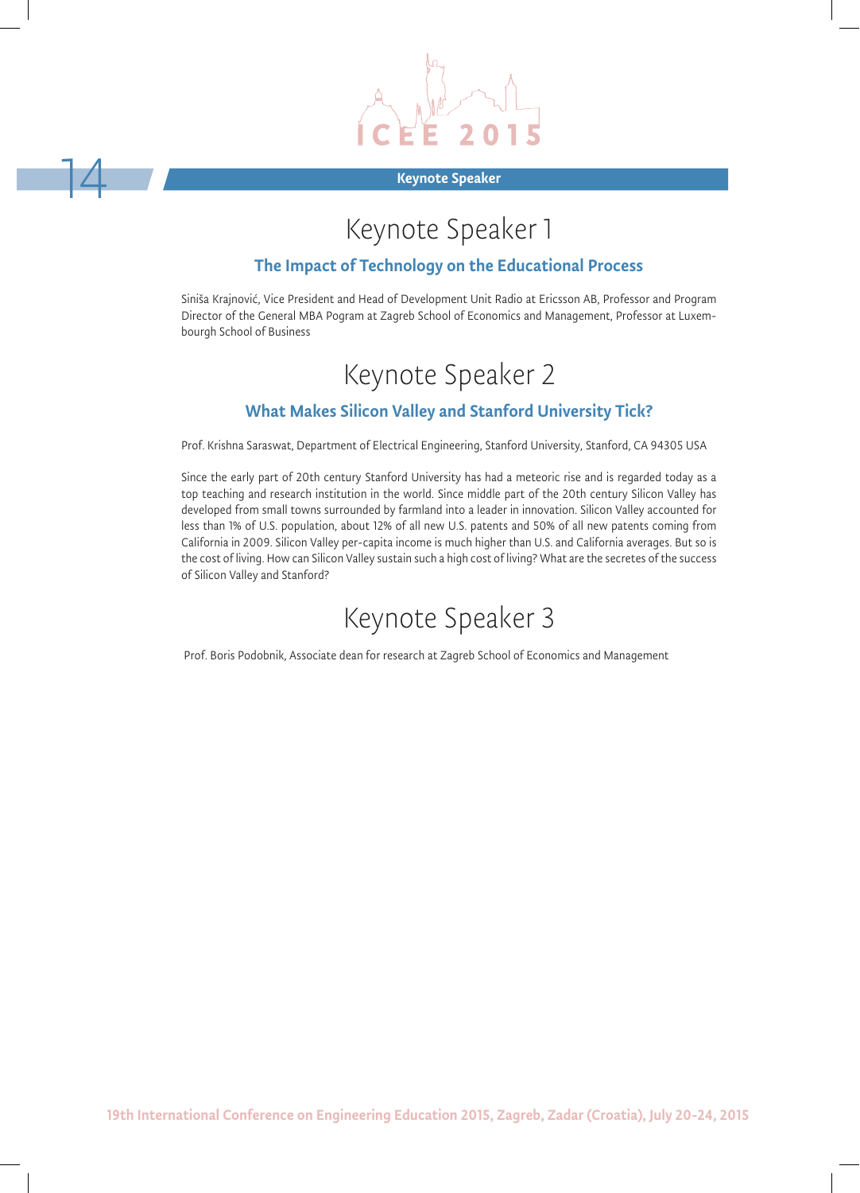# Keynote Speaker 1

### The Impact of Technology on the Educational Process

Siniša Krajnović, Vice President and Head of Development Unit Radio at Ericsson AB, Professor and Program Director of the General MBA Pogram at Zagreb School of Economics and Management, Professor at Luxembourgh School of Business

# Keynote Speaker 2

### What Makes Silicon Valley and Stanford University Tick?

Prof. Krishna Saraswat, Department of Electrical Engineering, Stanford University, Stanford, CA 94305 USA

Since the early part of 20th century Stanford University has had a meteoric rise and is regarded today as a top teaching and research institution in the world. Since middle part of the 20th century Silicon Valley has developed from small towns surrounded by farmland into a leader in innovation. Silicon Valley accounted for less than 1% of U.S. population, about 12% of all new U.S. patents and 50% of all new patents coming from California in 2009. Silicon Valley per-capita income is much higher than U.S. and California averages. But so is the cost of living. How can Silicon Valley sustain such a high cost of living? What are the secretes of the success of Silicon Valley and Stanford?

# Keynote Speaker 3

Prof. Boris Podobnik, Associate dean for research at Zagreb School of Economics and Management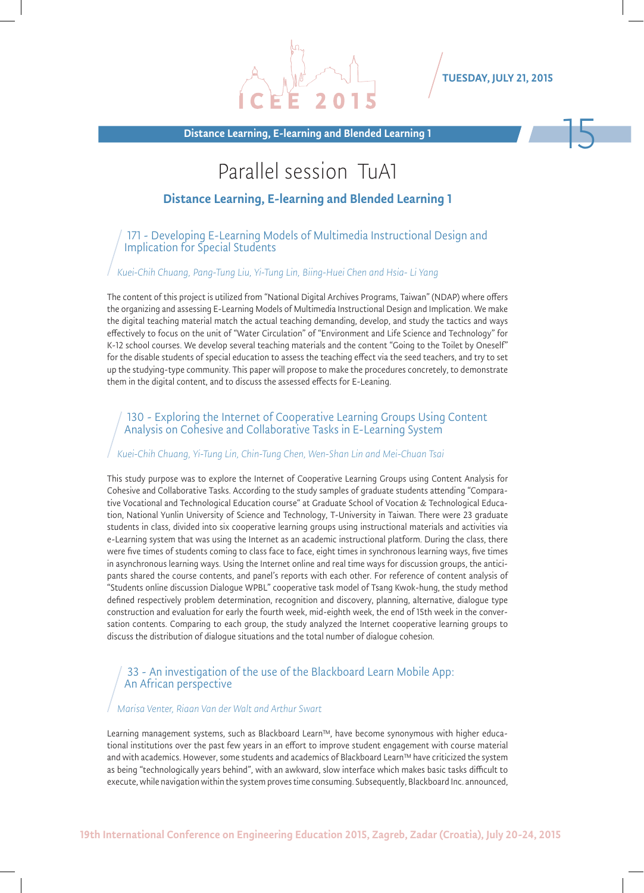# Parallel session TuA1

## Distance Learning, E-learning and Blended Learning 1

### 171 - Developing E-Learning Models of Multimedia Instructional Design and Implication for Special Students

*Kuei-Chih Chuang, Pang-Tung Liu, Yi-Tung Lin, Biing-Huei Chen and Hsia- Li Yang*

The content of this project is utilized from "National Digital Archives Programs, Taiwan" (NDAP) where offers the organizing and assessing E-Learning Models of Multimedia Instructional Design and Implication. We make the digital teaching material match the actual teaching demanding, develop, and study the tactics and ways effectively to focus on the unit of "Water Circulation" of "Environment and Life Science and Technology" for K-12 school courses. We develop several teaching materials and the content "Going to the Toilet by Oneself" for the disable students of special education to assess the teaching effect via the seed teachers, and try to set up the studying-type community. This paper will propose to make the procedures concretely, to demonstrate them in the digital content, and to discuss the assessed effects for E-Leaning.

### 130 - Exploring the Internet of Cooperative Learning Groups Using Content Analysis on Cohesive and Collaborative Tasks in E-Learning System

*Kuei-Chih Chuang, Yi-Tung Lin, Chin-Tung Chen, Wen-Shan Lin and Mei-Chuan Tsai*

This study purpose was to explore the Internet of Cooperative Learning Groups using Content Analysis for Cohesive and Collaborative Tasks. According to the study samples of graduate students attending "Comparative Vocational and Technological Education course" at Graduate School of Vocation & Technological Education, National Yunlin University of Science and Technology, T-University in Taiwan. There were 23 graduate students in class, divided into six cooperative learning groups using instructional materials and activities via e-Learning system that was using the Internet as an academic instructional platform. During the class, there were five times of students coming to class face to face, eight times in synchronous learning ways, five times in asynchronous learning ways. Using the Internet online and real time ways for discussion groups, the anticipants shared the course contents, and panel's reports with each other. For reference of content analysis of "Students online discussion Dialogue WPBL" cooperative task model of Tsang Kwok-hung, the study method defined respectively problem determination, recognition and discovery, planning, alternative, dialogue type construction and evaluation for early the fourth week, mid-eighth week, the end of 15th week in the conversation contents. Comparing to each group, the study analyzed the Internet cooperative learning groups to discuss the distribution of dialogue situations and the total number of dialogue cohesion.

### 33 - An investigation of the use of the Blackboard Learn Mobile App: An African perspective

*Marisa Venter, Riaan Van der Walt and Arthur Swart*

Learning management systems, such as Blackboard Learn™, have become synonymous with higher educational institutions over the past few years in an effort to improve student engagement with course material and with academics. However, some students and academics of Blackboard Learn™ have criticized the system as being "technologically years behind", with an awkward, slow interface which makes basic tasks difficult to execute, while navigation within the system proves time consuming. Subsequently, Blackboard Inc. announced,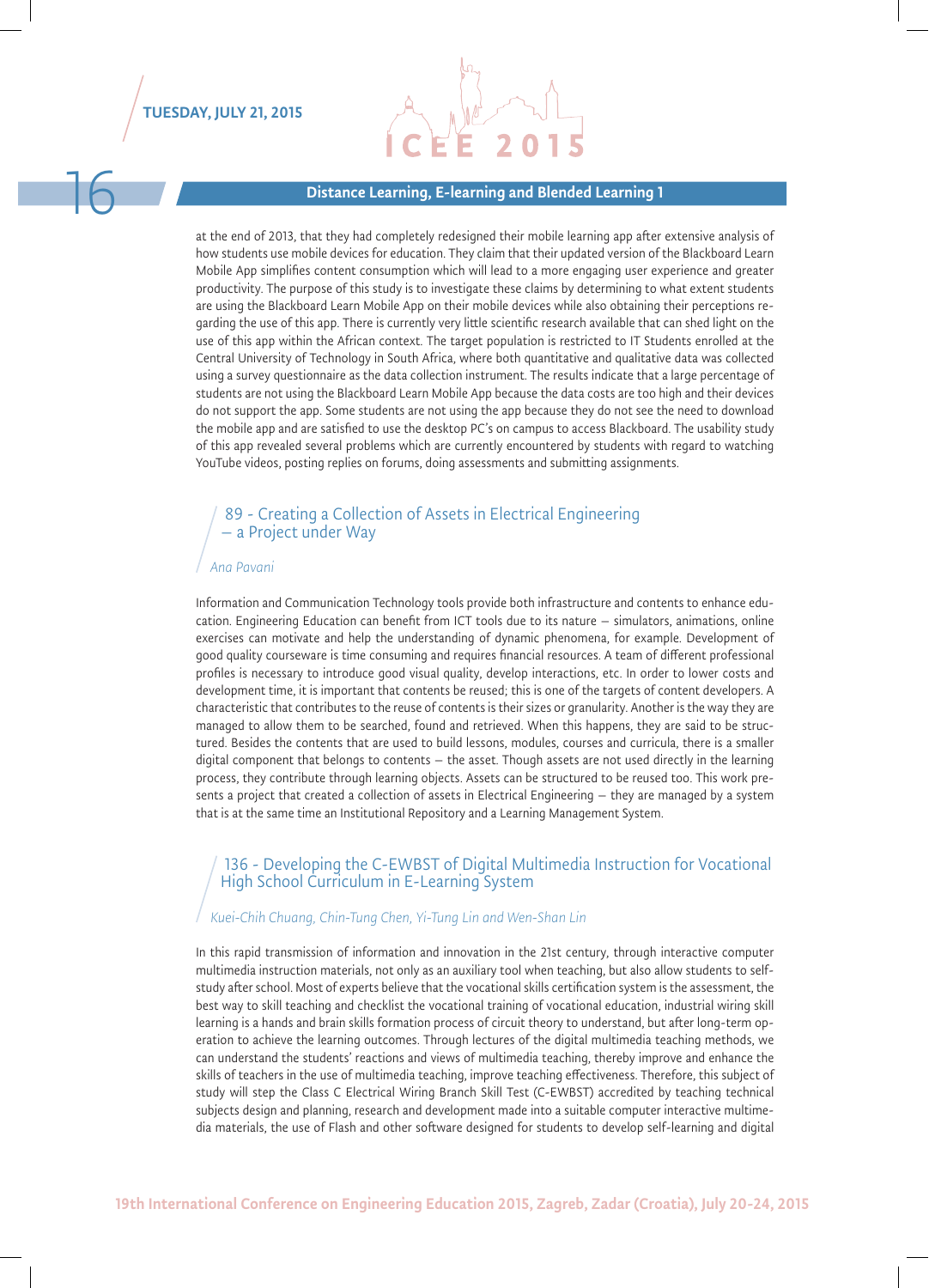## Distance Learning, E-learning and Blended Learning 1

at the end of 2013, that they had completely redesigned their mobile learning app after extensive analysis of how students use mobile devices for education. They claim that their updated version of the Blackboard Learn Mobile App simplifies content consumption which will lead to a more engaging user experience and greater productivity. The purpose of this study is to investigate these claims by determining to what extent students are using the Blackboard Learn Mobile App on their mobile devices while also obtaining their perceptions regarding the use of this app. There is currently very little scientific research available that can shed light on the use of this app within the African context. The target population is restricted to IT Students enrolled at the Central University of Technology in South Africa, where both quantitative and qualitative data was collected using a survey questionnaire as the data collection instrument. The results indicate that a large percentage of students are not using the Blackboard Learn Mobile App because the data costs are too high and their devices do not support the app. Some students are not using the app because they do not see the need to download the mobile app and are satisfied to use the desktop PC's on campus to access Blackboard. The usability study of this app revealed several problems which are currently encountered by students with regard to watching YouTube videos, posting replies on forums, doing assessments and submitting assignments.

### 89 - Creating a Collection of Assets in Electrical Engineering – a Project under Way

*Ana Pavani*

Information and Communication Technology tools provide both infrastructure and contents to enhance education. Engineering Education can benefit from ICT tools due to its nature – simulators, animations, online exercises can motivate and help the understanding of dynamic phenomena, for example. Development of good quality courseware is time consuming and requires financial resources. A team of different professional profiles is necessary to introduce good visual quality, develop interactions, etc. In order to lower costs and development time, it is important that contents be reused; this is one of the targets of content developers. A characteristic that contributes to the reuse of contents is their sizes or granularity. Another is the way they are managed to allow them to be searched, found and retrieved. When this happens, they are said to be structured. Besides the contents that are used to build lessons, modules, courses and curricula, there is a smaller digital component that belongs to contents – the asset. Though assets are not used directly in the learning process, they contribute through learning objects. Assets can be structured to be reused too. This work presents a project that created a collection of assets in Electrical Engineering – they are managed by a system that is at the same time an Institutional Repository and a Learning Management System.

### 136 - Developing the C-EWBST of Digital Multimedia Instruction for Vocational High School Curriculum in E-Learning System

*Kuei-Chih Chuang, Chin-Tung Chen, Yi-Tung Lin and Wen-Shan Lin*

In this rapid transmission of information and innovation in the 21st century, through interactive computer multimedia instruction materials, not only as an auxiliary tool when teaching, but also allow students to self-study after school. Most of experts believe that the vocational skills certification system is the assessment, the best way to skill teaching and checklist the vocational training of vocational education, industrial wiring skill learning is a hands and brain skills formation process of circuit theory to understand, but after long-term operation to achieve the learning outcomes. Through lectures of the digital multimedia teaching methods, we can understand the students' reactions and views of multimedia teaching, thereby improve and enhance the skills of teachers in the use of multimedia teaching, improve teaching effectiveness. Therefore, this subject of study will step the Class C Electrical Wiring Branch Skill Test (C-EWBST) accredited by teaching technical subjects design and planning, research and development made into a suitable computer interactive multimedia materials, the use of Flash and other software designed for students to develop self-learning and digital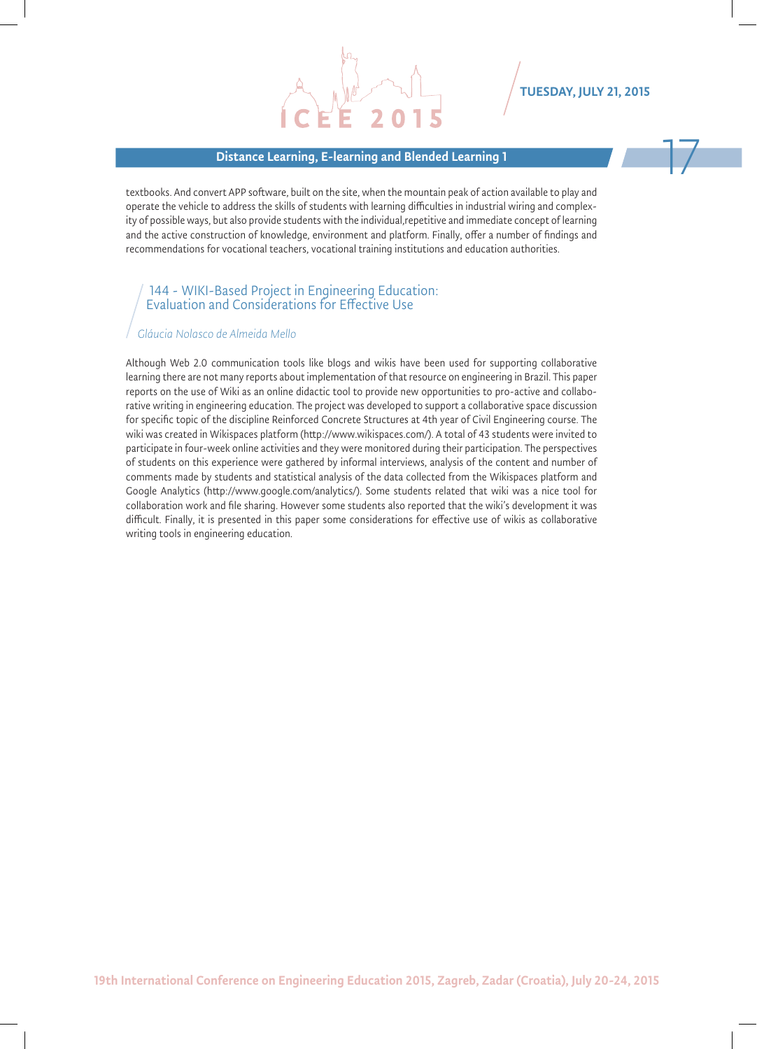textbooks. And convert APP software, built on the site, when the mountain peak of action available to play and operate the vehicle to address the skills of students with learning difficulties in industrial wiring and complexity of possible ways, but also provide students with the individual,repetitive and immediate concept of learning and the active construction of knowledge, environment and platform. Finally, offer a number of findings and recommendations for vocational teachers, vocational training institutions and education authorities.

## 144 - WIKI-Based Project in Engineering Education: Evaluation and Considerations for Effective Use

*Gláucia Nolasco de Almeida Mello*

Although Web 2.0 communication tools like blogs and wikis have been used for supporting collaborative learning there are not many reports about implementation of that resource on engineering in Brazil. This paper reports on the use of Wiki as an online didactic tool to provide new opportunities to pro-active and collaborative writing in engineering education. The project was developed to support a collaborative space discussion for specific topic of the discipline Reinforced Concrete Structures at 4th year of Civil Engineering course. The wiki was created in Wikispaces platform (http://www.wikispaces.com/). A total of 43 students were invited to participate in four-week online activities and they were monitored during their participation. The perspectives of students on this experience were gathered by informal interviews, analysis of the content and number of comments made by students and statistical analysis of the data collected from the Wikispaces platform and Google Analytics (http://www.google.com/analytics/). Some students related that wiki was a nice tool for collaboration work and file sharing. However some students also reported that the wiki's development it was difficult. Finally, it is presented in this paper some considerations for effective use of wikis as collaborative writing tools in engineering education.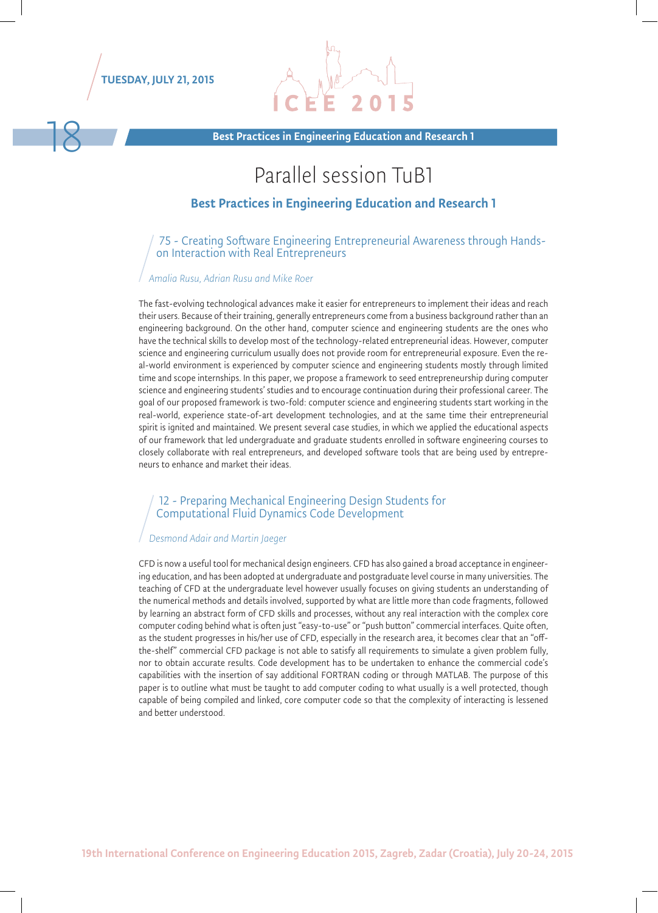# Parallel session TuB1

## Best Practices in Engineering Education and Research 1

### 75 - Creating Software Engineering Entrepreneurial Awareness through Hands-on Interaction with Real Entrepreneurs

*Amalia Rusu, Adrian Rusu and Mike Roer*

The fast-evolving technological advances make it easier for entrepreneurs to implement their ideas and reach their users. Because of their training, generally entrepreneurs come from a business background rather than an engineering background. On the other hand, computer science and engineering students are the ones who have the technical skills to develop most of the technology-related entrepreneurial ideas. However, computer science and engineering curriculum usually does not provide room for entrepreneurial exposure. Even the real-world environment is experienced by computer science and engineering students mostly through limited time and scope internships. In this paper, we propose a framework to seed entrepreneurship during computer science and engineering students' studies and to encourage continuation during their professional career. The goal of our proposed framework is two-fold: computer science and engineering students start working in the real-world, experience state-of-art development technologies, and at the same time their entrepreneurial spirit is ignited and maintained. We present several case studies, in which we applied the educational aspects of our framework that led undergraduate and graduate students enrolled in software engineering courses to closely collaborate with real entrepreneurs, and developed software tools that are being used by entrepreneurs to enhance and market their ideas.

### 12 - Preparing Mechanical Engineering Design Students for Computational Fluid Dynamics Code Development

*Desmond Adair and Martin Jaeger*

CFD is now a useful tool for mechanical design engineers. CFD has also gained a broad acceptance in engineering education, and has been adopted at undergraduate and postgraduate level course in many universities. The teaching of CFD at the undergraduate level however usually focuses on giving students an understanding of the numerical methods and details involved, supported by what are little more than code fragments, followed by learning an abstract form of CFD skills and processes, without any real interaction with the complex core computer coding behind what is often just "easy-to-use" or "push button" commercial interfaces. Quite often, as the student progresses in his/her use of CFD, especially in the research area, it becomes clear that an "off-the-shelf" commercial CFD package is not able to satisfy all requirements to simulate a given problem fully, nor to obtain accurate results. Code development has to be undertaken to enhance the commercial code's capabilities with the insertion of say additional FORTRAN coding or through MATLAB. The purpose of this paper is to outline what must be taught to add computer coding to what usually is a well protected, though capable of being compiled and linked, core computer code so that the complexity of interacting is lessened and better understood.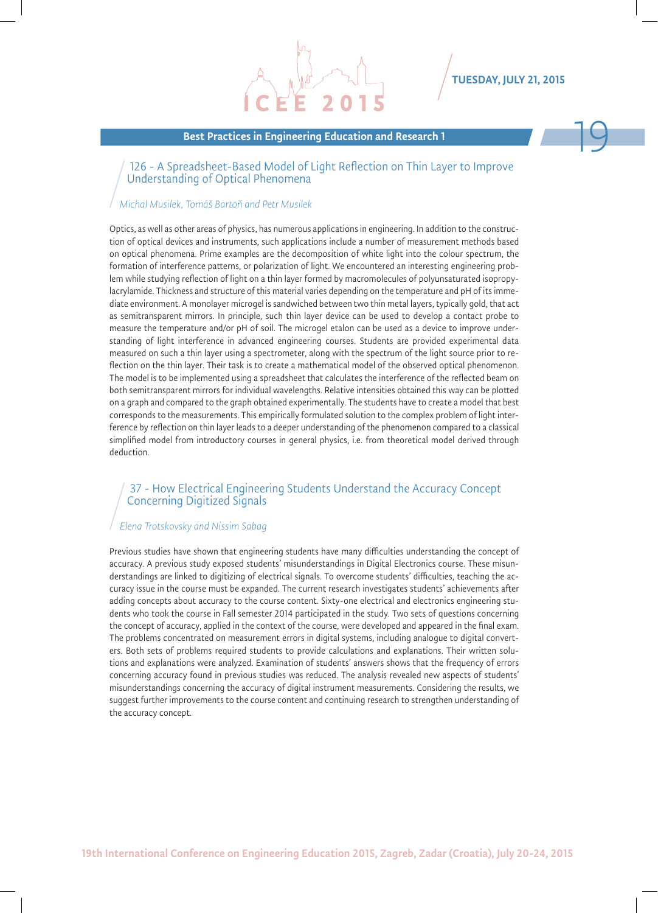## Best Practices in Engineering Education and Research 1

### 126 - A Spreadsheet-Based Model of Light Reflection on Thin Layer to Improve Understanding of Optical Phenomena

*Michal Musilek, Tomáš Bartoň and Petr Musilek*

Optics, as well as other areas of physics, has numerous applications in engineering. In addition to the construction of optical devices and instruments, such applications include a number of measurement methods based on optical phenomena. Prime examples are the decomposition of white light into the colour spectrum, the formation of interference patterns, or polarization of light. We encountered an interesting engineering problem while studying reflection of light on a thin layer formed by macromolecules of polyunsaturated isopropylacrylamide. Thickness and structure of this material varies depending on the temperature and pH of its immediate environment. A monolayer microgel is sandwiched between two thin metal layers, typically gold, that act as semitransparent mirrors. In principle, such thin layer device can be used to develop a contact probe to measure the temperature and/or pH of soil. The microgel etalon can be used as a device to improve understanding of light interference in advanced engineering courses. Students are provided experimental data measured on such a thin layer using a spectrometer, along with the spectrum of the light source prior to reflection on the thin layer. Their task is to create a mathematical model of the observed optical phenomenon. The model is to be implemented using a spreadsheet that calculates the interference of the reflected beam on both semitransparent mirrors for individual wavelengths. Relative intensities obtained this way can be plotted on a graph and compared to the graph obtained experimentally. The students have to create a model that best corresponds to the measurements. This empirically formulated solution to the complex problem of light interference by reflection on thin layer leads to a deeper understanding of the phenomenon compared to a classical simplified model from introductory courses in general physics, i.e. from theoretical model derived through deduction.

### 37 - How Electrical Engineering Students Understand the Accuracy Concept Concerning Digitized Signals

*Elena Trotskovsky and Nissim Sabag*

Previous studies have shown that engineering students have many difficulties understanding the concept of accuracy. A previous study exposed students' misunderstandings in Digital Electronics course. These misunderstandings are linked to digitizing of electrical signals. To overcome students' difficulties, teaching the accuracy issue in the course must be expanded. The current research investigates students' achievements after adding concepts about accuracy to the course content. Sixty-one electrical and electronics engineering students who took the course in Fall semester 2014 participated in the study. Two sets of questions concerning the concept of accuracy, applied in the context of the course, were developed and appeared in the final exam. The problems concentrated on measurement errors in digital systems, including analogue to digital converters. Both sets of problems required students to provide calculations and explanations. Their written solutions and explanations were analyzed. Examination of students' answers shows that the frequency of errors concerning accuracy found in previous studies was reduced. The analysis revealed new aspects of students' misunderstandings concerning the accuracy of digital instrument measurements. Considering the results, we suggest further improvements to the course content and continuing research to strengthen understanding of the accuracy concept.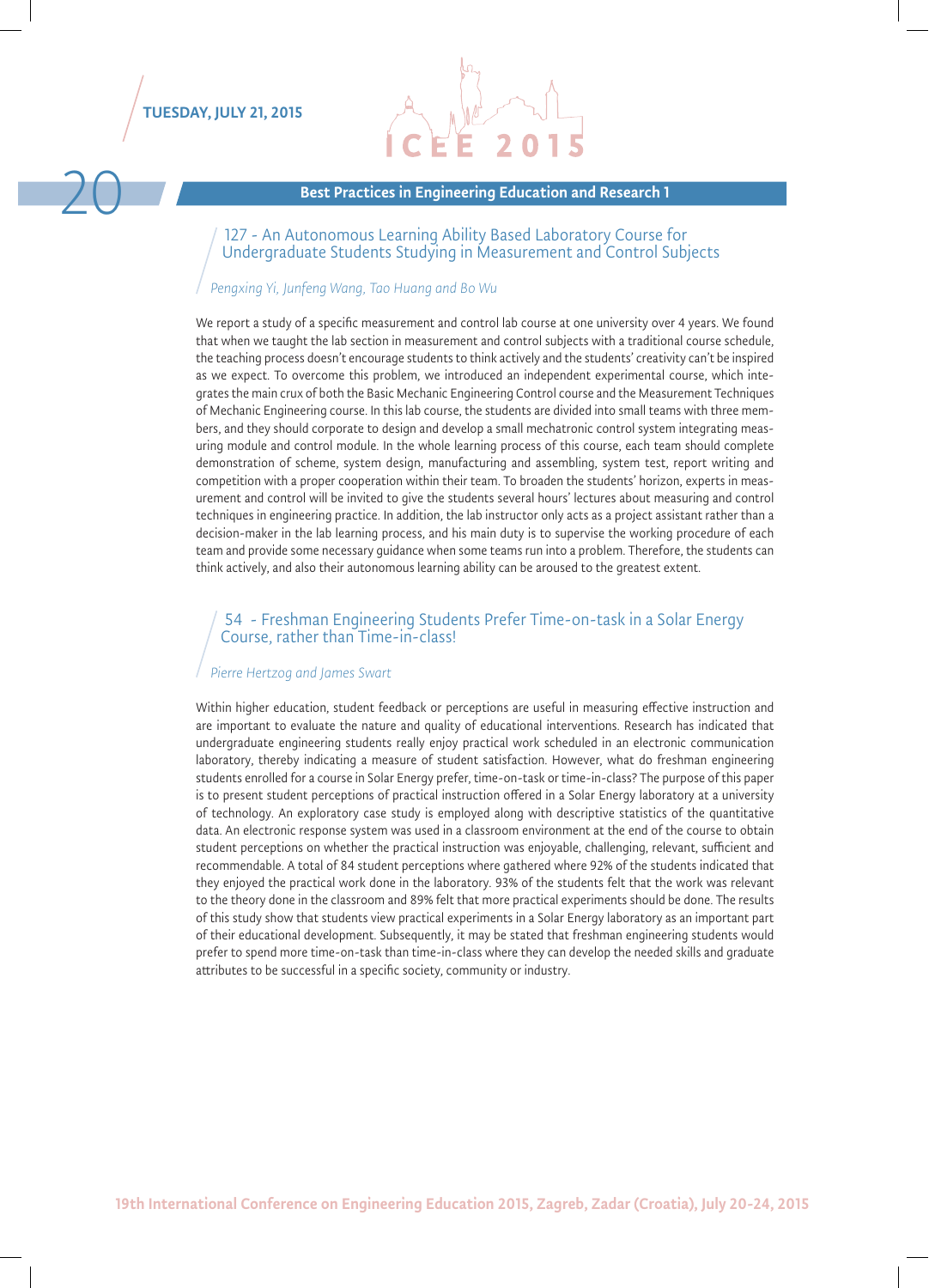## Best Practices in Engineering Education and Research 1

### 127 - An Autonomous Learning Ability Based Laboratory Course for Undergraduate Students Studying in Measurement and Control Subjects

*Pengxing Yi, Junfeng Wang, Tao Huang and Bo Wu*

We report a study of a specific measurement and control lab course at one university over 4 years. We found that when we taught the lab section in measurement and control subjects with a traditional course schedule, the teaching process doesn't encourage students to think actively and the students' creativity can't be inspired as we expect. To overcome this problem, we introduced an independent experimental course, which integrates the main crux of both the Basic Mechanic Engineering Control course and the Measurement Techniques of Mechanic Engineering course. In this lab course, the students are divided into small teams with three members, and they should corporate to design and develop a small mechatronic control system integrating measuring module and control module. In the whole learning process of this course, each team should complete demonstration of scheme, system design, manufacturing and assembling, system test, report writing and competition with a proper cooperation within their team. To broaden the students' horizon, experts in measurement and control will be invited to give the students several hours' lectures about measuring and control techniques in engineering practice. In addition, the lab instructor only acts as a project assistant rather than a decision-maker in the lab learning process, and his main duty is to supervise the working procedure of each team and provide some necessary guidance when some teams run into a problem. Therefore, the students can think actively, and also their autonomous learning ability can be aroused to the greatest extent.

### 54 - Freshman Engineering Students Prefer Time-on-task in a Solar Energy Course, rather than Time-in-class!

*Pierre Hertzog and James Swart*

Within higher education, student feedback or perceptions are useful in measuring effective instruction and are important to evaluate the nature and quality of educational interventions. Research has indicated that undergraduate engineering students really enjoy practical work scheduled in an electronic communication laboratory, thereby indicating a measure of student satisfaction. However, what do freshman engineering students enrolled for a course in Solar Energy prefer, time-on-task or time-in-class? The purpose of this paper is to present student perceptions of practical instruction offered in a Solar Energy laboratory at a university of technology. An exploratory case study is employed along with descriptive statistics of the quantitative data. An electronic response system was used in a classroom environment at the end of the course to obtain student perceptions on whether the practical instruction was enjoyable, challenging, relevant, sufficient and recommendable. A total of 84 student perceptions where gathered where 92% of the students indicated that they enjoyed the practical work done in the laboratory. 93% of the students felt that the work was relevant to the theory done in the classroom and 89% felt that more practical experiments should be done. The results of this study show that students view practical experiments in a Solar Energy laboratory as an important part of their educational development. Subsequently, it may be stated that freshman engineering students would prefer to spend more time-on-task than time-in-class where they can develop the needed skills and graduate attributes to be successful in a specific society, community or industry.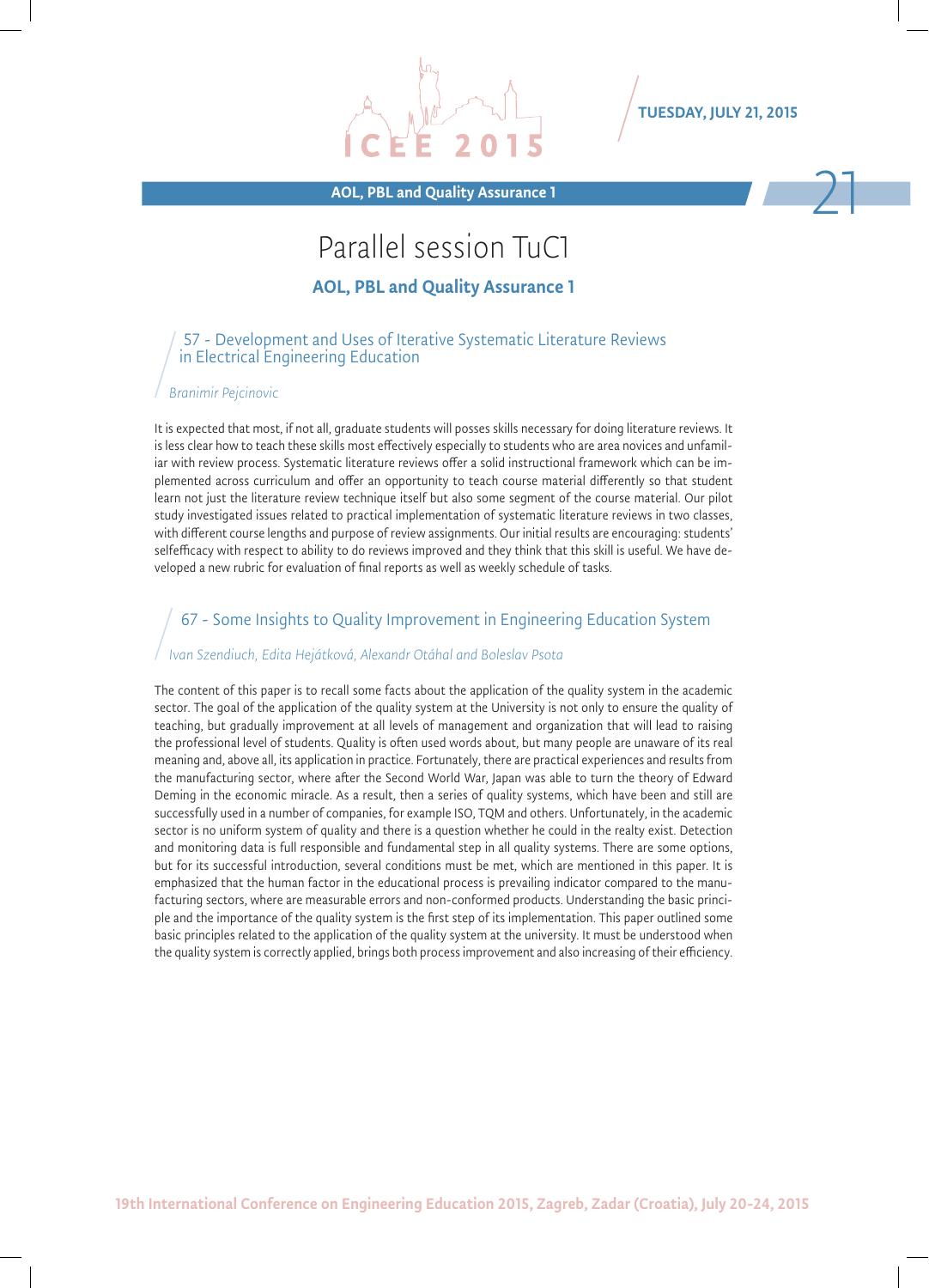# Parallel session TuC1

## AOL, PBL and Quality Assurance 1

### 57 - Development and Uses of Iterative Systematic Literature Reviews in Electrical Engineering Education

*Branimir Pejcinovic*

It is expected that most, if not all, graduate students will posses skills necessary for doing literature reviews. It is less clear how to teach these skills most effectively especially to students who are area novices and unfamiliar with review process. Systematic literature reviews offer a solid instructional framework which can be implemented across curriculum and offer an opportunity to teach course material differently so that student learn not just the literature review technique itself but also some segment of the course material. Our pilot study investigated issues related to practical implementation of systematic literature reviews in two classes, with different course lengths and purpose of review assignments. Our initial results are encouraging: students' selfefficacy with respect to ability to do reviews improved and they think that this skill is useful. We have developed a new rubric for evaluation of final reports as well as weekly schedule of tasks.

### 67 - Some Insights to Quality Improvement in Engineering Education System

*Ivan Szendiuch, Edita Hejátková, Alexandr Otáhal and Boleslav Psota*

The content of this paper is to recall some facts about the application of the quality system in the academic sector. The goal of the application of the quality system at the University is not only to ensure the quality of teaching, but gradually improvement at all levels of management and organization that will lead to raising the professional level of students. Quality is often used words about, but many people are unaware of its real meaning and, above all, its application in practice. Fortunately, there are practical experiences and results from the manufacturing sector, where after the Second World War, Japan was able to turn the theory of Edward Deming in the economic miracle. As a result, then a series of quality systems, which have been and still are successfully used in a number of companies, for example ISO, TQM and others. Unfortunately, in the academic sector is no uniform system of quality and there is a question whether he could in the realty exist. Detection and monitoring data is full responsible and fundamental step in all quality systems. There are some options, but for its successful introduction, several conditions must be met, which are mentioned in this paper. It is emphasized that the human factor in the educational process is prevailing indicator compared to the manufacturing sectors, where are measurable errors and non-conformed products. Understanding the basic principle and the importance of the quality system is the first step of its implementation. This paper outlined some basic principles related to the application of the quality system at the university. It must be understood when the quality system is correctly applied, brings both process improvement and also increasing of their efficiency.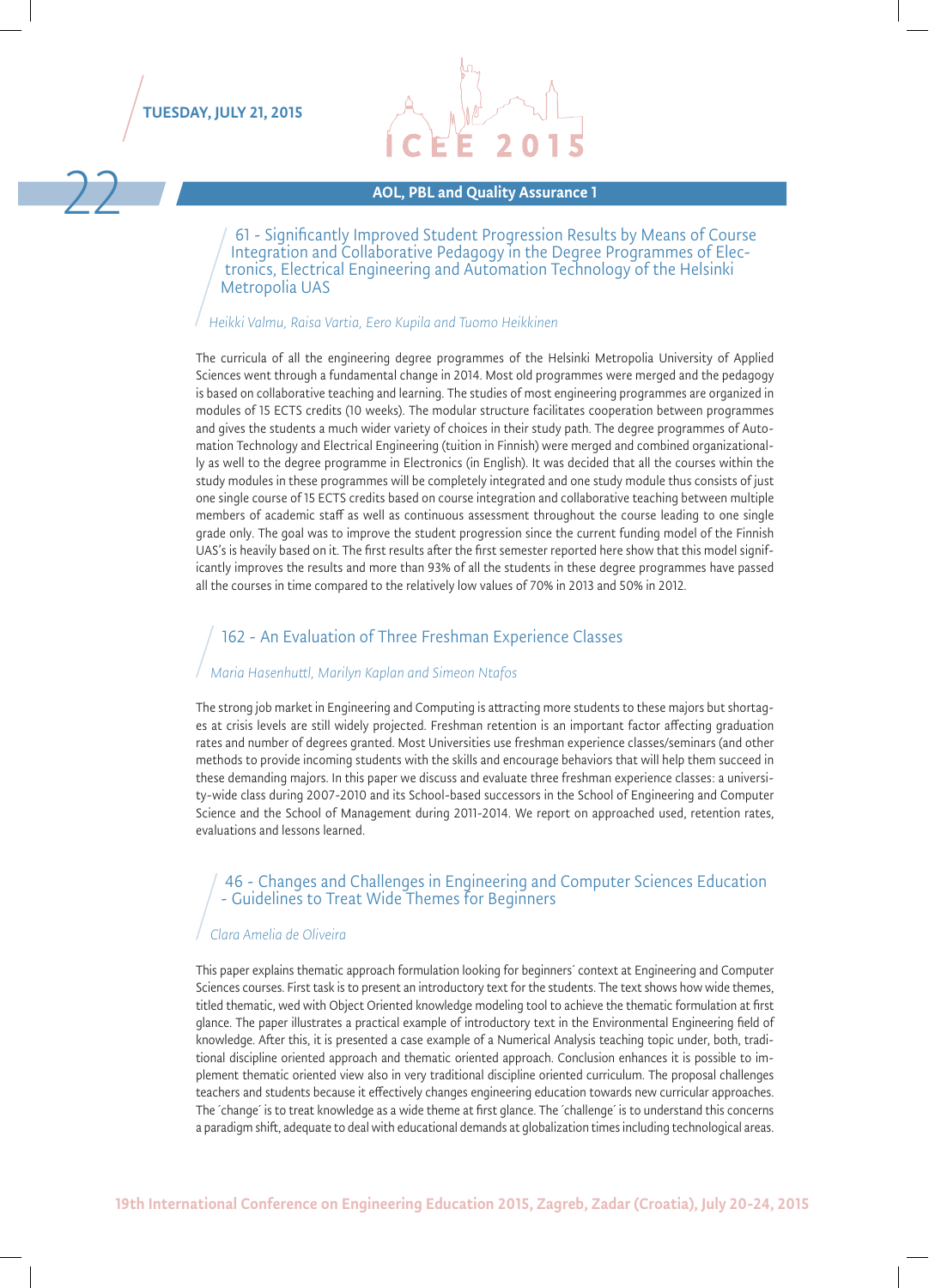## AOL, PBL and Quality Assurance 1

### 61 - Significantly Improved Student Progression Results by Means of Course Integration and Collaborative Pedagogy in the Degree Programmes of Electronics, Electrical Engineering and Automation Technology of the Helsinki Metropolia UAS

*Heikki Valmu, Raisa Vartia, Eero Kupila and Tuomo Heikkinen*

The curricula of all the engineering degree programmes of the Helsinki Metropolia University of Applied Sciences went through a fundamental change in 2014. Most old programmes were merged and the pedagogy is based on collaborative teaching and learning. The studies of most engineering programmes are organized in modules of 15 ECTS credits (10 weeks). The modular structure facilitates cooperation between programmes and gives the students a much wider variety of choices in their study path. The degree programmes of Automation Technology and Electrical Engineering (tuition in Finnish) were merged and combined organizationally as well to the degree programme in Electronics (in English). It was decided that all the courses within the study modules in these programmes will be completely integrated and one study module thus consists of just one single course of 15 ECTS credits based on course integration and collaborative teaching between multiple members of academic staff as well as continuous assessment throughout the course leading to one single grade only. The goal was to improve the student progression since the current funding model of the Finnish UAS's is heavily based on it. The first results after the first semester reported here show that this model significantly improves the results and more than 93% of all the students in these degree programmes have passed all the courses in time compared to the relatively low values of 70% in 2013 and 50% in 2012.

### 162 - An Evaluation of Three Freshman Experience Classes

*Maria Hasenhuttl, Marilyn Kaplan and Simeon Ntafos*

The strong job market in Engineering and Computing is attracting more students to these majors but shortages at crisis levels are still widely projected. Freshman retention is an important factor affecting graduation rates and number of degrees granted. Most Universities use freshman experience classes/seminars (and other methods to provide incoming students with the skills and encourage behaviors that will help them succeed in these demanding majors. In this paper we discuss and evaluate three freshman experience classes: a university-wide class during 2007-2010 and its School-based successors in the School of Engineering and Computer Science and the School of Management during 2011-2014. We report on approached used, retention rates, evaluations and lessons learned.

### 46 - Changes and Challenges in Engineering and Computer Sciences Education - Guidelines to Treat Wide Themes for Beginners

*Clara Amelia de Oliveira*

This paper explains thematic approach formulation looking for beginners´ context at Engineering and Computer Sciences courses. First task is to present an introductory text for the students. The text shows how wide themes, titled thematic, wed with Object Oriented knowledge modeling tool to achieve the thematic formulation at first glance. The paper illustrates a practical example of introductory text in the Environmental Engineering field of knowledge. After this, it is presented a case example of a Numerical Analysis teaching topic under, both, traditional discipline oriented approach and thematic oriented approach. Conclusion enhances it is possible to implement thematic oriented view also in very traditional discipline oriented curriculum. The proposal challenges teachers and students because it effectively changes engineering education towards new curricular approaches. The ´change´ is to treat knowledge as a wide theme at first glance. The ´challenge´ is to understand this concerns a paradigm shift, adequate to deal with educational demands at globalization times including technological areas.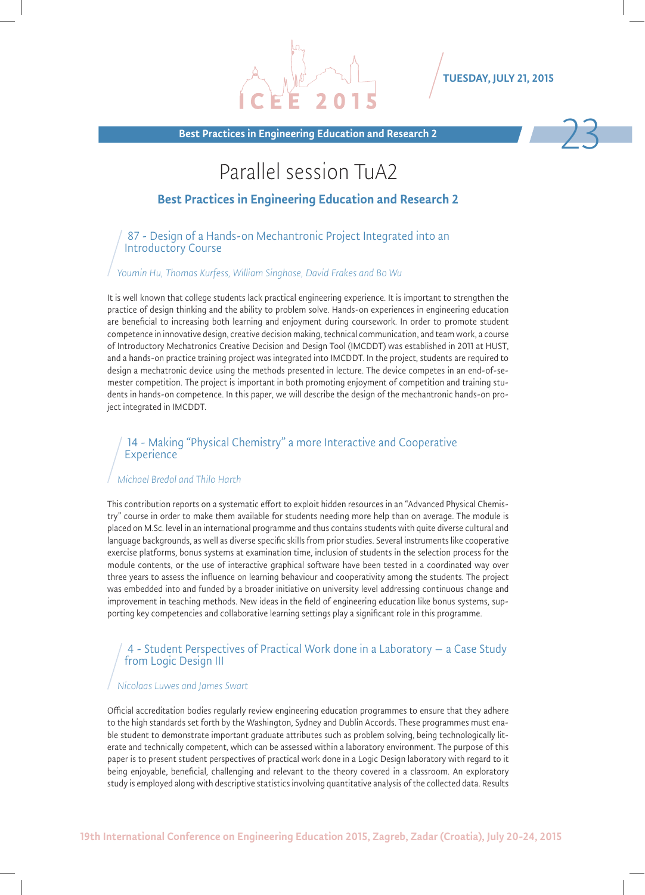## Best Practices in Engineering Education and Research 2

# Parallel session TuA2

## Best Practices in Engineering Education and Research 2

### 87 - Design of a Hands-on Mechantronic Project Integrated into an Introductory Course

*Youmin Hu, Thomas Kurfess, William Singhose, David Frakes and Bo Wu*

It is well known that college students lack practical engineering experience. It is important to strengthen the practice of design thinking and the ability to problem solve. Hands-on experiences in engineering education are beneficial to increasing both learning and enjoyment during coursework. In order to promote student competence in innovative design, creative decision making, technical communication, and team work, a course of Introductory Mechatronics Creative Decision and Design Tool (IMCDDT) was established in 2011 at HUST, and a hands-on practice training project was integrated into IMCDDT. In the project, students are required to design a mechatronic device using the methods presented in lecture. The device competes in an end-of-semester competition. The project is important in both promoting enjoyment of competition and training students in hands-on competence. In this paper, we will describe the design of the mechantronic hands-on project integrated in IMCDDT.

### 14 - Making "Physical Chemistry" a more Interactive and Cooperative Experience

*Michael Bredol and Thilo Harth*

This contribution reports on a systematic effort to exploit hidden resources in an "Advanced Physical Chemistry" course in order to make them available for students needing more help than on average. The module is placed on M.Sc. level in an international programme and thus contains students with quite diverse cultural and language backgrounds, as well as diverse specific skills from prior studies. Several instruments like cooperative exercise platforms, bonus systems at examination time, inclusion of students in the selection process for the module contents, or the use of interactive graphical software have been tested in a coordinated way over three years to assess the influence on learning behaviour and cooperativity among the students. The project was embedded into and funded by a broader initiative on university level addressing continuous change and improvement in teaching methods. New ideas in the field of engineering education like bonus systems, supporting key competencies and collaborative learning settings play a significant role in this programme.

### 4 - Student Perspectives of Practical Work done in a Laboratory – a Case Study from Logic Design III

*Nicolaas Luwes and James Swart*

Official accreditation bodies regularly review engineering education programmes to ensure that they adhere to the high standards set forth by the Washington, Sydney and Dublin Accords. These programmes must enable student to demonstrate important graduate attributes such as problem solving, being technologically literate and technically competent, which can be assessed within a laboratory environment. The purpose of this paper is to present student perspectives of practical work done in a Logic Design laboratory with regard to it being enjoyable, beneficial, challenging and relevant to the theory covered in a classroom. An exploratory study is employed along with descriptive statistics involving quantitative analysis of the collected data. Results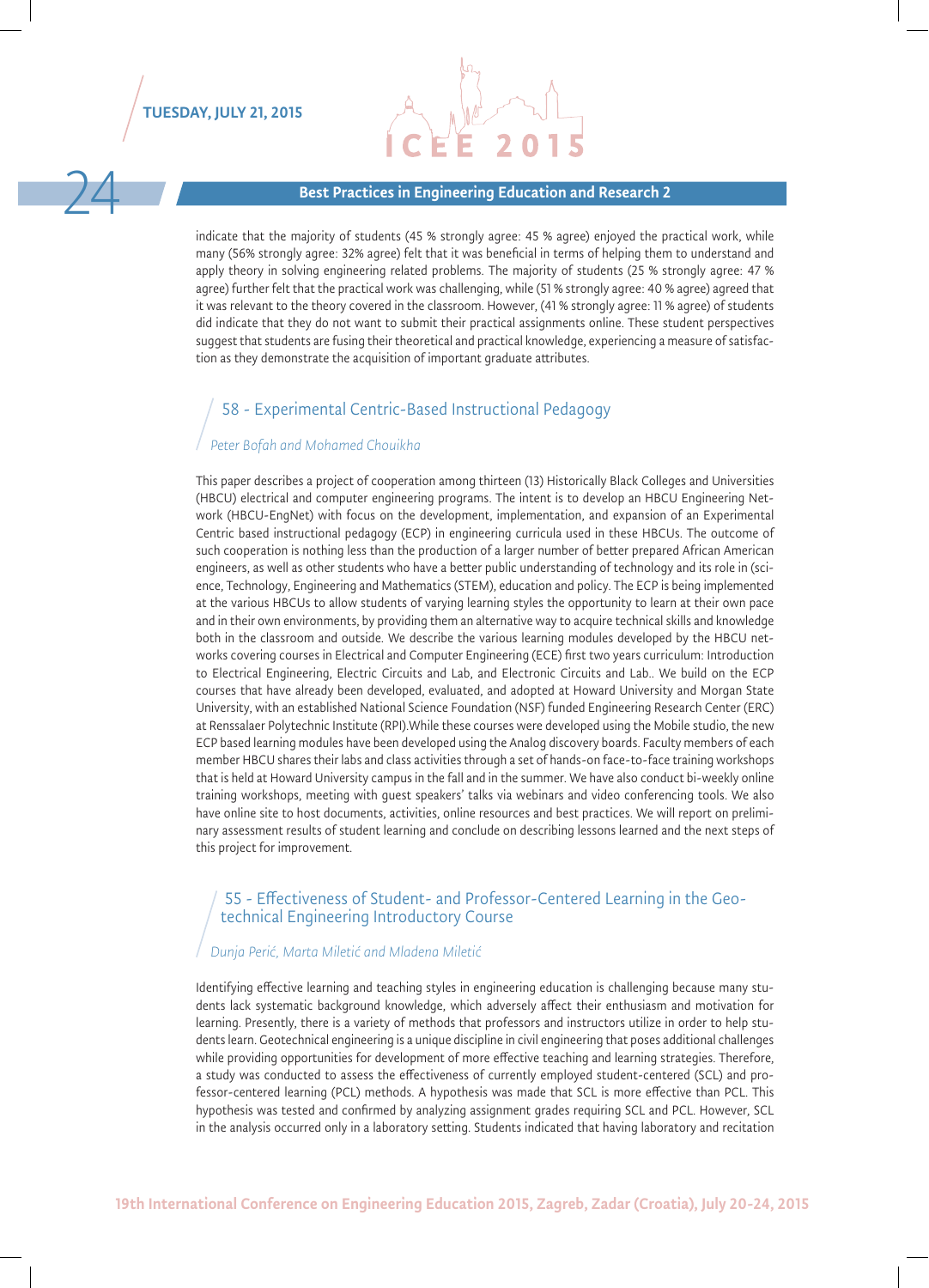## Best Practices in Engineering Education and Research 2

indicate that the majority of students (45 % strongly agree: 45 % agree) enjoyed the practical work, while many (56% strongly agree: 32% agree) felt that it was beneficial in terms of helping them to understand and apply theory in solving engineering related problems. The majority of students (25 % strongly agree: 47 % agree) further felt that the practical work was challenging, while (51 % strongly agree: 40 % agree) agreed that it was relevant to the theory covered in the classroom. However, (41 % strongly agree: 11 % agree) of students did indicate that they do not want to submit their practical assignments online. These student perspectives suggest that students are fusing their theoretical and practical knowledge, experiencing a measure of satisfaction as they demonstrate the acquisition of important graduate attributes.

### 58 - Experimental Centric-Based Instructional Pedagogy

*Peter Bofah and Mohamed Chouikha*

This paper describes a project of cooperation among thirteen (13) Historically Black Colleges and Universities (HBCU) electrical and computer engineering programs. The intent is to develop an HBCU Engineering Network (HBCU-EngNet) with focus on the development, implementation, and expansion of an Experimental Centric based instructional pedagogy (ECP) in engineering curricula used in these HBCUs. The outcome of such cooperation is nothing less than the production of a larger number of better prepared African American engineers, as well as other students who have a better public understanding of technology and its role in (science, Technology, Engineering and Mathematics (STEM), education and policy. The ECP is being implemented at the various HBCUs to allow students of varying learning styles the opportunity to learn at their own pace and in their own environments, by providing them an alternative way to acquire technical skills and knowledge both in the classroom and outside. We describe the various learning modules developed by the HBCU networks covering courses in Electrical and Computer Engineering (ECE) first two years curriculum: Introduction to Electrical Engineering, Electric Circuits and Lab, and Electronic Circuits and Lab.. We build on the ECP courses that have already been developed, evaluated, and adopted at Howard University and Morgan State University, with an established National Science Foundation (NSF) funded Engineering Research Center (ERC) at Renssalaer Polytechnic Institute (RPI).While these courses were developed using the Mobile studio, the new ECP based learning modules have been developed using the Analog discovery boards. Faculty members of each member HBCU shares their labs and class activities through a set of hands-on face-to-face training workshops that is held at Howard University campus in the fall and in the summer. We have also conduct bi-weekly online training workshops, meeting with guest speakers' talks via webinars and video conferencing tools. We also have online site to host documents, activities, online resources and best practices. We will report on preliminary assessment results of student learning and conclude on describing lessons learned and the next steps of this project for improvement.

### 55 - Effectiveness of Student- and Professor-Centered Learning in the Geotechnical Engineering Introductory Course

*Dunja Perić, Marta Miletić and Mladena Miletić*

Identifying effective learning and teaching styles in engineering education is challenging because many students lack systematic background knowledge, which adversely affect their enthusiasm and motivation for learning. Presently, there is a variety of methods that professors and instructors utilize in order to help students learn. Geotechnical engineering is a unique discipline in civil engineering that poses additional challenges while providing opportunities for development of more effective teaching and learning strategies. Therefore, a study was conducted to assess the effectiveness of currently employed student-centered (SCL) and professor-centered learning (PCL) methods. A hypothesis was made that SCL is more effective than PCL. This hypothesis was tested and confirmed by analyzing assignment grades requiring SCL and PCL. However, SCL in the analysis occurred only in a laboratory setting. Students indicated that having laboratory and recitation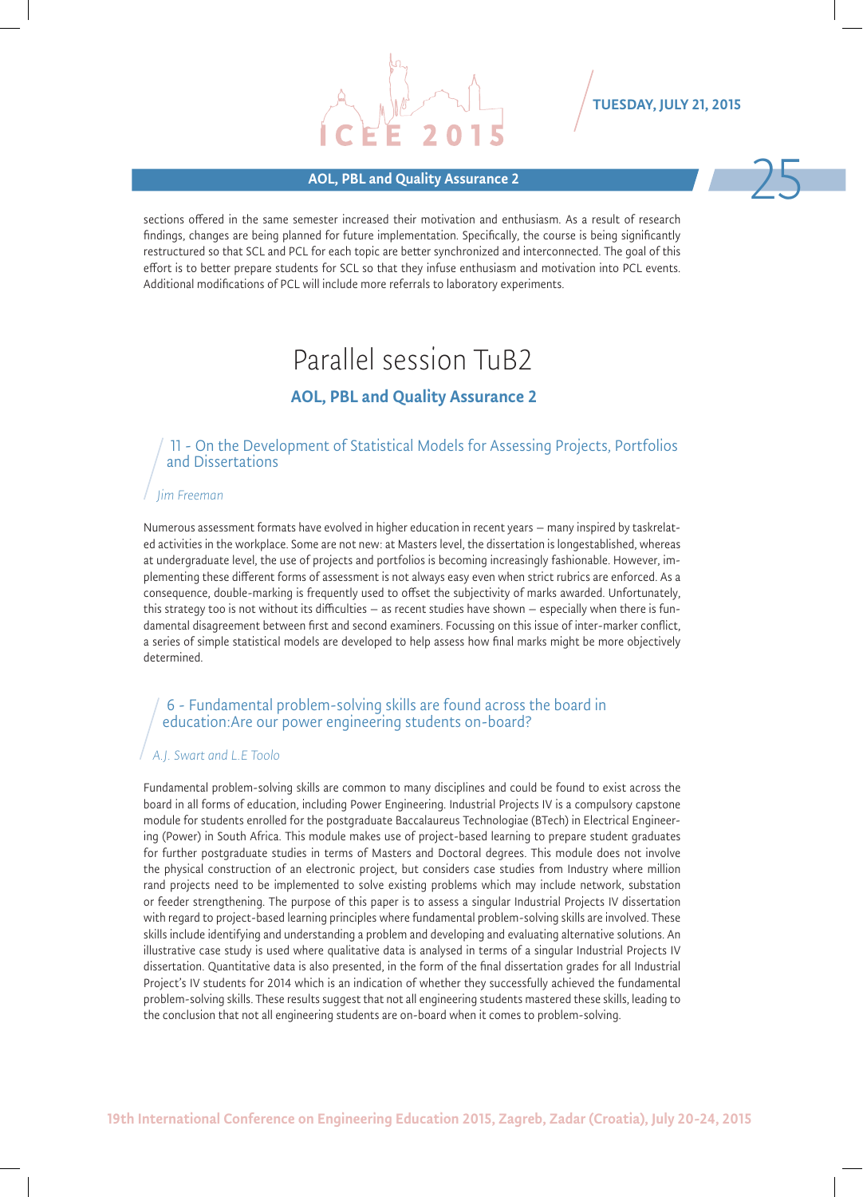sections offered in the same semester increased their motivation and enthusiasm. As a result of research findings, changes are being planned for future implementation. Specifically, the course is being significantly restructured so that SCL and PCL for each topic are better synchronized and interconnected. The goal of this effort is to better prepare students for SCL so that they infuse enthusiasm and motivation into PCL events. Additional modifications of PCL will include more referrals to laboratory experiments.

# Parallel session TuB2

## AOL, PBL and Quality Assurance 2

### 11 - On the Development of Statistical Models for Assessing Projects, Portfolios and Dissertations

*Jim Freeman*

Numerous assessment formats have evolved in higher education in recent years – many inspired by taskrelated activities in the workplace. Some are not new: at Masters level, the dissertation is longestablished, whereas at undergraduate level, the use of projects and portfolios is becoming increasingly fashionable. However, implementing these different forms of assessment is not always easy even when strict rubrics are enforced. As a consequence, double-marking is frequently used to offset the subjectivity of marks awarded. Unfortunately, this strategy too is not without its difficulties – as recent studies have shown – especially when there is fundamental disagreement between first and second examiners. Focussing on this issue of inter-marker conflict, a series of simple statistical models are developed to help assess how final marks might be more objectively determined.

### 6 - Fundamental problem-solving skills are found across the board in education:Are our power engineering students on-board?

*A.J. Swart and L.E Toolo*

Fundamental problem-solving skills are common to many disciplines and could be found to exist across the board in all forms of education, including Power Engineering. Industrial Projects IV is a compulsory capstone module for students enrolled for the postgraduate Baccalaureus Technologiae (BTech) in Electrical Engineering (Power) in South Africa. This module makes use of project-based learning to prepare student graduates for further postgraduate studies in terms of Masters and Doctoral degrees. This module does not involve the physical construction of an electronic project, but considers case studies from Industry where million rand projects need to be implemented to solve existing problems which may include network, substation or feeder strengthening. The purpose of this paper is to assess a singular Industrial Projects IV dissertation with regard to project-based learning principles where fundamental problem-solving skills are involved. These skills include identifying and understanding a problem and developing and evaluating alternative solutions. An illustrative case study is used where qualitative data is analysed in terms of a singular Industrial Projects IV dissertation. Quantitative data is also presented, in the form of the final dissertation grades for all Industrial Project's IV students for 2014 which is an indication of whether they successfully achieved the fundamental problem-solving skills. These results suggest that not all engineering students mastered these skills, leading to the conclusion that not all engineering students are on-board when it comes to problem-solving.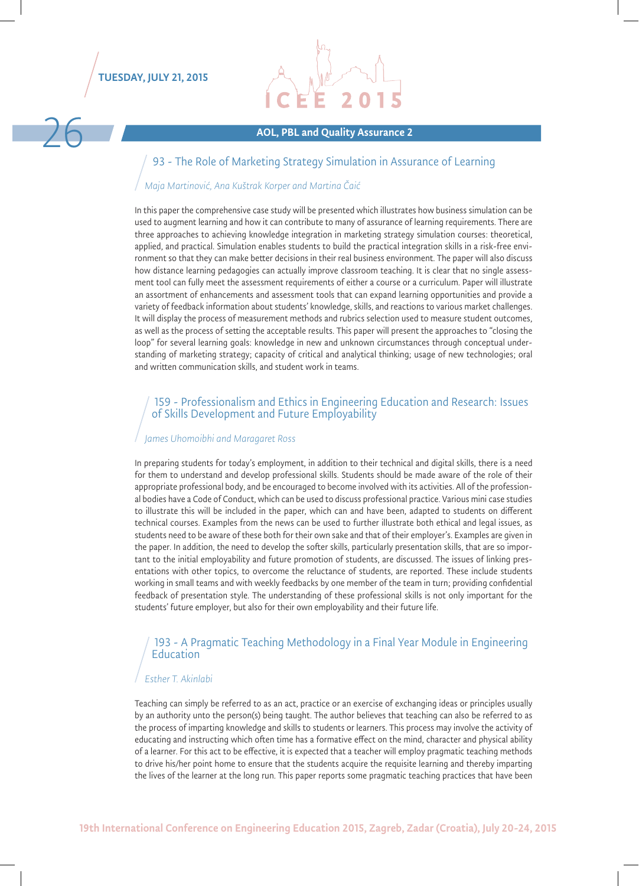## AOL, PBL and Quality Assurance 2

### 93 - The Role of Marketing Strategy Simulation in Assurance of Learning

*Maja Martinović, Ana Kuštrak Korper and Martina Čaić*

In this paper the comprehensive case study will be presented which illustrates how business simulation can be used to augment learning and how it can contribute to many of assurance of learning requirements. There are three approaches to achieving knowledge integration in marketing strategy simulation courses: theoretical, applied, and practical. Simulation enables students to build the practical integration skills in a risk-free environment so that they can make better decisions in their real business environment. The paper will also discuss how distance learning pedagogies can actually improve classroom teaching. It is clear that no single assessment tool can fully meet the assessment requirements of either a course or a curriculum. Paper will illustrate an assortment of enhancements and assessment tools that can expand learning opportunities and provide a variety of feedback information about students' knowledge, skills, and reactions to various market challenges. It will display the process of measurement methods and rubrics selection used to measure student outcomes, as well as the process of setting the acceptable results. This paper will present the approaches to "closing the loop" for several learning goals: knowledge in new and unknown circumstances through conceptual understanding of marketing strategy; capacity of critical and analytical thinking; usage of new technologies; oral and written communication skills, and student work in teams.

### 159 - Professionalism and Ethics in Engineering Education and Research: Issues of Skills Development and Future Employability

*James Uhomoibhi and Maragaret Ross*

In preparing students for today's employment, in addition to their technical and digital skills, there is a need for them to understand and develop professional skills. Students should be made aware of the role of their appropriate professional body, and be encouraged to become involved with its activities. All of the professional bodies have a Code of Conduct, which can be used to discuss professional practice. Various mini case studies to illustrate this will be included in the paper, which can and have been, adapted to students on different technical courses. Examples from the news can be used to further illustrate both ethical and legal issues, as students need to be aware of these both for their own sake and that of their employer's. Examples are given in the paper. In addition, the need to develop the softer skills, particularly presentation skills, that are so important to the initial employability and future promotion of students, are discussed. The issues of linking presentations with other topics, to overcome the reluctance of students, are reported. These include students working in small teams and with weekly feedbacks by one member of the team in turn; providing confidential feedback of presentation style. The understanding of these professional skills is not only important for the students' future employer, but also for their own employability and their future life.

### 193 - A Pragmatic Teaching Methodology in a Final Year Module in Engineering Education

*Esther T. Akinlabi*

Teaching can simply be referred to as an act, practice or an exercise of exchanging ideas or principles usually by an authority unto the person(s) being taught. The author believes that teaching can also be referred to as the process of imparting knowledge and skills to students or learners. This process may involve the activity of educating and instructing which often time has a formative effect on the mind, character and physical ability of a learner. For this act to be effective, it is expected that a teacher will employ pragmatic teaching methods to drive his/her point home to ensure that the students acquire the requisite learning and thereby imparting the lives of the learner at the long run. This paper reports some pragmatic teaching practices that have been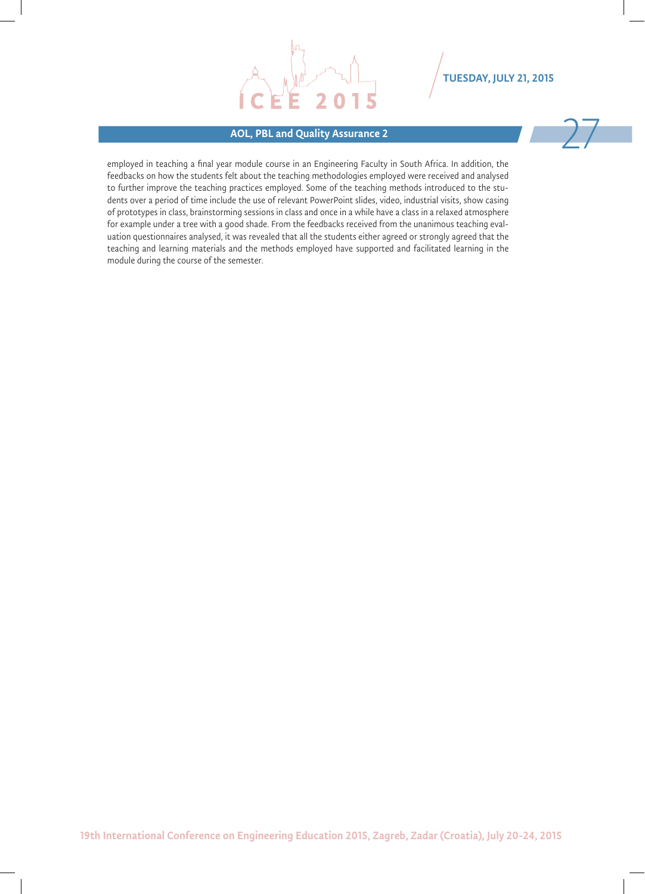employed in teaching a final year module course in an Engineering Faculty in South Africa. In addition, the feedbacks on how the students felt about the teaching methodologies employed were received and analysed to further improve the teaching practices employed. Some of the teaching methods introduced to the students over a period of time include the use of relevant PowerPoint slides, video, industrial visits, show casing of prototypes in class, brainstorming sessions in class and once in a while have a class in a relaxed atmosphere for example under a tree with a good shade. From the feedbacks received from the unanimous teaching evaluation questionnaires analysed, it was revealed that all the students either agreed or strongly agreed that the teaching and learning materials and the methods employed have supported and facilitated learning in the module during the course of the semester.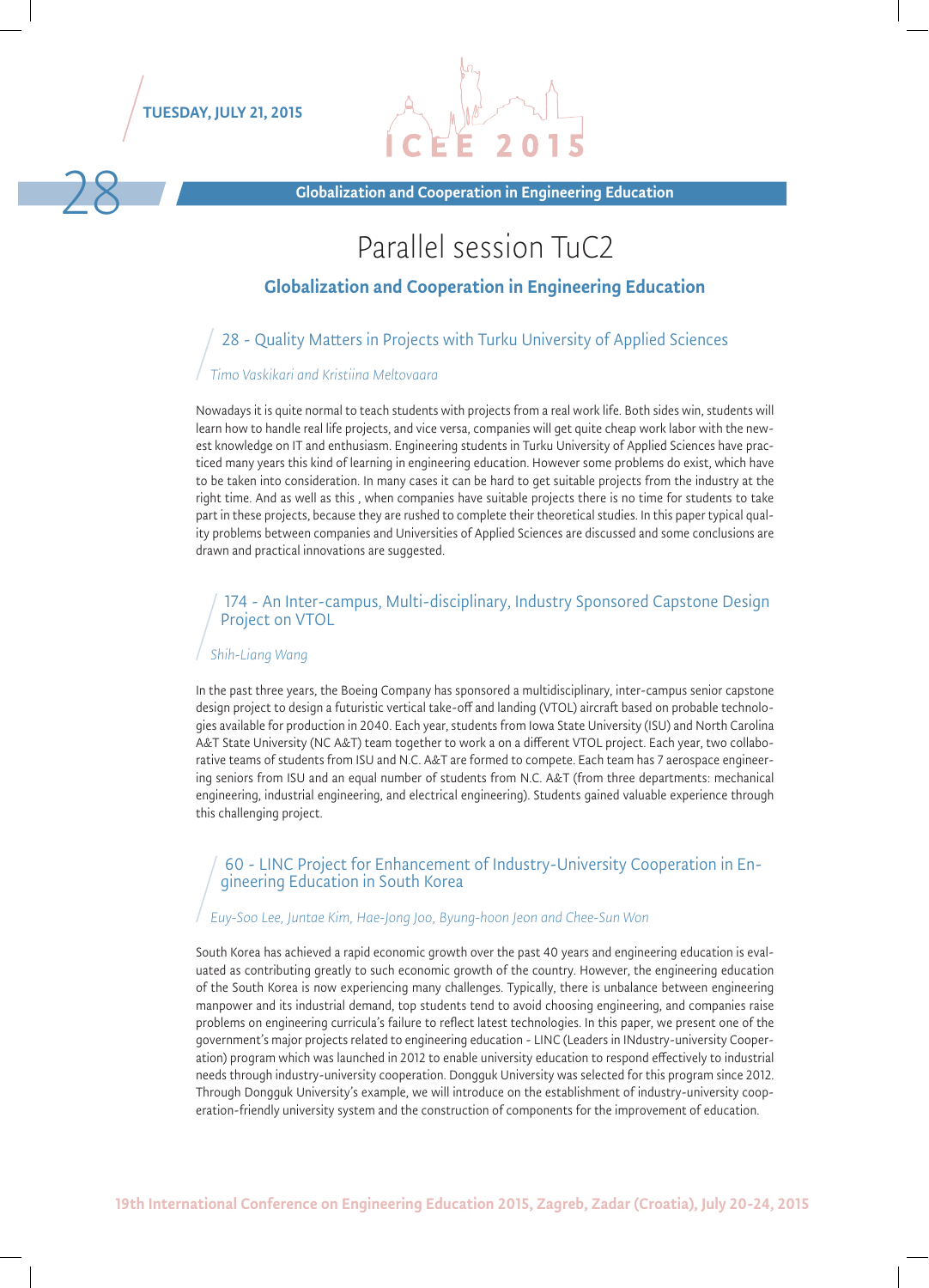# Parallel session TuC2

## Globalization and Cooperation in Engineering Education

### 28 - Quality Matters in Projects with Turku University of Applied Sciences

*Timo Vaskikari and Kristiina Meltovaara*

Nowadays it is quite normal to teach students with projects from a real work life. Both sides win, students will learn how to handle real life projects, and vice versa, companies will get quite cheap work labor with the newest knowledge on IT and enthusiasm. Engineering students in Turku University of Applied Sciences have practiced many years this kind of learning in engineering education. However some problems do exist, which have to be taken into consideration. In many cases it can be hard to get suitable projects from the industry at the right time. And as well as this , when companies have suitable projects there is no time for students to take part in these projects, because they are rushed to complete their theoretical studies. In this paper typical quality problems between companies and Universities of Applied Sciences are discussed and some conclusions are drawn and practical innovations are suggested.

### 174 - An Inter-campus, Multi-disciplinary, Industry Sponsored Capstone Design Project on VTOL

*Shih-Liang Wang*

In the past three years, the Boeing Company has sponsored a multidisciplinary, inter-campus senior capstone design project to design a futuristic vertical take-off and landing (VTOL) aircraft based on probable technologies available for production in 2040. Each year, students from Iowa State University (ISU) and North Carolina A&T State University (NC A&T) team together to work a on a different VTOL project. Each year, two collaborative teams of students from ISU and N.C. A&T are formed to compete. Each team has 7 aerospace engineering seniors from ISU and an equal number of students from N.C. A&T (from three departments: mechanical engineering, industrial engineering, and electrical engineering). Students gained valuable experience through this challenging project.

### 60 - LINC Project for Enhancement of Industry-University Cooperation in Engineering Education in South Korea

*Euy-Soo Lee, Juntae Kim, Hae-Jong Joo, Byung-hoon Jeon and Chee-Sun Won*

South Korea has achieved a rapid economic growth over the past 40 years and engineering education is evaluated as contributing greatly to such economic growth of the country. However, the engineering education of the South Korea is now experiencing many challenges. Typically, there is unbalance between engineering manpower and its industrial demand, top students tend to avoid choosing engineering, and companies raise problems on engineering curricula's failure to reflect latest technologies. In this paper, we present one of the government's major projects related to engineering education - LINC (Leaders in INdustry-university Cooperation) program which was launched in 2012 to enable university education to respond effectively to industrial needs through industry-university cooperation. Dongguk University was selected for this program since 2012. Through Dongguk University's example, we will introduce on the establishment of industry-university cooperation-friendly university system and the construction of components for the improvement of education.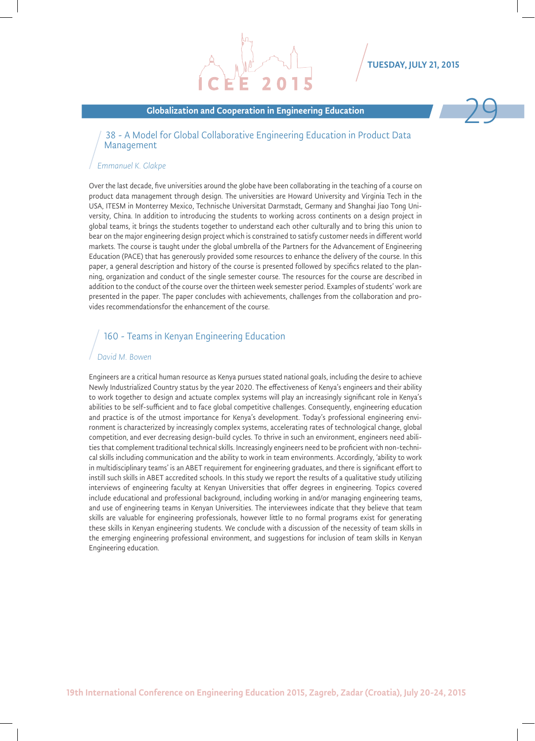## Globalization and Cooperation in Engineering Education

### 38 - A Model for Global Collaborative Engineering Education in Product Data Management

*Emmanuel K. Glakpe*

Over the last decade, five universities around the globe have been collaborating in the teaching of a course on product data management through design. The universities are Howard University and Virginia Tech in the USA, ITESM in Monterrey Mexico, Technische Universitat Darmstadt, Germany and Shanghai Jiao Tong University, China. In addition to introducing the students to working across continents on a design project in global teams, it brings the students together to understand each other culturally and to bring this union to bear on the major engineering design project which is constrained to satisfy customer needs in different world markets. The course is taught under the global umbrella of the Partners for the Advancement of Engineering Education (PACE) that has generously provided some resources to enhance the delivery of the course. In this paper, a general description and history of the course is presented followed by specifics related to the planning, organization and conduct of the single semester course. The resources for the course are described in addition to the conduct of the course over the thirteen week semester period. Examples of students' work are presented in the paper. The paper concludes with achievements, challenges from the collaboration and provides recommendationsfor the enhancement of the course.

### 160 - Teams in Kenyan Engineering Education

*David M. Bowen*

Engineers are a critical human resource as Kenya pursues stated national goals, including the desire to achieve Newly Industrialized Country status by the year 2020. The effectiveness of Kenya's engineers and their ability to work together to design and actuate complex systems will play an increasingly significant role in Kenya's abilities to be self-sufficient and to face global competitive challenges. Consequently, engineering education and practice is of the utmost importance for Kenya's development. Today's professional engineering environment is characterized by increasingly complex systems, accelerating rates of technological change, global competition, and ever decreasing design-build cycles. To thrive in such an environment, engineers need abilities that complement traditional technical skills. Increasingly engineers need to be proficient with non-technical skills including communication and the ability to work in team environments. Accordingly, 'ability to work in multidisciplinary teams' is an ABET requirement for engineering graduates, and there is significant effort to instill such skills in ABET accredited schools. In this study we report the results of a qualitative study utilizing interviews of engineering faculty at Kenyan Universities that offer degrees in engineering. Topics covered include educational and professional background, including working in and/or managing engineering teams, and use of engineering teams in Kenyan Universities. The interviewees indicate that they believe that team skills are valuable for engineering professionals, however little to no formal programs exist for generating these skills in Kenyan engineering students. We conclude with a discussion of the necessity of team skills in the emerging engineering professional environment, and suggestions for inclusion of team skills in Kenyan Engineering education.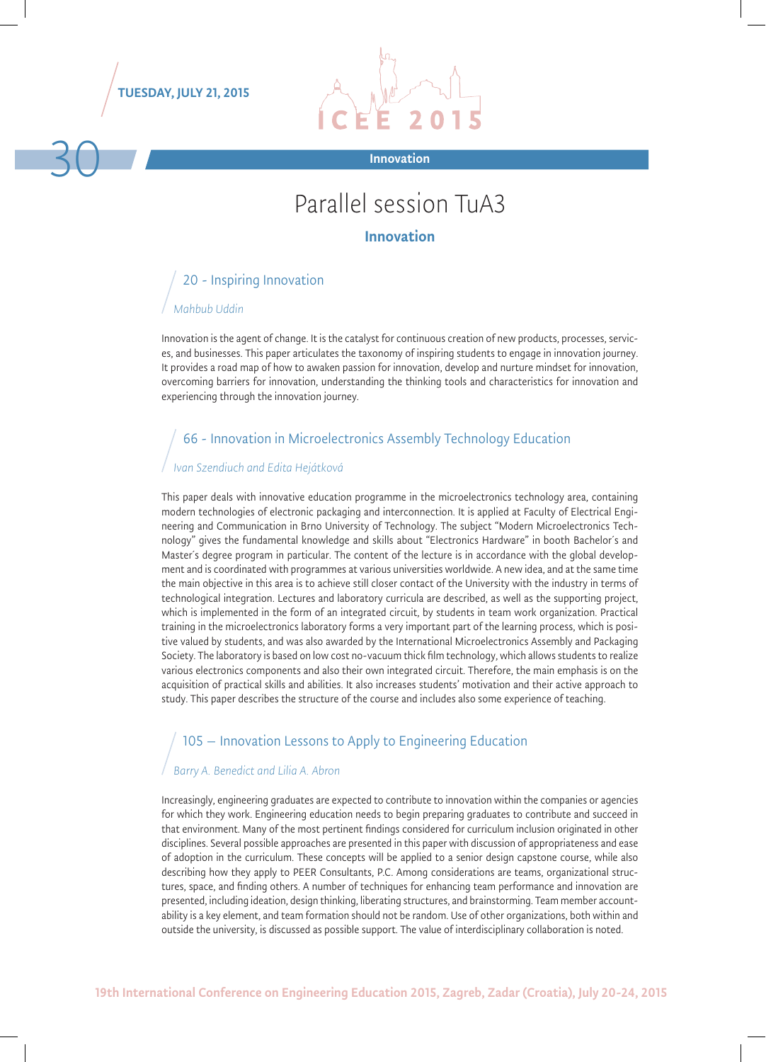# Parallel session TuA3

## Innovation

### 20 - Inspiring Innovation

*Mahbub Uddin*

Innovation is the agent of change. It is the catalyst for continuous creation of new products, processes, services, and businesses. This paper articulates the taxonomy of inspiring students to engage in innovation journey. It provides a road map of how to awaken passion for innovation, develop and nurture mindset for innovation, overcoming barriers for innovation, understanding the thinking tools and characteristics for innovation and experiencing through the innovation journey.

### 66 - Innovation in Microelectronics Assembly Technology Education

*Ivan Szendiuch and Edita Hejátková*

This paper deals with innovative education programme in the microelectronics technology area, containing modern technologies of electronic packaging and interconnection. It is applied at Faculty of Electrical Engineering and Communication in Brno University of Technology. The subject "Modern Microelectronics Technology" gives the fundamental knowledge and skills about "Electronics Hardware" in booth Bachelor´s and Master´s degree program in particular. The content of the lecture is in accordance with the global development and is coordinated with programmes at various universities worldwide. A new idea, and at the same time the main objective in this area is to achieve still closer contact of the University with the industry in terms of technological integration. Lectures and laboratory curricula are described, as well as the supporting project, which is implemented in the form of an integrated circuit, by students in team work organization. Practical training in the microelectronics laboratory forms a very important part of the learning process, which is positive valued by students, and was also awarded by the International Microelectronics Assembly and Packaging Society. The laboratory is based on low cost no-vacuum thick film technology, which allows students to realize various electronics components and also their own integrated circuit. Therefore, the main emphasis is on the acquisition of practical skills and abilities. It also increases students' motivation and their active approach to study. This paper describes the structure of the course and includes also some experience of teaching.

### 105 – Innovation Lessons to Apply to Engineering Education

*Barry A. Benedict and Lilia A. Abron*

Increasingly, engineering graduates are expected to contribute to innovation within the companies or agencies for which they work. Engineering education needs to begin preparing graduates to contribute and succeed in that environment. Many of the most pertinent findings considered for curriculum inclusion originated in other disciplines. Several possible approaches are presented in this paper with discussion of appropriateness and ease of adoption in the curriculum. These concepts will be applied to a senior design capstone course, while also describing how they apply to PEER Consultants, P.C. Among considerations are teams, organizational structures, space, and finding others. A number of techniques for enhancing team performance and innovation are presented, including ideation, design thinking, liberating structures, and brainstorming. Team member accountability is a key element, and team formation should not be random. Use of other organizations, both within and outside the university, is discussed as possible support. The value of interdisciplinary collaboration is noted.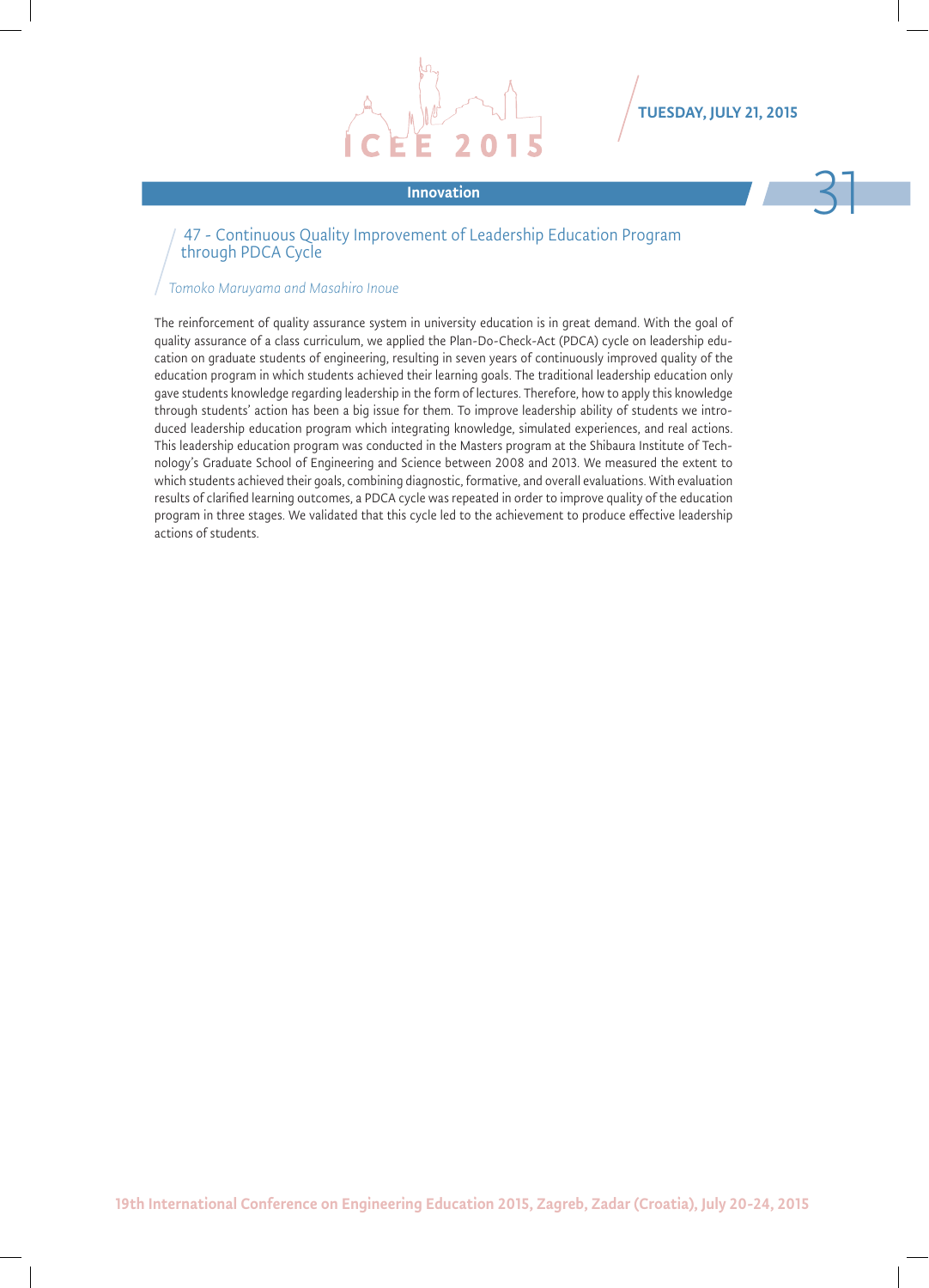## Innovation

### 47 - Continuous Quality Improvement of Leadership Education Program through PDCA Cycle

*Tomoko Maruyama and Masahiro Inoue*

The reinforcement of quality assurance system in university education is in great demand. With the goal of quality assurance of a class curriculum, we applied the Plan-Do-Check-Act (PDCA) cycle on leadership education on graduate students of engineering, resulting in seven years of continuously improved quality of the education program in which students achieved their learning goals. The traditional leadership education only gave students knowledge regarding leadership in the form of lectures. Therefore, how to apply this knowledge through students' action has been a big issue for them. To improve leadership ability of students we introduced leadership education program which integrating knowledge, simulated experiences, and real actions. This leadership education program was conducted in the Masters program at the Shibaura Institute of Technology's Graduate School of Engineering and Science between 2008 and 2013. We measured the extent to which students achieved their goals, combining diagnostic, formative, and overall evaluations. With evaluation results of clarified learning outcomes, a PDCA cycle was repeated in order to improve quality of the education program in three stages. We validated that this cycle led to the achievement to produce effective leadership actions of students.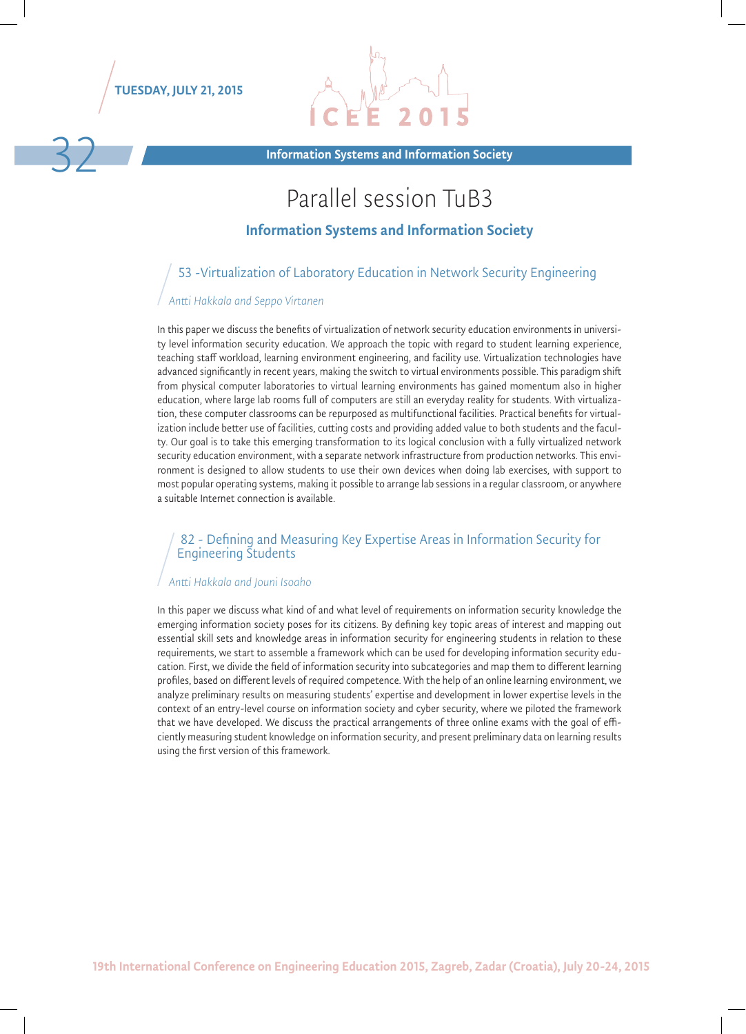# Parallel session TuB3

## Information Systems and Information Society

### 53 -Virtualization of Laboratory Education in Network Security Engineering

*Antti Hakkala and Seppo Virtanen*

In this paper we discuss the benefits of virtualization of network security education environments in university level information security education. We approach the topic with regard to student learning experience, teaching staff workload, learning environment engineering, and facility use. Virtualization technologies have advanced significantly in recent years, making the switch to virtual environments possible. This paradigm shift from physical computer laboratories to virtual learning environments has gained momentum also in higher education, where large lab rooms full of computers are still an everyday reality for students. With virtualization, these computer classrooms can be repurposed as multifunctional facilities. Practical benefits for virtualization include better use of facilities, cutting costs and providing added value to both students and the faculty. Our goal is to take this emerging transformation to its logical conclusion with a fully virtualized network security education environment, with a separate network infrastructure from production networks. This environment is designed to allow students to use their own devices when doing lab exercises, with support to most popular operating systems, making it possible to arrange lab sessions in a regular classroom, or anywhere a suitable Internet connection is available.

### 82 - Defining and Measuring Key Expertise Areas in Information Security for Engineering Students

*Antti Hakkala and Jouni Isoaho*

In this paper we discuss what kind of and what level of requirements on information security knowledge the emerging information society poses for its citizens. By defining key topic areas of interest and mapping out essential skill sets and knowledge areas in information security for engineering students in relation to these requirements, we start to assemble a framework which can be used for developing information security education. First, we divide the field of information security into subcategories and map them to different learning profiles, based on different levels of required competence. With the help of an online learning environment, we analyze preliminary results on measuring students' expertise and development in lower expertise levels in the context of an entry-level course on information society and cyber security, where we piloted the framework that we have developed. We discuss the practical arrangements of three online exams with the goal of efficiently measuring student knowledge on information security, and present preliminary data on learning results using the first version of this framework.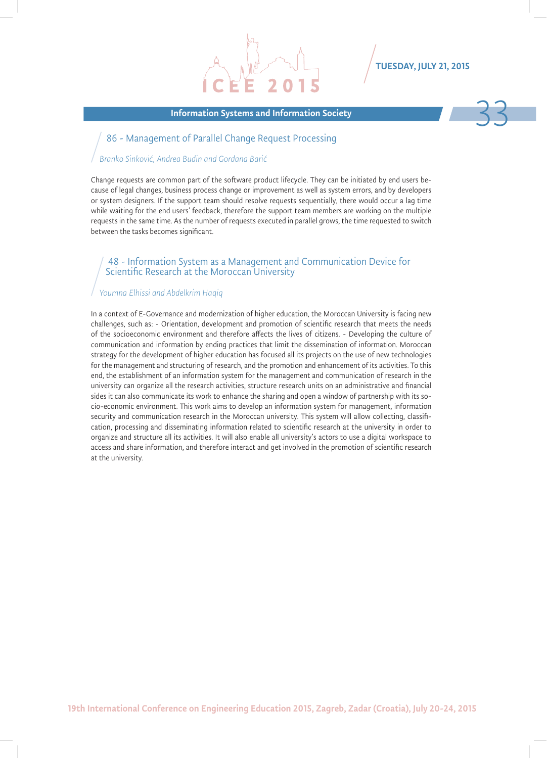## Information Systems and Information Society

### 86 - Management of Parallel Change Request Processing

*Branko Sinković, Andrea Budin and Gordana Barić*

Change requests are common part of the software product lifecycle. They can be initiated by end users because of legal changes, business process change or improvement as well as system errors, and by developers or system designers. If the support team should resolve requests sequentially, there would occur a lag time while waiting for the end users' feedback, therefore the support team members are working on the multiple requests in the same time. As the number of requests executed in parallel grows, the time requested to switch between the tasks becomes significant.

### 48 - Information System as a Management and Communication Device for Scientific Research at the Moroccan University

*Youmna Elhissi and Abdelkrim Haqiq*

In a context of E-Governance and modernization of higher education, the Moroccan University is facing new challenges, such as: - Orientation, development and promotion of scientific research that meets the needs of the socioeconomic environment and therefore affects the lives of citizens. - Developing the culture of communication and information by ending practices that limit the dissemination of information. Moroccan strategy for the development of higher education has focused all its projects on the use of new technologies for the management and structuring of research, and the promotion and enhancement of its activities. To this end, the establishment of an information system for the management and communication of research in the university can organize all the research activities, structure research units on an administrative and financial sides it can also communicate its work to enhance the sharing and open a window of partnership with its socio-economic environment. This work aims to develop an information system for management, information security and communication research in the Moroccan university. This system will allow collecting, classification, processing and disseminating information related to scientific research at the university in order to organize and structure all its activities. It will also enable all university's actors to use a digital workspace to access and share information, and therefore interact and get involved in the promotion of scientific research at the university.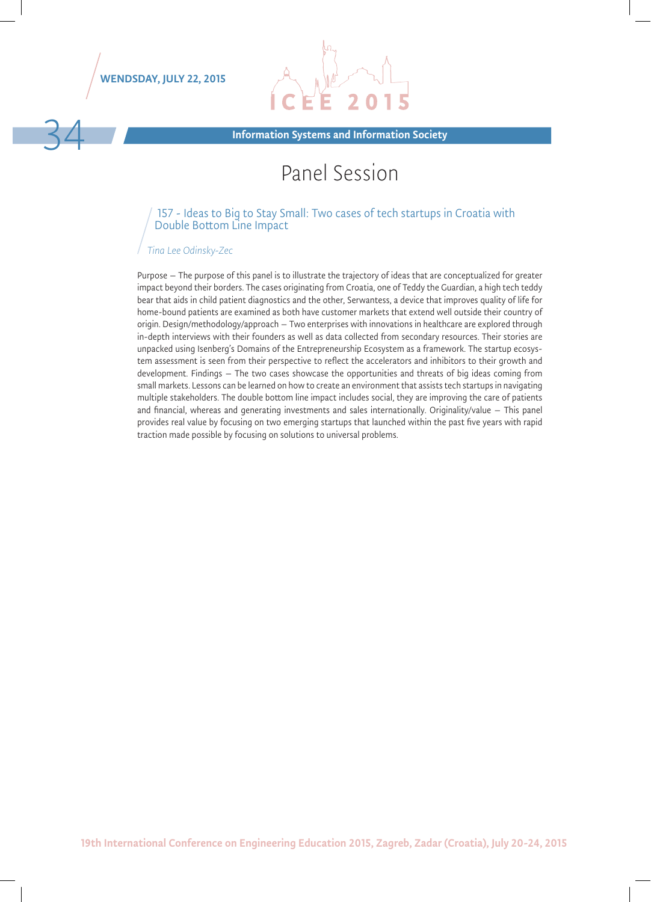Information Systems and Information Society

# Panel Session

## 157 - Ideas to Big to Stay Small: Two cases of tech startups in Croatia with Double Bottom Line Impact

*Tina Lee Odinsky-Zec*

Purpose – The purpose of this panel is to illustrate the trajectory of ideas that are conceptualized for greater impact beyond their borders. The cases originating from Croatia, one of Teddy the Guardian, a high tech teddy bear that aids in child patient diagnostics and the other, Serwantess, a device that improves quality of life for home-bound patients are examined as both have customer markets that extend well outside their country of origin. Design/methodology/approach – Two enterprises with innovations in healthcare are explored through in-depth interviews with their founders as well as data collected from secondary resources. Their stories are unpacked using Isenberg's Domains of the Entrepreneurship Ecosystem as a framework. The startup ecosystem assessment is seen from their perspective to reflect the accelerators and inhibitors to their growth and development. Findings – The two cases showcase the opportunities and threats of big ideas coming from small markets. Lessons can be learned on how to create an environment that assists tech startups in navigating multiple stakeholders. The double bottom line impact includes social, they are improving the care of patients and financial, whereas and generating investments and sales internationally. Originality/value – This panel provides real value by focusing on two emerging startups that launched within the past five years with rapid traction made possible by focusing on solutions to universal problems.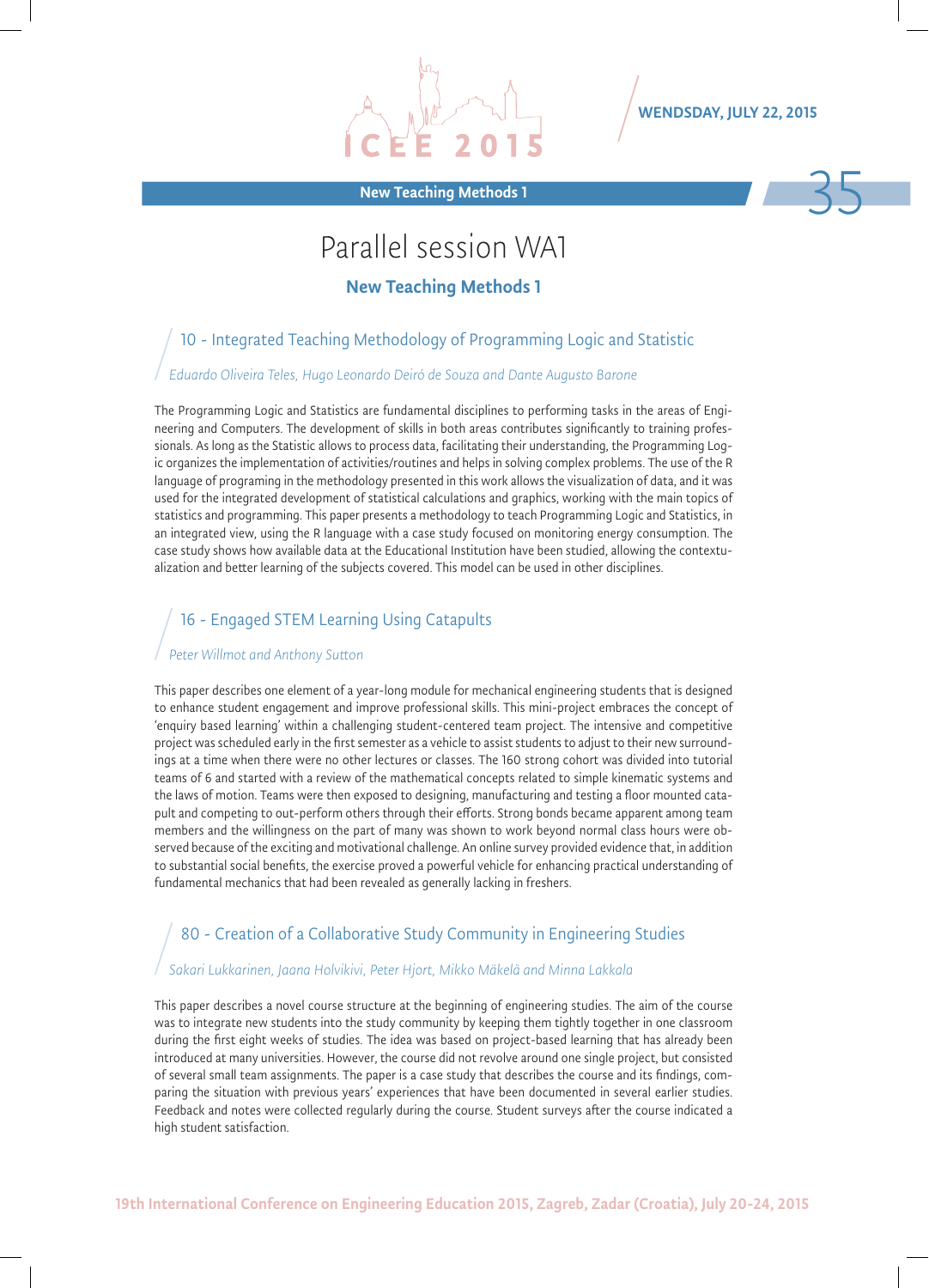# Parallel session WA1

## New Teaching Methods 1

### 10 - Integrated Teaching Methodology of Programming Logic and Statistic

*Eduardo Oliveira Teles, Hugo Leonardo Deiró de Souza and Dante Augusto Barone*

The Programming Logic and Statistics are fundamental disciplines to performing tasks in the areas of Engineering and Computers. The development of skills in both areas contributes significantly to training professionals. As long as the Statistic allows to process data, facilitating their understanding, the Programming Logic organizes the implementation of activities/routines and helps in solving complex problems. The use of the R language of programing in the methodology presented in this work allows the visualization of data, and it was used for the integrated development of statistical calculations and graphics, working with the main topics of statistics and programming. This paper presents a methodology to teach Programming Logic and Statistics, in an integrated view, using the R language with a case study focused on monitoring energy consumption. The case study shows how available data at the Educational Institution have been studied, allowing the contextualization and better learning of the subjects covered. This model can be used in other disciplines.

### 16 - Engaged STEM Learning Using Catapults

*Peter Willmot and Anthony Sutton*

This paper describes one element of a year-long module for mechanical engineering students that is designed to enhance student engagement and improve professional skills. This mini-project embraces the concept of 'enquiry based learning' within a challenging student-centered team project. The intensive and competitive project was scheduled early in the first semester as a vehicle to assist students to adjust to their new surroundings at a time when there were no other lectures or classes. The 160 strong cohort was divided into tutorial teams of 6 and started with a review of the mathematical concepts related to simple kinematic systems and the laws of motion. Teams were then exposed to designing, manufacturing and testing a floor mounted catapult and competing to out-perform others through their efforts. Strong bonds became apparent among team members and the willingness on the part of many was shown to work beyond normal class hours were observed because of the exciting and motivational challenge. An online survey provided evidence that, in addition to substantial social benefits, the exercise proved a powerful vehicle for enhancing practical understanding of fundamental mechanics that had been revealed as generally lacking in freshers.

### 80 - Creation of a Collaborative Study Community in Engineering Studies

*Sakari Lukkarinen, Jaana Holvikivi, Peter Hjort, Mikko Mäkelä and Minna Lakkala*

This paper describes a novel course structure at the beginning of engineering studies. The aim of the course was to integrate new students into the study community by keeping them tightly together in one classroom during the first eight weeks of studies. The idea was based on project-based learning that has already been introduced at many universities. However, the course did not revolve around one single project, but consisted of several small team assignments. The paper is a case study that describes the course and its findings, comparing the situation with previous years' experiences that have been documented in several earlier studies. Feedback and notes were collected regularly during the course. Student surveys after the course indicated a high student satisfaction.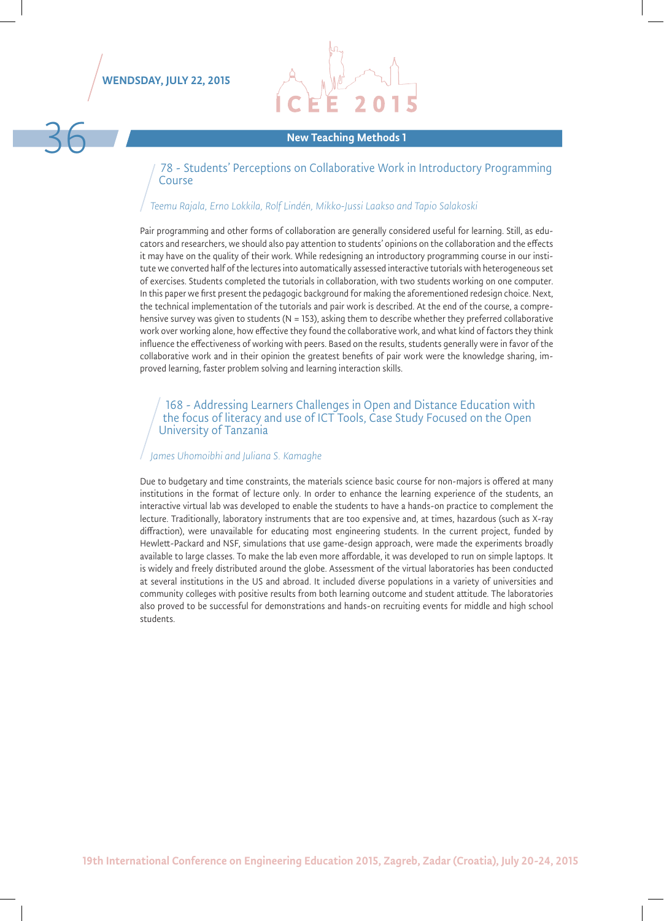## New Teaching Methods 1

### 78 - Students' Perceptions on Collaborative Work in Introductory Programming Course

*Teemu Rajala, Erno Lokkila, Rolf Lindén, Mikko-Jussi Laakso and Tapio Salakoski*

Pair programming and other forms of collaboration are generally considered useful for learning. Still, as educators and researchers, we should also pay attention to students' opinions on the collaboration and the effects it may have on the quality of their work. While redesigning an introductory programming course in our institute we converted half of the lectures into automatically assessed interactive tutorials with heterogeneous set of exercises. Students completed the tutorials in collaboration, with two students working on one computer. In this paper we first present the pedagogic background for making the aforementioned redesign choice. Next, the technical implementation of the tutorials and pair work is described. At the end of the course, a comprehensive survey was given to students (N = 153), asking them to describe whether they preferred collaborative work over working alone, how effective they found the collaborative work, and what kind of factors they think influence the effectiveness of working with peers. Based on the results, students generally were in favor of the collaborative work and in their opinion the greatest benefits of pair work were the knowledge sharing, improved learning, faster problem solving and learning interaction skills.

### 168 - Addressing Learners Challenges in Open and Distance Education with the focus of literacy and use of ICT Tools, Case Study Focused on the Open University of Tanzania

*James Uhomoibhi and Juliana S. Kamaghe*

Due to budgetary and time constraints, the materials science basic course for non-majors is offered at many institutions in the format of lecture only. In order to enhance the learning experience of the students, an interactive virtual lab was developed to enable the students to have a hands-on practice to complement the lecture. Traditionally, laboratory instruments that are too expensive and, at times, hazardous (such as X-ray diffraction), were unavailable for educating most engineering students. In the current project, funded by Hewlett-Packard and NSF, simulations that use game-design approach, were made the experiments broadly available to large classes. To make the lab even more affordable, it was developed to run on simple laptops. It is widely and freely distributed around the globe. Assessment of the virtual laboratories has been conducted at several institutions in the US and abroad. It included diverse populations in a variety of universities and community colleges with positive results from both learning outcome and student attitude. The laboratories also proved to be successful for demonstrations and hands-on recruiting events for middle and high school students.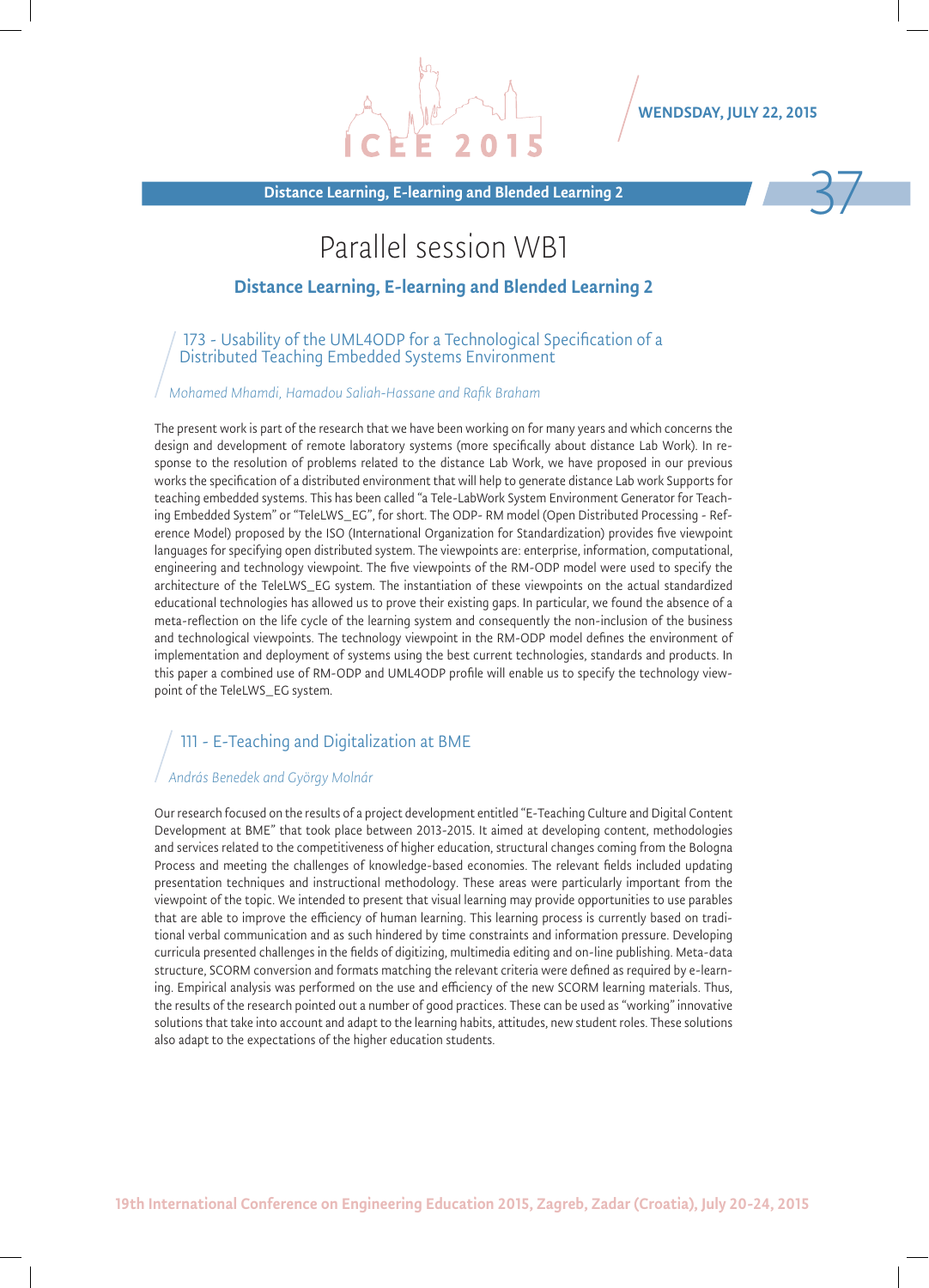# Parallel session WB1

## Distance Learning, E-learning and Blended Learning 2

### 173 - Usability of the UML4ODP for a Technological Specification of a Distributed Teaching Embedded Systems Environment

*Mohamed Mhamdi, Hamadou Saliah-Hassane and Rafik Braham*

The present work is part of the research that we have been working on for many years and which concerns the design and development of remote laboratory systems (more specifically about distance Lab Work). In response to the resolution of problems related to the distance Lab Work, we have proposed in our previous works the specification of a distributed environment that will help to generate distance Lab work Supports for teaching embedded systems. This has been called "a Tele-LabWork System Environment Generator for Teaching Embedded System" or "TeleLWS_EG", for short. The ODP- RM model (Open Distributed Processing - Reference Model) proposed by the ISO (International Organization for Standardization) provides five viewpoint languages for specifying open distributed system. The viewpoints are: enterprise, information, computational, engineering and technology viewpoint. The five viewpoints of the RM-ODP model were used to specify the architecture of the TeleLWS_EG system. The instantiation of these viewpoints on the actual standardized educational technologies has allowed us to prove their existing gaps. In particular, we found the absence of a meta-reflection on the life cycle of the learning system and consequently the non-inclusion of the business and technological viewpoints. The technology viewpoint in the RM-ODP model defines the environment of implementation and deployment of systems using the best current technologies, standards and products. In this paper a combined use of RM-ODP and UML4ODP profile will enable us to specify the technology viewpoint of the TeleLWS_EG system.

### 111 - E-Teaching and Digitalization at BME

*András Benedek and György Molnár*

Our research focused on the results of a project development entitled "E-Teaching Culture and Digital Content Development at BME" that took place between 2013-2015. It aimed at developing content, methodologies and services related to the competitiveness of higher education, structural changes coming from the Bologna Process and meeting the challenges of knowledge-based economies. The relevant fields included updating presentation techniques and instructional methodology. These areas were particularly important from the viewpoint of the topic. We intended to present that visual learning may provide opportunities to use parables that are able to improve the efficiency of human learning. This learning process is currently based on traditional verbal communication and as such hindered by time constraints and information pressure. Developing curricula presented challenges in the fields of digitizing, multimedia editing and on-line publishing. Meta-data structure, SCORM conversion and formats matching the relevant criteria were defined as required by e-learning. Empirical analysis was performed on the use and efficiency of the new SCORM learning materials. Thus, the results of the research pointed out a number of good practices. These can be used as "working" innovative solutions that take into account and adapt to the learning habits, attitudes, new student roles. These solutions also adapt to the expectations of the higher education students.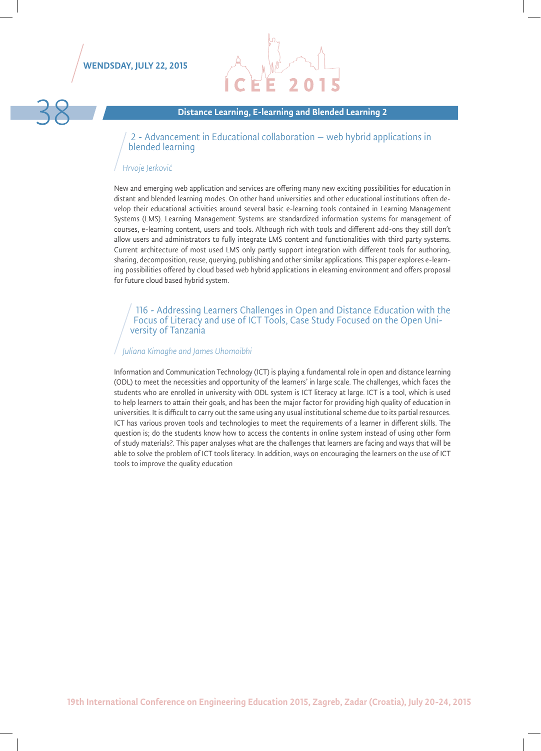## Distance Learning, E-learning and Blended Learning 2

### 2 - Advancement in Educational collaboration – web hybrid applications in blended learning

*Hrvoje Jerković*

New and emerging web application and services are offering many new exciting possibilities for education in distant and blended learning modes. On other hand universities and other educational institutions often develop their educational activities around several basic e-learning tools contained in Learning Management Systems (LMS). Learning Management Systems are standardized information systems for management of courses, e-learning content, users and tools. Although rich with tools and different add-ons they still don't allow users and administrators to fully integrate LMS content and functionalities with third party systems. Current architecture of most used LMS only partly support integration with different tools for authoring, sharing, decomposition, reuse, querying, publishing and other similar applications. This paper explores e-learning possibilities offered by cloud based web hybrid applications in elearning environment and offers proposal for future cloud based hybrid system.

### 116 - Addressing Learners Challenges in Open and Distance Education with the Focus of Literacy and use of ICT Tools, Case Study Focused on the Open University of Tanzania

*Juliana Kimaghe and James Uhomoibhi*

Information and Communication Technology (ICT) is playing a fundamental role in open and distance learning (ODL) to meet the necessities and opportunity of the learners' in large scale. The challenges, which faces the students who are enrolled in university with ODL system is ICT literacy at large. ICT is a tool, which is used to help learners to attain their goals, and has been the major factor for providing high quality of education in universities. It is difficult to carry out the same using any usual institutional scheme due to its partial resources. ICT has various proven tools and technologies to meet the requirements of a learner in different skills. The question is; do the students know how to access the contents in online system instead of using other form of study materials?. This paper analyses what are the challenges that learners are facing and ways that will be able to solve the problem of ICT tools literacy. In addition, ways on encouraging the learners on the use of ICT tools to improve the quality education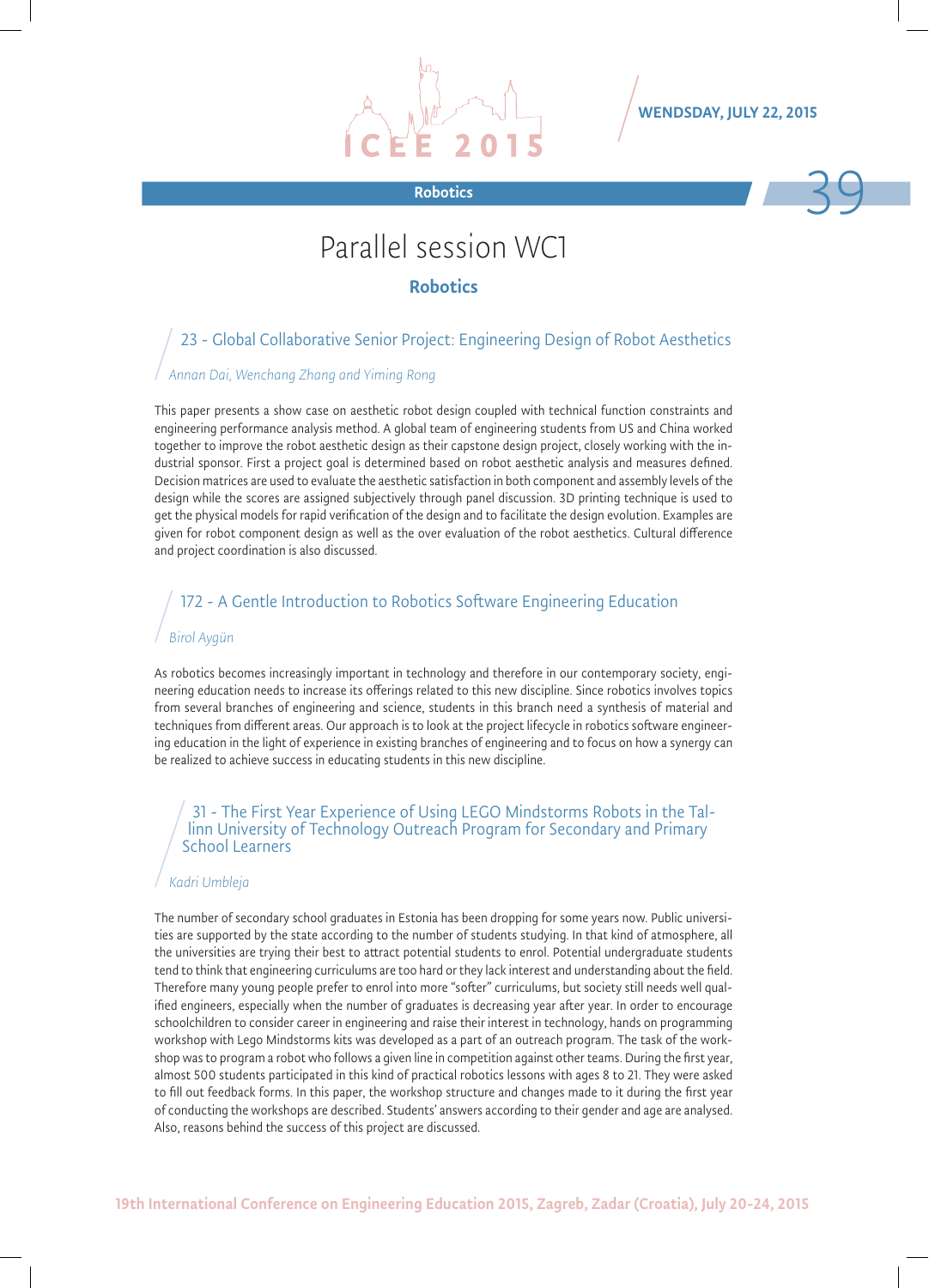# Parallel session WC1

## Robotics

### 23 - Global Collaborative Senior Project: Engineering Design of Robot Aesthetics

*Annan Dai, Wenchang Zhang and Yiming Rong*

This paper presents a show case on aesthetic robot design coupled with technical function constraints and engineering performance analysis method. A global team of engineering students from US and China worked together to improve the robot aesthetic design as their capstone design project, closely working with the industrial sponsor. First a project goal is determined based on robot aesthetic analysis and measures defined. Decision matrices are used to evaluate the aesthetic satisfaction in both component and assembly levels of the design while the scores are assigned subjectively through panel discussion. 3D printing technique is used to get the physical models for rapid verification of the design and to facilitate the design evolution. Examples are given for robot component design as well as the over evaluation of the robot aesthetics. Cultural difference and project coordination is also discussed.

### 172 - A Gentle Introduction to Robotics Software Engineering Education

*Birol Aygün*

As robotics becomes increasingly important in technology and therefore in our contemporary society, engineering education needs to increase its offerings related to this new discipline. Since robotics involves topics from several branches of engineering and science, students in this branch need a synthesis of material and techniques from different areas. Our approach is to look at the project lifecycle in robotics software engineering education in the light of experience in existing branches of engineering and to focus on how a synergy can be realized to achieve success in educating students in this new discipline.

### 31 - The First Year Experience of Using LEGO Mindstorms Robots in the Tallinn University of Technology Outreach Program for Secondary and Primary School Learners

*Kadri Umbleja*

The number of secondary school graduates in Estonia has been dropping for some years now. Public universities are supported by the state according to the number of students studying. In that kind of atmosphere, all the universities are trying their best to attract potential students to enrol. Potential undergraduate students tend to think that engineering curriculums are too hard or they lack interest and understanding about the field. Therefore many young people prefer to enrol into more "softer" curriculums, but society still needs well qualified engineers, especially when the number of graduates is decreasing year after year. In order to encourage schoolchildren to consider career in engineering and raise their interest in technology, hands on programming workshop with Lego Mindstorms kits was developed as a part of an outreach program. The task of the workshop was to program a robot who follows a given line in competition against other teams. During the first year, almost 500 students participated in this kind of practical robotics lessons with ages 8 to 21. They were asked to fill out feedback forms. In this paper, the workshop structure and changes made to it during the first year of conducting the workshops are described. Students' answers according to their gender and age are analysed. Also, reasons behind the success of this project are discussed.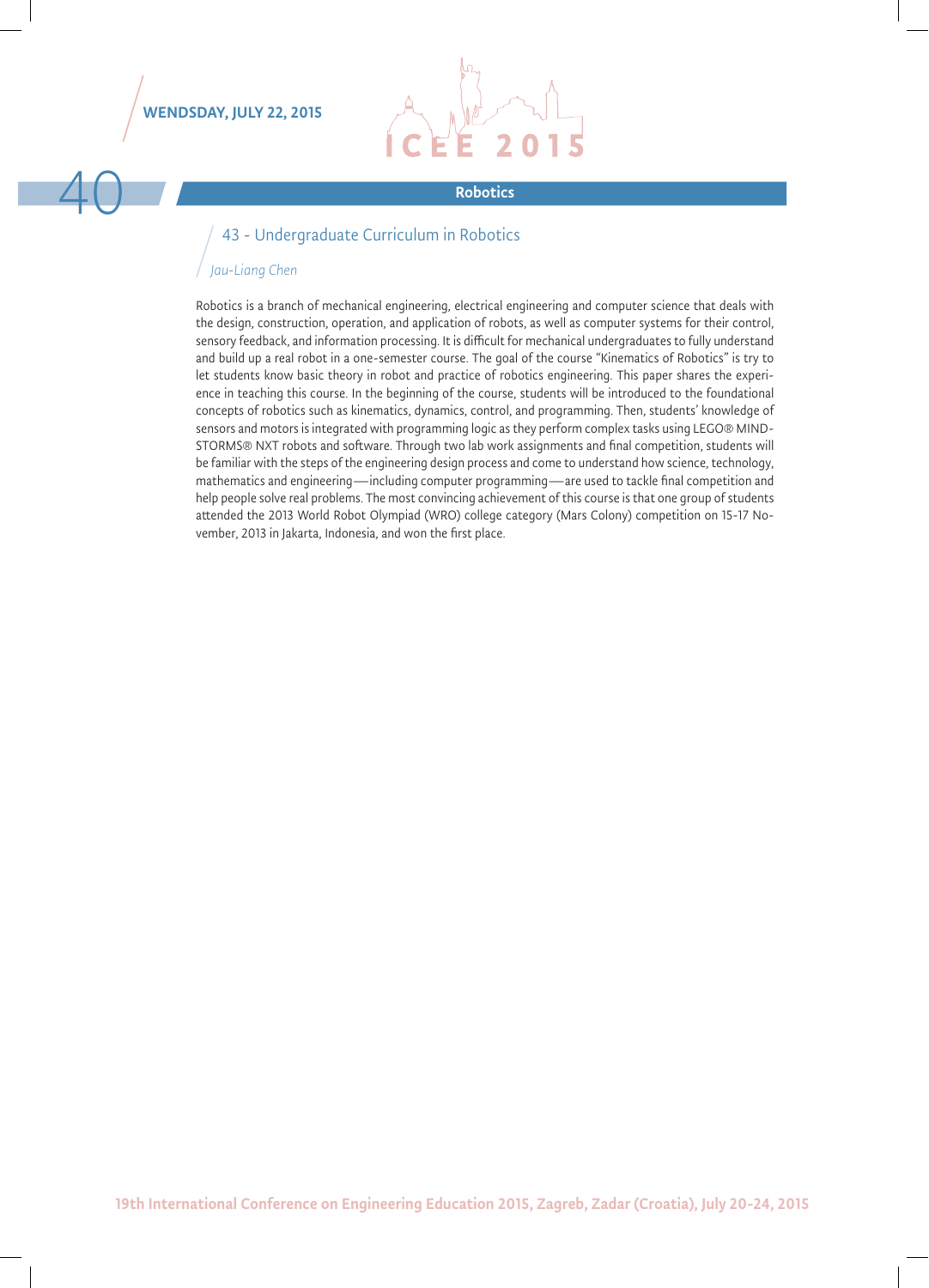## Robotics

### 43 - Undergraduate Curriculum in Robotics

*Jau-Liang Chen*

Robotics is a branch of mechanical engineering, electrical engineering and computer science that deals with the design, construction, operation, and application of robots, as well as computer systems for their control, sensory feedback, and information processing. It is difficult for mechanical undergraduates to fully understand and build up a real robot in a one-semester course. The goal of the course "Kinematics of Robotics" is try to let students know basic theory in robot and practice of robotics engineering. This paper shares the experience in teaching this course. In the beginning of the course, students will be introduced to the foundational concepts of robotics such as kinematics, dynamics, control, and programming. Then, students' knowledge of sensors and motors is integrated with programming logic as they perform complex tasks using LEGO® MINDSTORMS® NXT robots and software. Through two lab work assignments and final competition, students will be familiar with the steps of the engineering design process and come to understand how science, technology, mathematics and engineering—including computer programming—are used to tackle final competition and help people solve real problems. The most convincing achievement of this course is that one group of students attended the 2013 World Robot Olympiad (WRO) college category (Mars Colony) competition on 15-17 November, 2013 in Jakarta, Indonesia, and won the first place.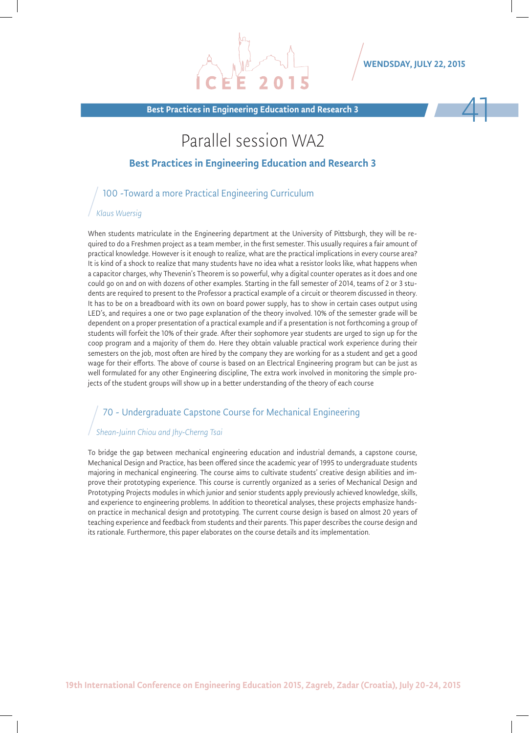# Parallel session WA2

## Best Practices in Engineering Education and Research 3

### 100 -Toward a more Practical Engineering Curriculum

*Klaus Wuersig*

When students matriculate in the Engineering department at the University of Pittsburgh, they will be required to do a Freshmen project as a team member, in the first semester. This usually requires a fair amount of practical knowledge. However is it enough to realize, what are the practical implications in every course area? It is kind of a shock to realize that many students have no idea what a resistor looks like, what happens when a capacitor charges, why Thevenin's Theorem is so powerful, why a digital counter operates as it does and one could go on and on with dozens of other examples. Starting in the fall semester of 2014, teams of 2 or 3 students are required to present to the Professor a practical example of a circuit or theorem discussed in theory. It has to be on a breadboard with its own on board power supply, has to show in certain cases output using LED's, and requires a one or two page explanation of the theory involved. 10% of the semester grade will be dependent on a proper presentation of a practical example and if a presentation is not forthcoming a group of students will forfeit the 10% of their grade. After their sophomore year students are urged to sign up for the coop program and a majority of them do. Here they obtain valuable practical work experience during their semesters on the job, most often are hired by the company they are working for as a student and get a good wage for their efforts. The above of course is based on an Electrical Engineering program but can be just as well formulated for any other Engineering discipline, The extra work involved in monitoring the simple projects of the student groups will show up in a better understanding of the theory of each course

### 70 - Undergraduate Capstone Course for Mechanical Engineering

*Shean-Juinn Chiou and Jhy-Cherng Tsai*

To bridge the gap between mechanical engineering education and industrial demands, a capstone course, Mechanical Design and Practice, has been offered since the academic year of 1995 to undergraduate students majoring in mechanical engineering. The course aims to cultivate students' creative design abilities and improve their prototyping experience. This course is currently organized as a series of Mechanical Design and Prototyping Projects modules in which junior and senior students apply previously achieved knowledge, skills, and experience to engineering problems. In addition to theoretical analyses, these projects emphasize hands-on practice in mechanical design and prototyping. The current course design is based on almost 20 years of teaching experience and feedback from students and their parents. This paper describes the course design and its rationale. Furthermore, this paper elaborates on the course details and its implementation.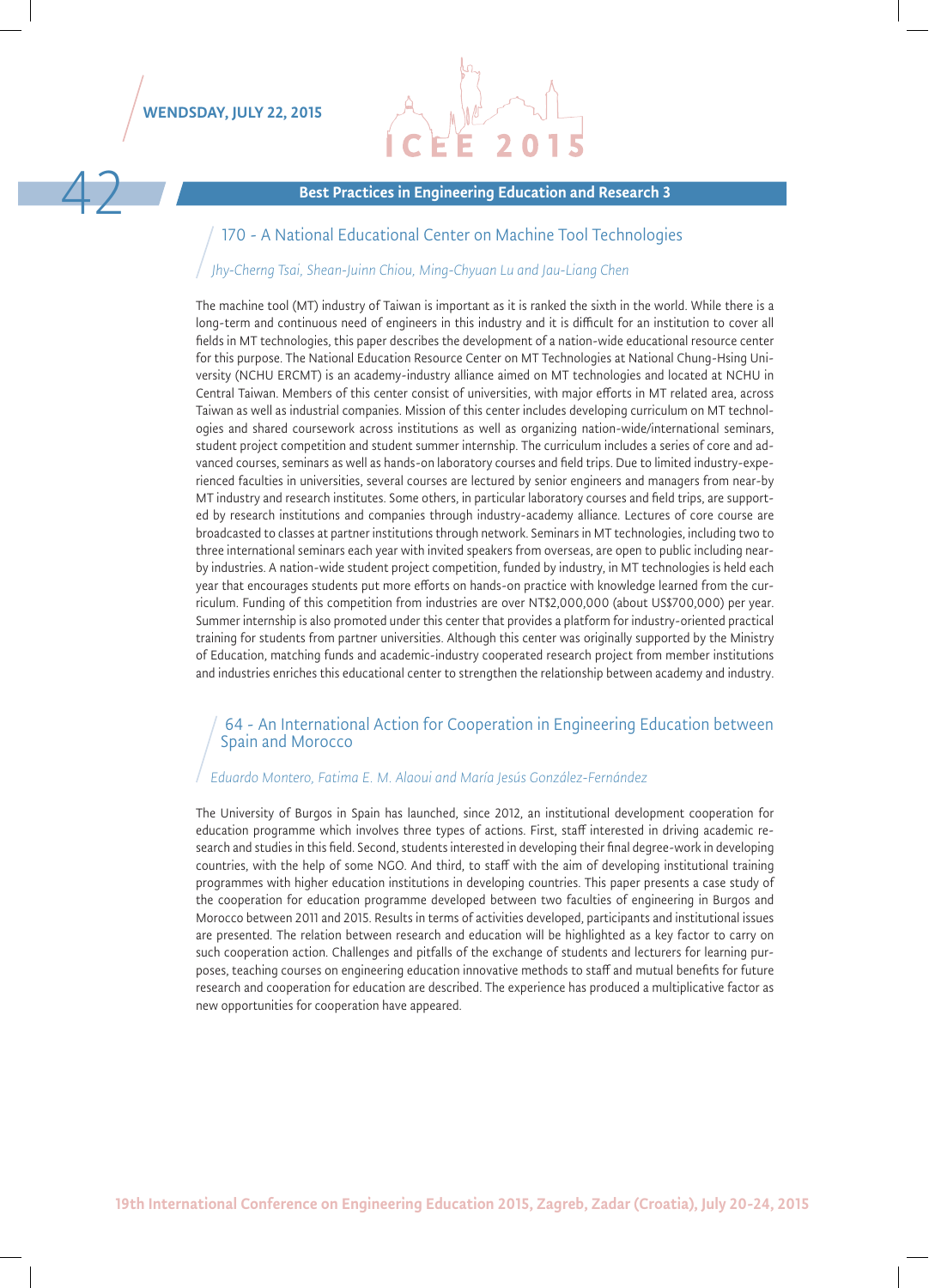## Best Practices in Engineering Education and Research 3

### 170 - A National Educational Center on Machine Tool Technologies

*Jhy-Cherng Tsai, Shean-Juinn Chiou, Ming-Chyuan Lu and Jau-Liang Chen*

The machine tool (MT) industry of Taiwan is important as it is ranked the sixth in the world. While there is a long-term and continuous need of engineers in this industry and it is difficult for an institution to cover all fields in MT technologies, this paper describes the development of a nation-wide educational resource center for this purpose. The National Education Resource Center on MT Technologies at National Chung-Hsing University (NCHU ERCMT) is an academy-industry alliance aimed on MT technologies and located at NCHU in Central Taiwan. Members of this center consist of universities, with major efforts in MT related area, across Taiwan as well as industrial companies. Mission of this center includes developing curriculum on MT technologies and shared coursework across institutions as well as organizing nation-wide/international seminars, student project competition and student summer internship. The curriculum includes a series of core and advanced courses, seminars as well as hands-on laboratory courses and field trips. Due to limited industry-experienced faculties in universities, several courses are lectured by senior engineers and managers from near-by MT industry and research institutes. Some others, in particular laboratory courses and field trips, are supported by research institutions and companies through industry-academy alliance. Lectures of core course are broadcasted to classes at partner institutions through network. Seminars in MT technologies, including two to three international seminars each year with invited speakers from overseas, are open to public including near-by industries. A nation-wide student project competition, funded by industry, in MT technologies is held each year that encourages students put more efforts on hands-on practice with knowledge learned from the curriculum. Funding of this competition from industries are over NT$2,000,000 (about US$700,000) per year. Summer internship is also promoted under this center that provides a platform for industry-oriented practical training for students from partner universities. Although this center was originally supported by the Ministry of Education, matching funds and academic-industry cooperated research project from member institutions and industries enriches this educational center to strengthen the relationship between academy and industry.

### 64 - An International Action for Cooperation in Engineering Education between Spain and Morocco

*Eduardo Montero, Fatima E. M. Alaoui and María Jesús González-Fernández*

The University of Burgos in Spain has launched, since 2012, an institutional development cooperation for education programme which involves three types of actions. First, staff interested in driving academic research and studies in this field. Second, students interested in developing their final degree-work in developing countries, with the help of some NGO. And third, to staff with the aim of developing institutional training programmes with higher education institutions in developing countries. This paper presents a case study of the cooperation for education programme developed between two faculties of engineering in Burgos and Morocco between 2011 and 2015. Results in terms of activities developed, participants and institutional issues are presented. The relation between research and education will be highlighted as a key factor to carry on such cooperation action. Challenges and pitfalls of the exchange of students and lecturers for learning purposes, teaching courses on engineering education innovative methods to staff and mutual benefits for future research and cooperation for education are described. The experience has produced a multiplicative factor as new opportunities for cooperation have appeared.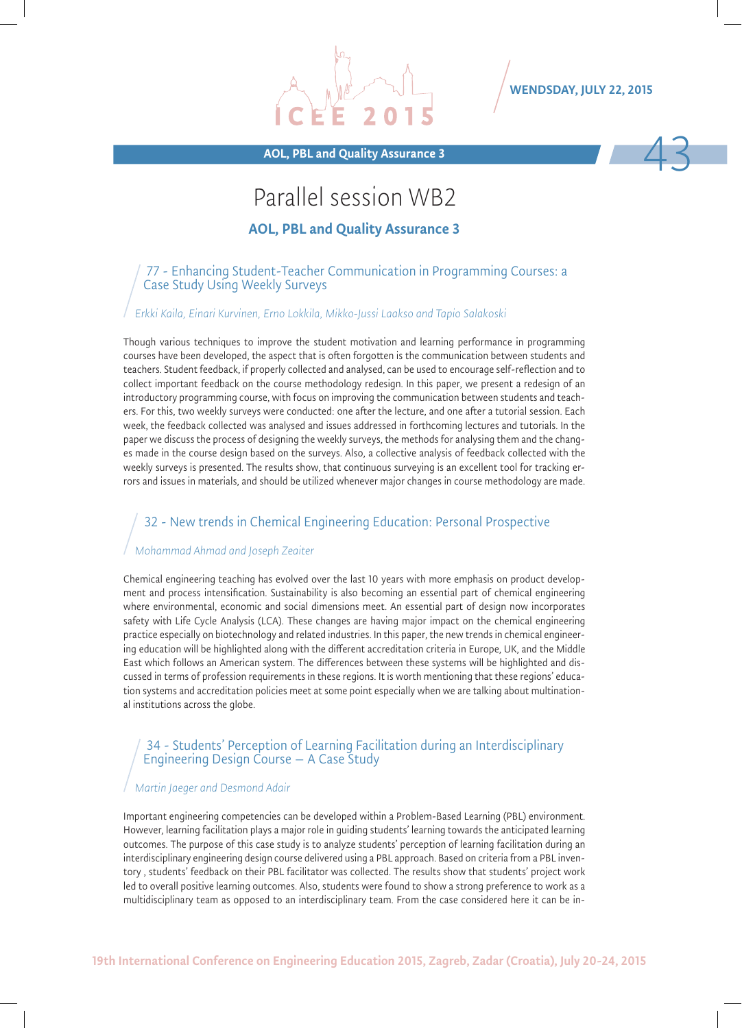# Parallel session WB2

## AOL, PBL and Quality Assurance 3

### 77 - Enhancing Student-Teacher Communication in Programming Courses: a Case Study Using Weekly Surveys

*Erkki Kaila, Einari Kurvinen, Erno Lokkila, Mikko-Jussi Laakso and Tapio Salakoski*

Though various techniques to improve the student motivation and learning performance in programming courses have been developed, the aspect that is often forgotten is the communication between students and teachers. Student feedback, if properly collected and analysed, can be used to encourage self-reflection and to collect important feedback on the course methodology redesign. In this paper, we present a redesign of an introductory programming course, with focus on improving the communication between students and teachers. For this, two weekly surveys were conducted: one after the lecture, and one after a tutorial session. Each week, the feedback collected was analysed and issues addressed in forthcoming lectures and tutorials. In the paper we discuss the process of designing the weekly surveys, the methods for analysing them and the changes made in the course design based on the surveys. Also, a collective analysis of feedback collected with the weekly surveys is presented. The results show, that continuous surveying is an excellent tool for tracking errors and issues in materials, and should be utilized whenever major changes in course methodology are made.

### 32 - New trends in Chemical Engineering Education: Personal Prospective

*Mohammad Ahmad and Joseph Zeaiter*

Chemical engineering teaching has evolved over the last 10 years with more emphasis on product development and process intensification. Sustainability is also becoming an essential part of chemical engineering where environmental, economic and social dimensions meet. An essential part of design now incorporates safety with Life Cycle Analysis (LCA). These changes are having major impact on the chemical engineering practice especially on biotechnology and related industries. In this paper, the new trends in chemical engineering education will be highlighted along with the different accreditation criteria in Europe, UK, and the Middle East which follows an American system. The differences between these systems will be highlighted and discussed in terms of profession requirements in these regions. It is worth mentioning that these regions' education systems and accreditation policies meet at some point especially when we are talking about multinational institutions across the globe.

### 34 - Students' Perception of Learning Facilitation during an Interdisciplinary Engineering Design Course – A Case Study

*Martin Jaeger and Desmond Adair*

Important engineering competencies can be developed within a Problem-Based Learning (PBL) environment. However, learning facilitation plays a major role in guiding students' learning towards the anticipated learning outcomes. The purpose of this case study is to analyze students' perception of learning facilitation during an interdisciplinary engineering design course delivered using a PBL approach. Based on criteria from a PBL inventory , students' feedback on their PBL facilitator was collected. The results show that students' project work led to overall positive learning outcomes. Also, students were found to show a strong preference to work as a multidisciplinary team as opposed to an interdisciplinary team. From the case considered here it can be in-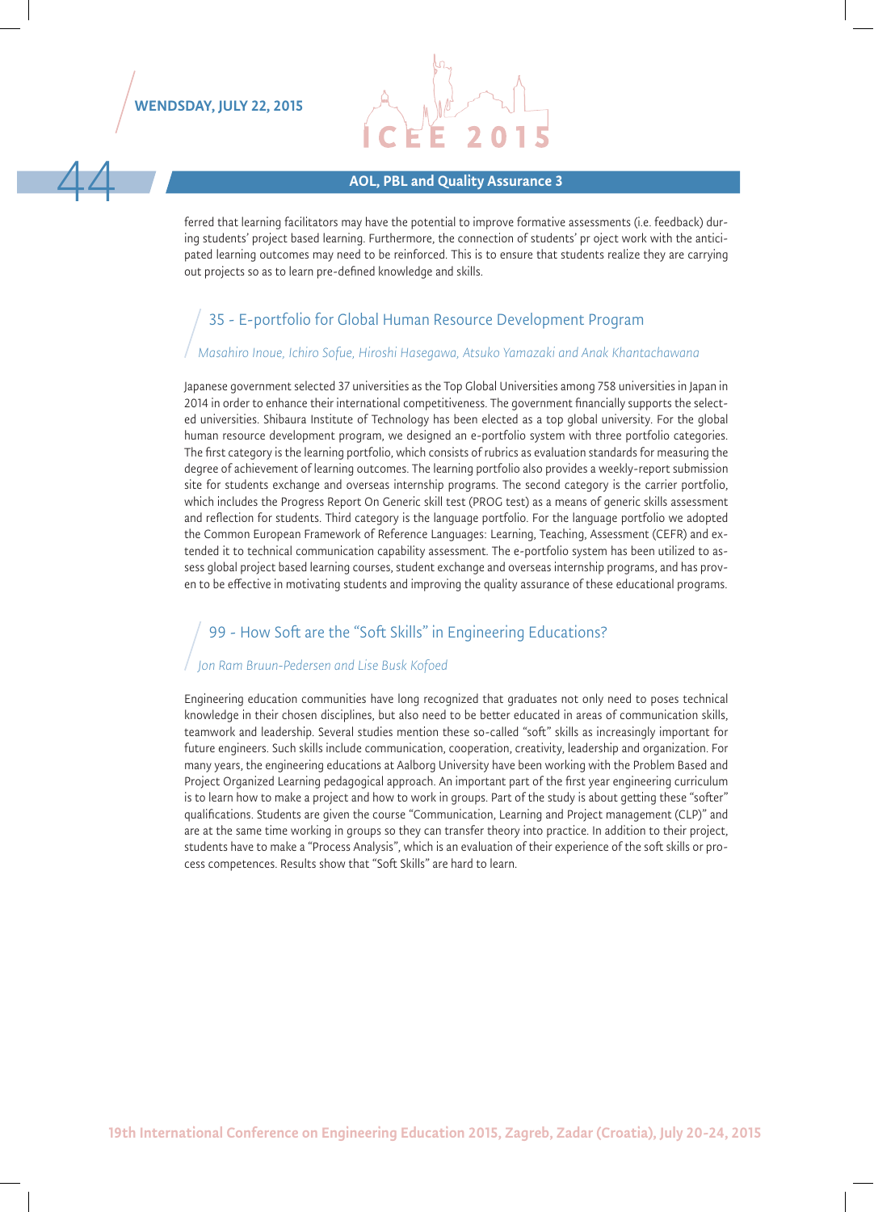## AOL, PBL and Quality Assurance 3

ferred that learning facilitators may have the potential to improve formative assessments (i.e. feedback) during students' project based learning. Furthermore, the connection of students' pr oject work with the anticipated learning outcomes may need to be reinforced. This is to ensure that students realize they are carrying out projects so as to learn pre-defined knowledge and skills.

### 35 - E-portfolio for Global Human Resource Development Program

*Masahiro Inoue, Ichiro Sofue, Hiroshi Hasegawa, Atsuko Yamazaki and Anak Khantachawana*

Japanese government selected 37 universities as the Top Global Universities among 758 universities in Japan in 2014 in order to enhance their international competitiveness. The government financially supports the selected universities. Shibaura Institute of Technology has been elected as a top global university. For the global human resource development program, we designed an e-portfolio system with three portfolio categories. The first category is the learning portfolio, which consists of rubrics as evaluation standards for measuring the degree of achievement of learning outcomes. The learning portfolio also provides a weekly-report submission site for students exchange and overseas internship programs. The second category is the carrier portfolio, which includes the Progress Report On Generic skill test (PROG test) as a means of generic skills assessment and reflection for students. Third category is the language portfolio. For the language portfolio we adopted the Common European Framework of Reference Languages: Learning, Teaching, Assessment (CEFR) and extended it to technical communication capability assessment. The e-portfolio system has been utilized to assess global project based learning courses, student exchange and overseas internship programs, and has proven to be effective in motivating students and improving the quality assurance of these educational programs.

### 99 - How Soft are the "Soft Skills" in Engineering Educations?

*Jon Ram Bruun-Pedersen and Lise Busk Kofoed*

Engineering education communities have long recognized that graduates not only need to poses technical knowledge in their chosen disciplines, but also need to be better educated in areas of communication skills, teamwork and leadership. Several studies mention these so-called "soft" skills as increasingly important for future engineers. Such skills include communication, cooperation, creativity, leadership and organization. For many years, the engineering educations at Aalborg University have been working with the Problem Based and Project Organized Learning pedagogical approach. An important part of the first year engineering curriculum is to learn how to make a project and how to work in groups. Part of the study is about getting these "softer" qualifications. Students are given the course "Communication, Learning and Project management (CLP)" and are at the same time working in groups so they can transfer theory into practice. In addition to their project, students have to make a "Process Analysis", which is an evaluation of their experience of the soft skills or process competences. Results show that "Soft Skills" are hard to learn.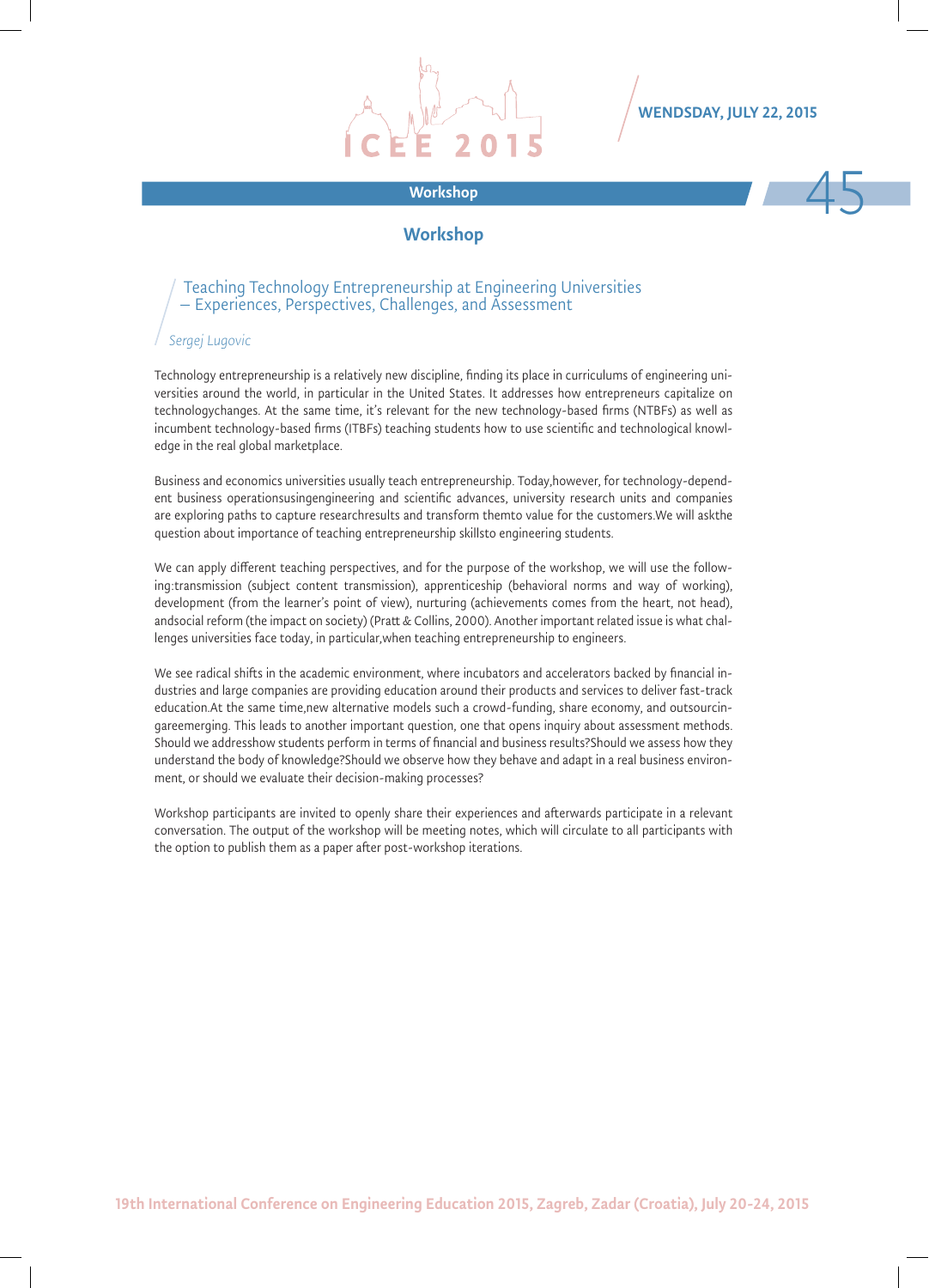## Workshop

### Teaching Technology Entrepreneurship at Engineering Universities – Experiences, Perspectives, Challenges, and Assessment

*Sergej Lugovic*

Technology entrepreneurship is a relatively new discipline, finding its place in curriculums of engineering universities around the world, in particular in the United States. It addresses how entrepreneurs capitalize on technologychanges. At the same time, it's relevant for the new technology-based firms (NTBFs) as well as incumbent technology-based firms (ITBFs) teaching students how to use scientific and technological knowledge in the real global marketplace.

Business and economics universities usually teach entrepreneurship. Today,however, for technology-dependent business operationsusingengineering and scientific advances, university research units and companies are exploring paths to capture researchresults and transform themto value for the customers.We will askthe question about importance of teaching entrepreneurship skillsto engineering students.

We can apply different teaching perspectives, and for the purpose of the workshop, we will use the following:transmission (subject content transmission), apprenticeship (behavioral norms and way of working), development (from the learner's point of view), nurturing (achievements comes from the heart, not head), andsocial reform (the impact on society) (Pratt & Collins, 2000). Another important related issue is what challenges universities face today, in particular,when teaching entrepreneurship to engineers.

We see radical shifts in the academic environment, where incubators and accelerators backed by financial industries and large companies are providing education around their products and services to deliver fast-track education.At the same time,new alternative models such a crowd-funding, share economy, and outsourcingareemerging. This leads to another important question, one that opens inquiry about assessment methods. Should we addresshow students perform in terms of financial and business results?Should we assess how they understand the body of knowledge?Should we observe how they behave and adapt in a real business environment, or should we evaluate their decision-making processes?

Workshop participants are invited to openly share their experiences and afterwards participate in a relevant conversation. The output of the workshop will be meeting notes, which will circulate to all participants with the option to publish them as a paper after post-workshop iterations.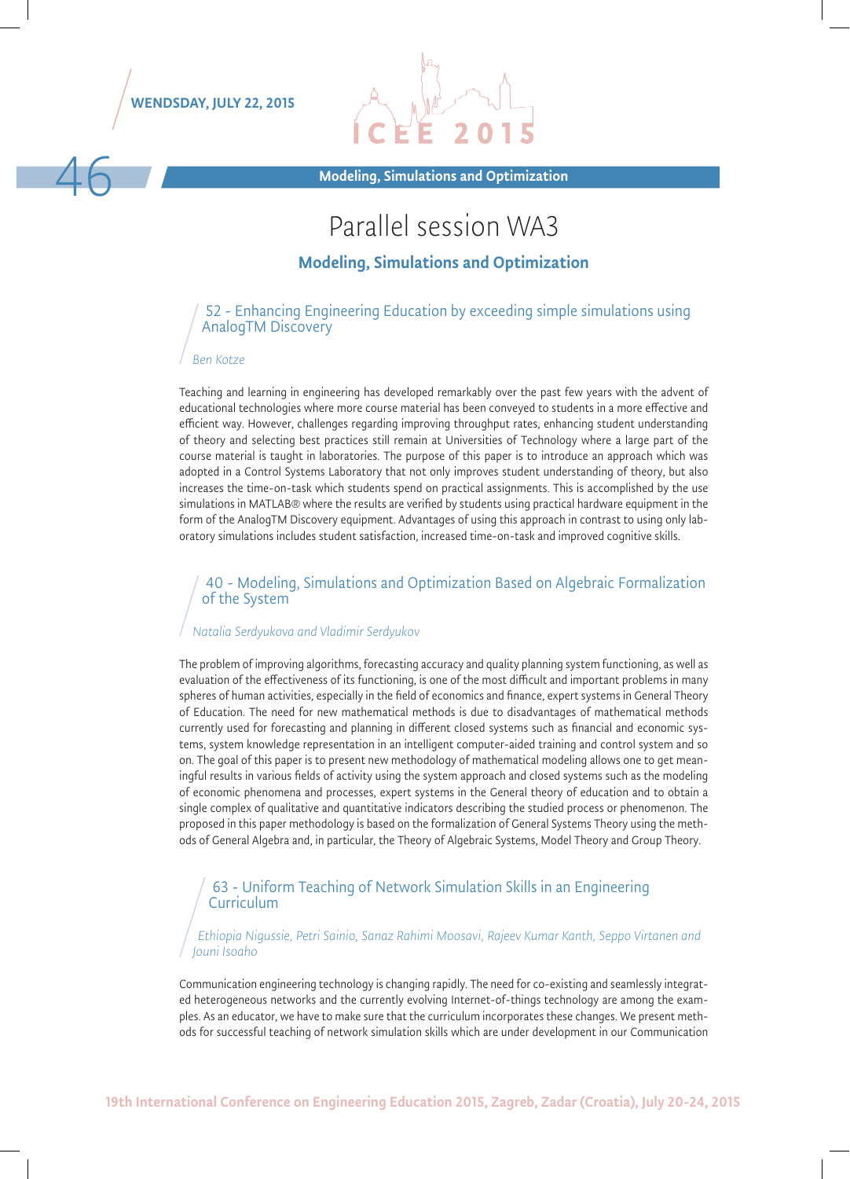# Parallel session WA3

## Modeling, Simulations and Optimization

### 52 - Enhancing Engineering Education by exceeding simple simulations using AnalogTM Discovery

*Ben Kotze*

Teaching and learning in engineering has developed remarkably over the past few years with the advent of educational technologies where more course material has been conveyed to students in a more effective and efficient way. However, challenges regarding improving throughput rates, enhancing student understanding of theory and selecting best practices still remain at Universities of Technology where a large part of the course material is taught in laboratories. The purpose of this paper is to introduce an approach which was adopted in a Control Systems Laboratory that not only improves student understanding of theory, but also increases the time-on-task which students spend on practical assignments. This is accomplished by the use simulations in MATLAB® where the results are verified by students using practical hardware equipment in the form of the AnalogTM Discovery equipment. Advantages of using this approach in contrast to using only laboratory simulations includes student satisfaction, increased time-on-task and improved cognitive skills.

### 40 - Modeling, Simulations and Optimization Based on Algebraic Formalization of the System

*Natalia Serdyukova and Vladimir Serdyukov*

The problem of improving algorithms, forecasting accuracy and quality planning system functioning, as well as evaluation of the effectiveness of its functioning, is one of the most difficult and important problems in many spheres of human activities, especially in the field of economics and finance, expert systems in General Theory of Education. The need for new mathematical methods is due to disadvantages of mathematical methods currently used for forecasting and planning in different closed systems such as financial and economic systems, system knowledge representation in an intelligent computer-aided training and control system and so on. The goal of this paper is to present new methodology of mathematical modeling allows one to get meaningful results in various fields of activity using the system approach and closed systems such as the modeling of economic phenomena and processes, expert systems in the General theory of education and to obtain a single complex of qualitative and quantitative indicators describing the studied process or phenomenon. The proposed in this paper methodology is based on the formalization of General Systems Theory using the methods of General Algebra and, in particular, the Theory of Algebraic Systems, Model Theory and Group Theory.

### 63 - Uniform Teaching of Network Simulation Skills in an Engineering Curriculum

*Ethiopia Nigussie, Petri Sainio, Sanaz Rahimi Moosavi, Rajeev Kumar Kanth, Seppo Virtanen and Jouni Isoaho*

Communication engineering technology is changing rapidly. The need for co-existing and seamlessly integrated heterogeneous networks and the currently evolving Internet-of-things technology are among the examples. As an educator, we have to make sure that the curriculum incorporates these changes. We present methods for successful teaching of network simulation skills which are under development in our Communication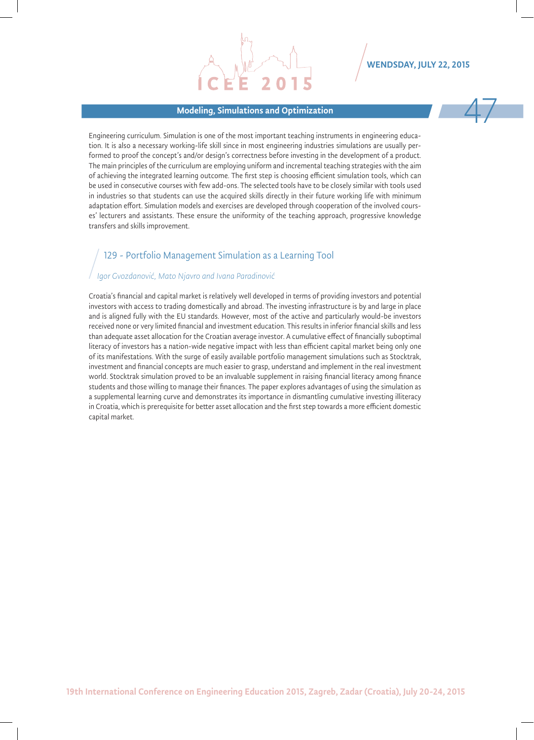Engineering curriculum. Simulation is one of the most important teaching instruments in engineering education. It is also a necessary working-life skill since in most engineering industries simulations are usually performed to proof the concept's and/or design's correctness before investing in the development of a product. The main principles of the curriculum are employing uniform and incremental teaching strategies with the aim of achieving the integrated learning outcome. The first step is choosing efficient simulation tools, which can be used in consecutive courses with few add-ons. The selected tools have to be closely similar with tools used in industries so that students can use the acquired skills directly in their future working life with minimum adaptation effort. Simulation models and exercises are developed through cooperation of the involved courses' lecturers and assistants. These ensure the uniformity of the teaching approach, progressive knowledge transfers and skills improvement.

## 129 - Portfolio Management Simulation as a Learning Tool

*Igor Gvozdanović, Mato Njavro and Ivana Paradinović*

Croatia's financial and capital market is relatively well developed in terms of providing investors and potential investors with access to trading domestically and abroad. The investing infrastructure is by and large in place and is aligned fully with the EU standards. However, most of the active and particularly would-be investors received none or very limited financial and investment education. This results in inferior financial skills and less than adequate asset allocation for the Croatian average investor. A cumulative effect of financially suboptimal literacy of investors has a nation-wide negative impact with less than efficient capital market being only one of its manifestations. With the surge of easily available portfolio management simulations such as Stocktrak, investment and financial concepts are much easier to grasp, understand and implement in the real investment world. Stocktrak simulation proved to be an invaluable supplement in raising financial literacy among finance students and those willing to manage their finances. The paper explores advantages of using the simulation as a supplemental learning curve and demonstrates its importance in dismantling cumulative investing illiteracy in Croatia, which is prerequisite for better asset allocation and the first step towards a more efficient domestic capital market.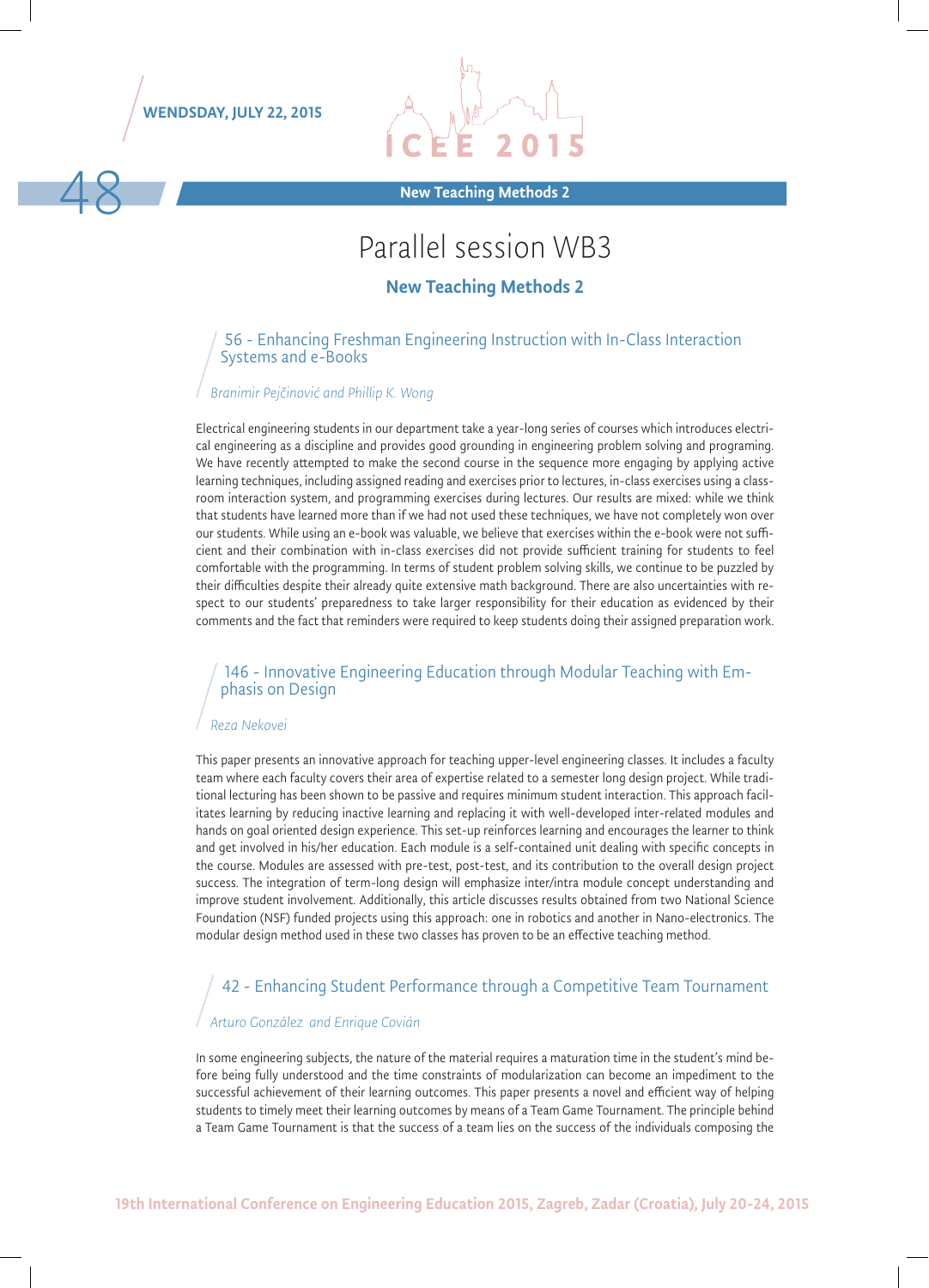New Teaching Methods 2

# Parallel session WB3

## New Teaching Methods 2

### 56 - Enhancing Freshman Engineering Instruction with In-Class Interaction Systems and e-Books

*Branimir Pejčinović and Phillip K. Wong*

Electrical engineering students in our department take a year-long series of courses which introduces electrical engineering as a discipline and provides good grounding in engineering problem solving and programing. We have recently attempted to make the second course in the sequence more engaging by applying active learning techniques, including assigned reading and exercises prior to lectures, in-class exercises using a classroom interaction system, and programming exercises during lectures. Our results are mixed: while we think that students have learned more than if we had not used these techniques, we have not completely won over our students. While using an e-book was valuable, we believe that exercises within the e-book were not sufficient and their combination with in-class exercises did not provide sufficient training for students to feel comfortable with the programming. In terms of student problem solving skills, we continue to be puzzled by their difficulties despite their already quite extensive math background. There are also uncertainties with respect to our students' preparedness to take larger responsibility for their education as evidenced by their comments and the fact that reminders were required to keep students doing their assigned preparation work.

### 146 - Innovative Engineering Education through Modular Teaching with Emphasis on Design

*Reza Nekovei*

This paper presents an innovative approach for teaching upper-level engineering classes. It includes a faculty team where each faculty covers their area of expertise related to a semester long design project. While traditional lecturing has been shown to be passive and requires minimum student interaction. This approach facilitates learning by reducing inactive learning and replacing it with well-developed inter-related modules and hands on goal oriented design experience. This set-up reinforces learning and encourages the learner to think and get involved in his/her education. Each module is a self-contained unit dealing with specific concepts in the course. Modules are assessed with pre-test, post-test, and its contribution to the overall design project success. The integration of term-long design will emphasize inter/intra module concept understanding and improve student involvement. Additionally, this article discusses results obtained from two National Science Foundation (NSF) funded projects using this approach: one in robotics and another in Nano-electronics. The modular design method used in these two classes has proven to be an effective teaching method.

### 42 - Enhancing Student Performance through a Competitive Team Tournament

*Arturo González and Enrique Covián*

In some engineering subjects, the nature of the material requires a maturation time in the student's mind before being fully understood and the time constraints of modularization can become an impediment to the successful achievement of their learning outcomes. This paper presents a novel and efficient way of helping students to timely meet their learning outcomes by means of a Team Game Tournament. The principle behind a Team Game Tournament is that the success of a team lies on the success of the individuals composing the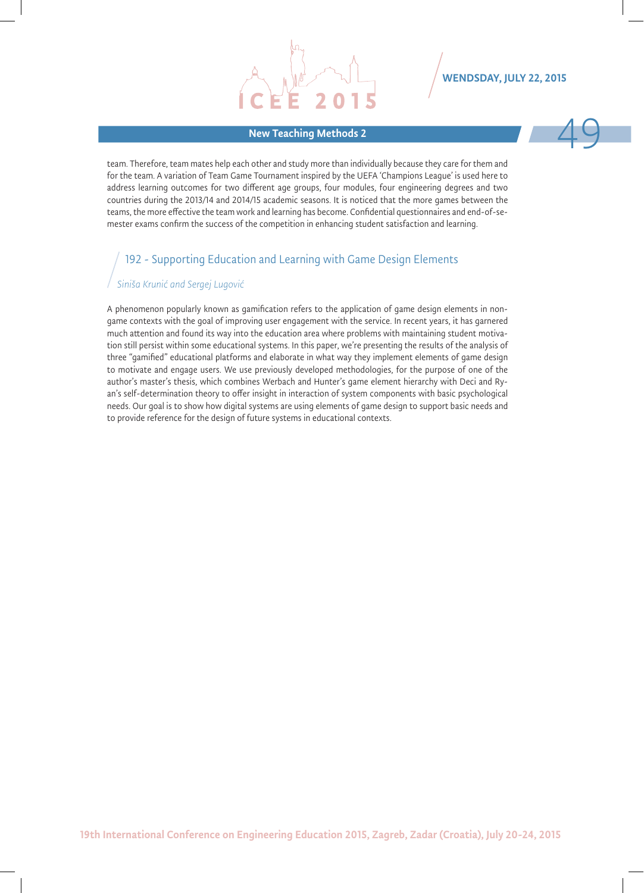## New Teaching Methods 2

team. Therefore, team mates help each other and study more than individually because they care for them and for the team. A variation of Team Game Tournament inspired by the UEFA 'Champions League' is used here to address learning outcomes for two different age groups, four modules, four engineering degrees and two countries during the 2013/14 and 2014/15 academic seasons. It is noticed that the more games between the teams, the more effective the team work and learning has become. Confidential questionnaires and end-of-semester exams confirm the success of the competition in enhancing student satisfaction and learning.

### 192 - Supporting Education and Learning with Game Design Elements

*Siniša Krunić and Sergej Lugović*

A phenomenon popularly known as gamification refers to the application of game design elements in non-game contexts with the goal of improving user engagement with the service. In recent years, it has garnered much attention and found its way into the education area where problems with maintaining student motivation still persist within some educational systems. In this paper, we're presenting the results of the analysis of three "gamified" educational platforms and elaborate in what way they implement elements of game design to motivate and engage users. We use previously developed methodologies, for the purpose of one of the author's master's thesis, which combines Werbach and Hunter's game element hierarchy with Deci and Ryan's self-determination theory to offer insight in interaction of system components with basic psychological needs. Our goal is to show how digital systems are using elements of game design to support basic needs and to provide reference for the design of future systems in educational contexts.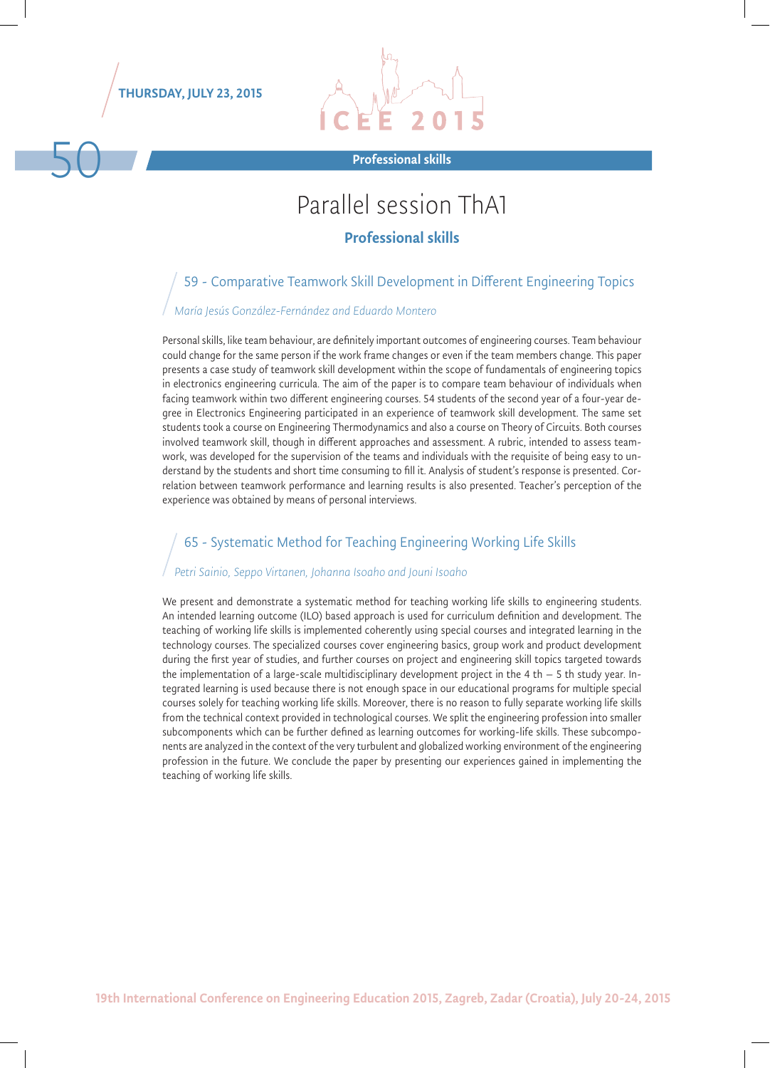# Parallel session ThA1

## Professional skills

### 59 - Comparative Teamwork Skill Development in Different Engineering Topics

*María Jesús González-Fernández and Eduardo Montero*

Personal skills, like team behaviour, are definitely important outcomes of engineering courses. Team behaviour could change for the same person if the work frame changes or even if the team members change. This paper presents a case study of teamwork skill development within the scope of fundamentals of engineering topics in electronics engineering curricula. The aim of the paper is to compare team behaviour of individuals when facing teamwork within two different engineering courses. 54 students of the second year of a four-year degree in Electronics Engineering participated in an experience of teamwork skill development. The same set students took a course on Engineering Thermodynamics and also a course on Theory of Circuits. Both courses involved teamwork skill, though in different approaches and assessment. A rubric, intended to assess teamwork, was developed for the supervision of the teams and individuals with the requisite of being easy to understand by the students and short time consuming to fill it. Analysis of student's response is presented. Correlation between teamwork performance and learning results is also presented. Teacher's perception of the experience was obtained by means of personal interviews.

### 65 - Systematic Method for Teaching Engineering Working Life Skills

*Petri Sainio, Seppo Virtanen, Johanna Isoaho and Jouni Isoaho*

We present and demonstrate a systematic method for teaching working life skills to engineering students. An intended learning outcome (ILO) based approach is used for curriculum definition and development. The teaching of working life skills is implemented coherently using special courses and integrated learning in the technology courses. The specialized courses cover engineering basics, group work and product development during the first year of studies, and further courses on project and engineering skill topics targeted towards the implementation of a large-scale multidisciplinary development project in the 4 th – 5 th study year. Integrated learning is used because there is not enough space in our educational programs for multiple special courses solely for teaching working life skills. Moreover, there is no reason to fully separate working life skills from the technical context provided in technological courses. We split the engineering profession into smaller subcomponents which can be further defined as learning outcomes for working-life skills. These subcomponents are analyzed in the context of the very turbulent and globalized working environment of the engineering profession in the future. We conclude the paper by presenting our experiences gained in implementing the teaching of working life skills.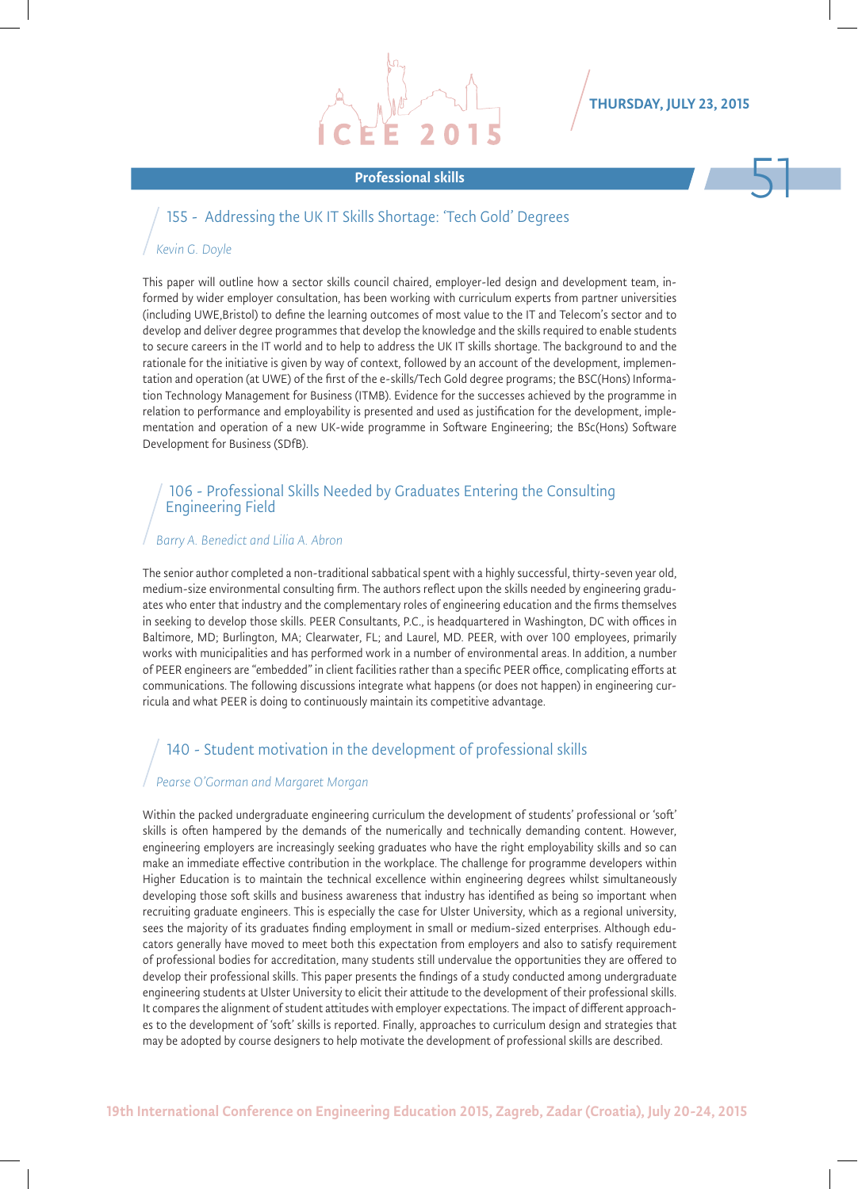## Professional skills

### 155 - Addressing the UK IT Skills Shortage: 'Tech Gold' Degrees

*Kevin G. Doyle*

This paper will outline how a sector skills council chaired, employer-led design and development team, informed by wider employer consultation, has been working with curriculum experts from partner universities (including UWE,Bristol) to define the learning outcomes of most value to the IT and Telecom's sector and to develop and deliver degree programmes that develop the knowledge and the skills required to enable students to secure careers in the IT world and to help to address the UK IT skills shortage. The background to and the rationale for the initiative is given by way of context, followed by an account of the development, implementation and operation (at UWE) of the first of the e-skills/Tech Gold degree programs; the BSC(Hons) Information Technology Management for Business (ITMB). Evidence for the successes achieved by the programme in relation to performance and employability is presented and used as justification for the development, implementation and operation of a new UK-wide programme in Software Engineering; the BSc(Hons) Software Development for Business (SDfB).

### 106 - Professional Skills Needed by Graduates Entering the Consulting Engineering Field

*Barry A. Benedict and Lilia A. Abron*

The senior author completed a non-traditional sabbatical spent with a highly successful, thirty-seven year old, medium-size environmental consulting firm. The authors reflect upon the skills needed by engineering graduates who enter that industry and the complementary roles of engineering education and the firms themselves in seeking to develop those skills. PEER Consultants, P.C., is headquartered in Washington, DC with offices in Baltimore, MD; Burlington, MA; Clearwater, FL; and Laurel, MD. PEER, with over 100 employees, primarily works with municipalities and has performed work in a number of environmental areas. In addition, a number of PEER engineers are "embedded" in client facilities rather than a specific PEER office, complicating efforts at communications. The following discussions integrate what happens (or does not happen) in engineering curricula and what PEER is doing to continuously maintain its competitive advantage.

### 140 - Student motivation in the development of professional skills

*Pearse O'Gorman and Margaret Morgan*

Within the packed undergraduate engineering curriculum the development of students' professional or 'soft' skills is often hampered by the demands of the numerically and technically demanding content. However, engineering employers are increasingly seeking graduates who have the right employability skills and so can make an immediate effective contribution in the workplace. The challenge for programme developers within Higher Education is to maintain the technical excellence within engineering degrees whilst simultaneously developing those soft skills and business awareness that industry has identified as being so important when recruiting graduate engineers. This is especially the case for Ulster University, which as a regional university, sees the majority of its graduates finding employment in small or medium-sized enterprises. Although educators generally have moved to meet both this expectation from employers and also to satisfy requirement of professional bodies for accreditation, many students still undervalue the opportunities they are offered to develop their professional skills. This paper presents the findings of a study conducted among undergraduate engineering students at Ulster University to elicit their attitude to the development of their professional skills. It compares the alignment of student attitudes with employer expectations. The impact of different approaches to the development of 'soft' skills is reported. Finally, approaches to curriculum design and strategies that may be adopted by course designers to help motivate the development of professional skills are described.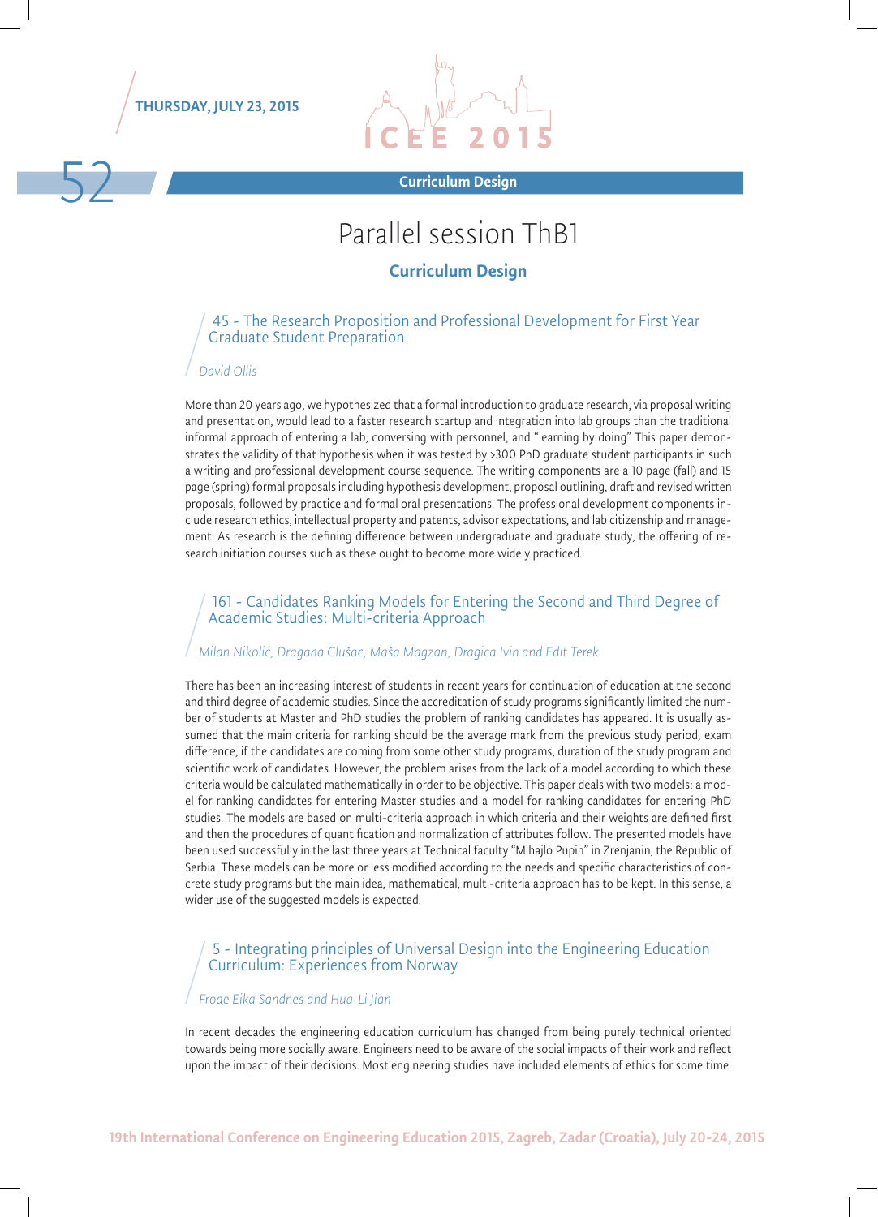THURSDAY, JULY 23, 2015

# Parallel session ThB1

## Curriculum Design

### 45 - The Research Proposition and Professional Development for First Year Graduate Student Preparation

*David Ollis*

More than 20 years ago, we hypothesized that a formal introduction to graduate research, via proposal writing and presentation, would lead to a faster research startup and integration into lab groups than the traditional informal approach of entering a lab, conversing with personnel, and "learning by doing" This paper demonstrates the validity of that hypothesis when it was tested by >300 PhD graduate student participants in such a writing and professional development course sequence. The writing components are a 10 page (fall) and 15 page (spring) formal proposals including hypothesis development, proposal outlining, draft and revised written proposals, followed by practice and formal oral presentations. The professional development components include research ethics, intellectual property and patents, advisor expectations, and lab citizenship and management. As research is the defining difference between undergraduate and graduate study, the offering of research initiation courses such as these ought to become more widely practiced.

### 161 - Candidates Ranking Models for Entering the Second and Third Degree of Academic Studies: Multi-criteria Approach

*Milan Nikolić, Dragana Glušac, Maša Magzan, Dragica Ivin and Edit Terek*

There has been an increasing interest of students in recent years for continuation of education at the second and third degree of academic studies. Since the accreditation of study programs significantly limited the number of students at Master and PhD studies the problem of ranking candidates has appeared. It is usually assumed that the main criteria for ranking should be the average mark from the previous study period, exam difference, if the candidates are coming from some other study programs, duration of the study program and scientific work of candidates. However, the problem arises from the lack of a model according to which these criteria would be calculated mathematically in order to be objective. This paper deals with two models: a model for ranking candidates for entering Master studies and a model for ranking candidates for entering PhD studies. The models are based on multi-criteria approach in which criteria and their weights are defined first and then the procedures of quantification and normalization of attributes follow. The presented models have been used successfully in the last three years at Technical faculty "Mihajlo Pupin" in Zrenjanin, the Republic of Serbia. These models can be more or less modified according to the needs and specific characteristics of concrete study programs but the main idea, mathematical, multi-criteria approach has to be kept. In this sense, a wider use of the suggested models is expected.

### 5 - Integrating principles of Universal Design into the Engineering Education Curriculum: Experiences from Norway

*Frode Eika Sandnes and Hua-Li Jian*

In recent decades the engineering education curriculum has changed from being purely technical oriented towards being more socially aware. Engineers need to be aware of the social impacts of their work and reflect upon the impact of their decisions. Most engineering studies have included elements of ethics for some time.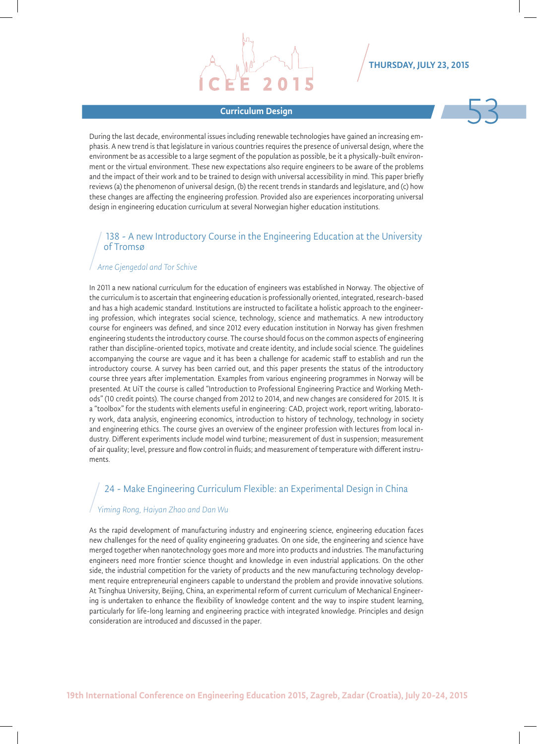## Curriculum Design

During the last decade, environmental issues including renewable technologies have gained an increasing emphasis. A new trend is that legislature in various countries requires the presence of universal design, where the environment be as accessible to a large segment of the population as possible, be it a physically-built environment or the virtual environment. These new expectations also require engineers to be aware of the problems and the impact of their work and to be trained to design with universal accessibility in mind. This paper briefly reviews (a) the phenomenon of universal design, (b) the recent trends in standards and legislature, and (c) how these changes are affecting the engineering profession. Provided also are experiences incorporating universal design in engineering education curriculum at several Norwegian higher education institutions.

### 138 - A new Introductory Course in the Engineering Education at the University of Tromsø

*Arne Gjengedal and Tor Schive*

In 2011 a new national curriculum for the education of engineers was established in Norway. The objective of the curriculum is to ascertain that engineering education is professionally oriented, integrated, research-based and has a high academic standard. Institutions are instructed to facilitate a holistic approach to the engineering profession, which integrates social science, technology, science and mathematics. A new introductory course for engineers was defined, and since 2012 every education institution in Norway has given freshmen engineering students the introductory course. The course should focus on the common aspects of engineering rather than discipline-oriented topics, motivate and create identity, and include social science. The guidelines accompanying the course are vague and it has been a challenge for academic staff to establish and run the introductory course. A survey has been carried out, and this paper presents the status of the introductory course three years after implementation. Examples from various engineering programmes in Norway will be presented. At UiT the course is called "Introduction to Professional Engineering Practice and Working Methods" (10 credit points). The course changed from 2012 to 2014, and new changes are considered for 2015. It is a "toolbox" for the students with elements useful in engineering: CAD, project work, report writing, laboratory work, data analysis, engineering economics, introduction to history of technology, technology in society and engineering ethics. The course gives an overview of the engineer profession with lectures from local industry. Different experiments include model wind turbine; measurement of dust in suspension; measurement of air quality; level, pressure and flow control in fluids; and measurement of temperature with different instruments.

### 24 - Make Engineering Curriculum Flexible: an Experimental Design in China

*Yiming Rong, Haiyan Zhao and Dan Wu*

As the rapid development of manufacturing industry and engineering science, engineering education faces new challenges for the need of quality engineering graduates. On one side, the engineering and science have merged together when nanotechnology goes more and more into products and industries. The manufacturing engineers need more frontier science thought and knowledge in even industrial applications. On the other side, the industrial competition for the variety of products and the new manufacturing technology development require entrepreneurial engineers capable to understand the problem and provide innovative solutions. At Tsinghua University, Beijing, China, an experimental reform of current curriculum of Mechanical Engineering is undertaken to enhance the flexibility of knowledge content and the way to inspire student learning, particularly for life-long learning and engineering practice with integrated knowledge. Principles and design consideration are introduced and discussed in the paper.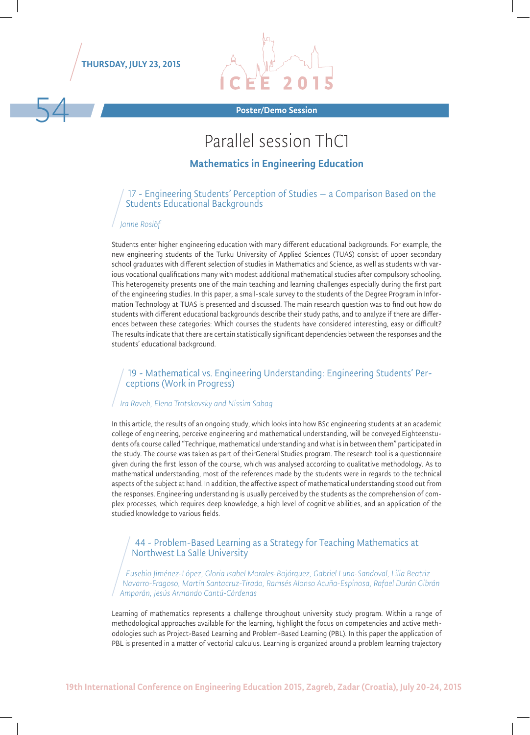Poster/Demo Session

# Parallel session ThC1

## Mathematics in Engineering Education

### 17 - Engineering Students' Perception of Studies – a Comparison Based on the Students Educational Backgrounds

*Janne Roslöf*

Students enter higher engineering education with many different educational backgrounds. For example, the new engineering students of the Turku University of Applied Sciences (TUAS) consist of upper secondary school graduates with different selection of studies in Mathematics and Science, as well as students with various vocational qualifications many with modest additional mathematical studies after compulsory schooling. This heterogeneity presents one of the main teaching and learning challenges especially during the first part of the engineering studies. In this paper, a small-scale survey to the students of the Degree Program in Information Technology at TUAS is presented and discussed. The main research question was to find out how do students with different educational backgrounds describe their study paths, and to analyze if there are differences between these categories: Which courses the students have considered interesting, easy or difficult? The results indicate that there are certain statistically significant dependencies between the responses and the students' educational background.

### 19 - Mathematical vs. Engineering Understanding: Engineering Students' Perceptions (Work in Progress)

*Ira Raveh, Elena Trotskovsky and Nissim Sabag*

In this article, the results of an ongoing study, which looks into how BSc engineering students at an academic college of engineering, perceive engineering and mathematical understanding, will be conveyed.Eighteenstudents ofa course called "Technique, mathematical understanding and what is in between them" participated in the study. The course was taken as part of theirGeneral Studies program. The research tool is a questionnaire given during the first lesson of the course, which was analysed according to qualitative methodology. As to mathematical understanding, most of the references made by the students were in regards to the technical aspects of the subject at hand. In addition, the affective aspect of mathematical understanding stood out from the responses. Engineering understanding is usually perceived by the students as the comprehension of complex processes, which requires deep knowledge, a high level of cognitive abilities, and an application of the studied knowledge to various fields.

### 44 - Problem-Based Learning as a Strategy for Teaching Mathematics at Northwest La Salle University

*Eusebio Jiménez-López, Gloria Isabel Morales-Bojórquez, Gabriel Luna-Sandoval, Lilia Beatriz Navarro-Fragoso, Martín Santacruz-Tirado, Ramsés Alonso Acuña-Espinosa, Rafael Durán Gibrán Amparán, Jesús Armando Cantú-Cárdenas*

Learning of mathematics represents a challenge throughout university study program. Within a range of methodological approaches available for the learning, highlight the focus on competencies and active methodologies such as Project-Based Learning and Problem-Based Learning (PBL). In this paper the application of PBL is presented in a matter of vectorial calculus. Learning is organized around a problem learning trajectory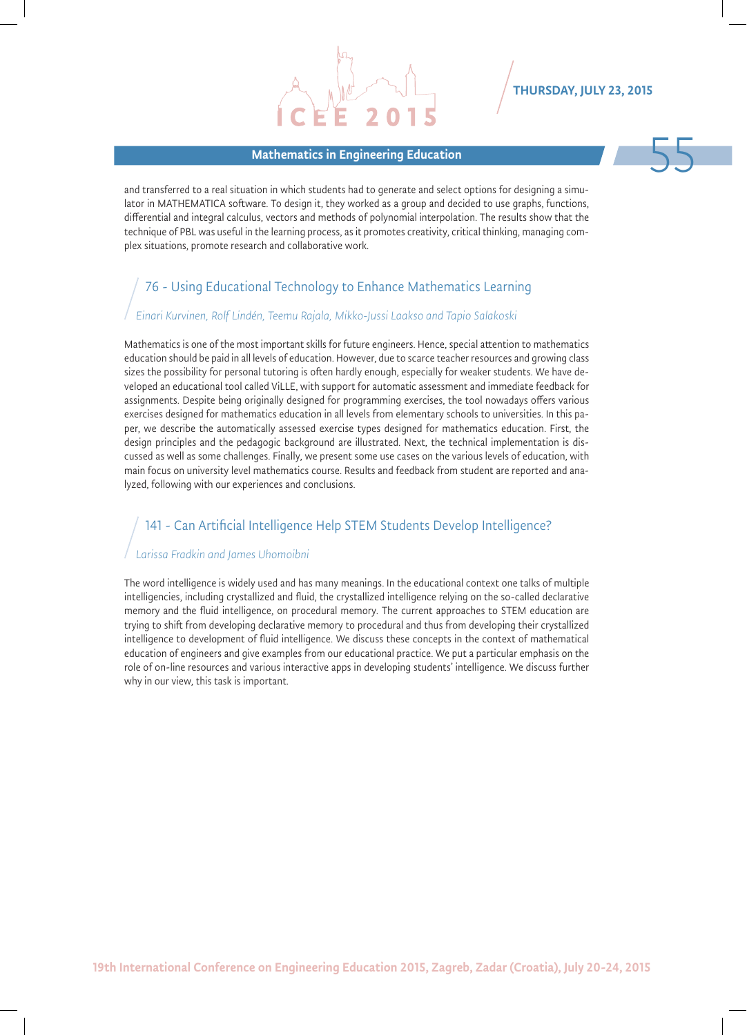and transferred to a real situation in which students had to generate and select options for designing a simulator in MATHEMATICA software. To design it, they worked as a group and decided to use graphs, functions, differential and integral calculus, vectors and methods of polynomial interpolation. The results show that the technique of PBL was useful in the learning process, as it promotes creativity, critical thinking, managing complex situations, promote research and collaborative work.

## 76 - Using Educational Technology to Enhance Mathematics Learning

*Einari Kurvinen, Rolf Lindén, Teemu Rajala, Mikko-Jussi Laakso and Tapio Salakoski*

Mathematics is one of the most important skills for future engineers. Hence, special attention to mathematics education should be paid in all levels of education. However, due to scarce teacher resources and growing class sizes the possibility for personal tutoring is often hardly enough, especially for weaker students. We have developed an educational tool called ViLLE, with support for automatic assessment and immediate feedback for assignments. Despite being originally designed for programming exercises, the tool nowadays offers various exercises designed for mathematics education in all levels from elementary schools to universities. In this paper, we describe the automatically assessed exercise types designed for mathematics education. First, the design principles and the pedagogic background are illustrated. Next, the technical implementation is discussed as well as some challenges. Finally, we present some use cases on the various levels of education, with main focus on university level mathematics course. Results and feedback from student are reported and analyzed, following with our experiences and conclusions.

## 141 - Can Artificial Intelligence Help STEM Students Develop Intelligence?

*Larissa Fradkin and James Uhomoibni*

The word intelligence is widely used and has many meanings. In the educational context one talks of multiple intelligencies, including crystallized and fluid, the crystallized intelligence relying on the so-called declarative memory and the fluid intelligence, on procedural memory. The current approaches to STEM education are trying to shift from developing declarative memory to procedural and thus from developing their crystallized intelligence to development of fluid intelligence. We discuss these concepts in the context of mathematical education of engineers and give examples from our educational practice. We put a particular emphasis on the role of on-line resources and various interactive apps in developing students' intelligence. We discuss further why in our view, this task is important.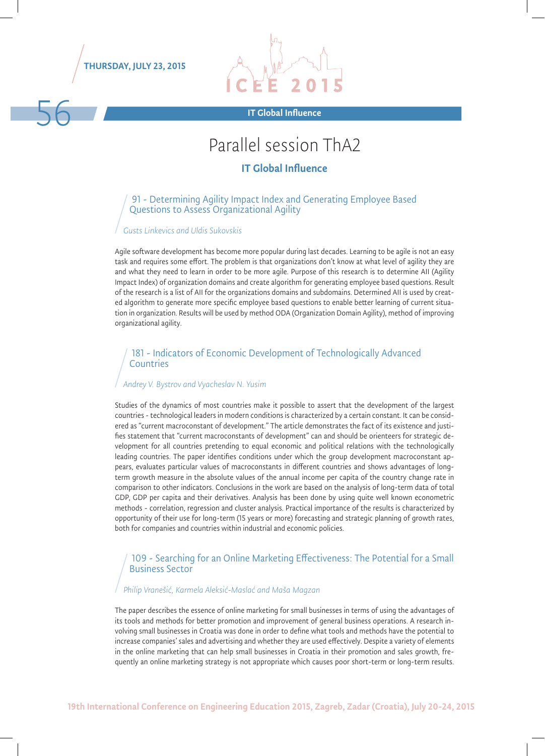# Parallel session ThA2

## IT Global Influence

### 91 - Determining Agility Impact Index and Generating Employee Based Questions to Assess Organizational Agility

*Gusts Linkevics and Uldis Sukovskis*

Agile software development has become more popular during last decades. Learning to be agile is not an easy task and requires some effort. The problem is that organizations don't know at what level of agility they are and what they need to learn in order to be more agile. Purpose of this research is to determine AII (Agility Impact Index) of organization domains and create algorithm for generating employee based questions. Result of the research is a list of AII for the organizations domains and subdomains. Determined AII is used by created algorithm to generate more specific employee based questions to enable better learning of current situation in organization. Results will be used by method ODA (Organization Domain Agility), method of improving organizational agility.

### 181 - Indicators of Economic Development of Technologically Advanced Countries

*Andrey V. Bystrov and Vyacheslav N. Yusim*

Studies of the dynamics of most countries make it possible to assert that the development of the largest countries - technological leaders in modern conditions is characterized by a certain constant. It can be considered as "current macroconstant of development." The article demonstrates the fact of its existence and justifies statement that "current macroconstants of development" can and should be orienteers for strategic development for all countries pretending to equal economic and political relations with the technologically leading countries. The paper identifies conditions under which the group development macroconstant appears, evaluates particular values of macroconstants in different countries and shows advantages of long-term growth measure in the absolute values of the annual income per capita of the country change rate in comparison to other indicators. Conclusions in the work are based on the analysis of long-term data of total GDP, GDP per capita and their derivatives. Analysis has been done by using quite well known econometric methods - correlation, regression and cluster analysis. Practical importance of the results is characterized by opportunity of their use for long-term (15 years or more) forecasting and strategic planning of growth rates, both for companies and countries within industrial and economic policies.

### 109 - Searching for an Online Marketing Effectiveness: The Potential for a Small Business Sector

*Philip Vranešić, Karmela Aleksić-Maslać and Maša Magzan*

The paper describes the essence of online marketing for small businesses in terms of using the advantages of its tools and methods for better promotion and improvement of general business operations. A research involving small businesses in Croatia was done in order to define what tools and methods have the potential to increase companies' sales and advertising and whether they are used effectively. Despite a variety of elements in the online marketing that can help small businesses in Croatia in their promotion and sales growth, frequently an online marketing strategy is not appropriate which causes poor short-term or long-term results.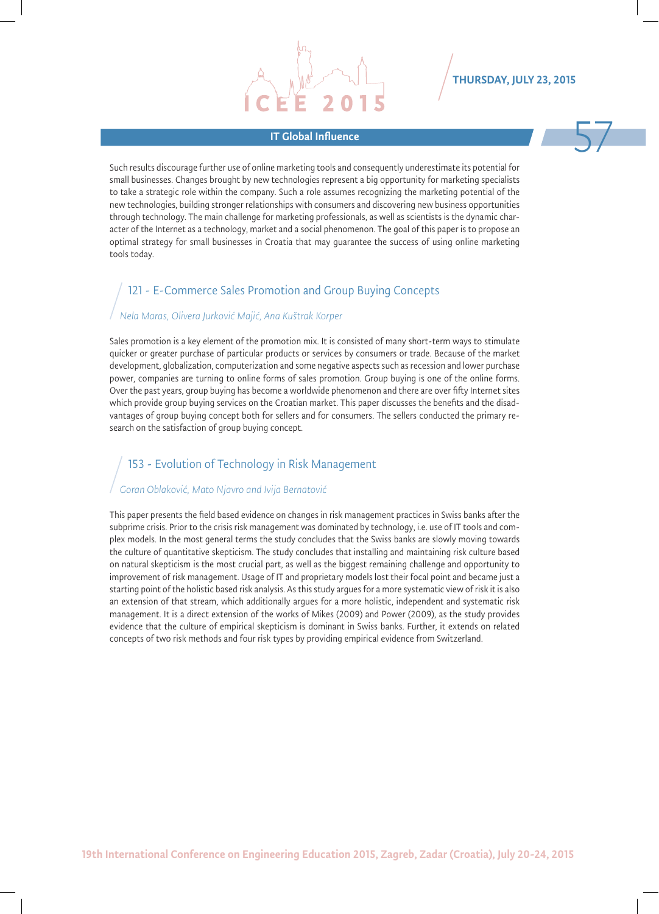## IT Global Influence

Such results discourage further use of online marketing tools and consequently underestimate its potential for small businesses. Changes brought by new technologies represent a big opportunity for marketing specialists to take a strategic role within the company. Such a role assumes recognizing the marketing potential of the new technologies, building stronger relationships with consumers and discovering new business opportunities through technology. The main challenge for marketing professionals, as well as scientists is the dynamic character of the Internet as a technology, market and a social phenomenon. The goal of this paper is to propose an optimal strategy for small businesses in Croatia that may guarantee the success of using online marketing tools today.

### 121 - E-Commerce Sales Promotion and Group Buying Concepts

*Nela Maras, Olivera Jurković Majić, Ana Kuštrak Korper*

Sales promotion is a key element of the promotion mix. It is consisted of many short-term ways to stimulate quicker or greater purchase of particular products or services by consumers or trade. Because of the market development, globalization, computerization and some negative aspects such as recession and lower purchase power, companies are turning to online forms of sales promotion. Group buying is one of the online forms. Over the past years, group buying has become a worldwide phenomenon and there are over fifty Internet sites which provide group buying services on the Croatian market. This paper discusses the benefits and the disadvantages of group buying concept both for sellers and for consumers. The sellers conducted the primary research on the satisfaction of group buying concept.

### 153 - Evolution of Technology in Risk Management

*Goran Oblaković, Mato Njavro and Ivija Bernatović*

This paper presents the field based evidence on changes in risk management practices in Swiss banks after the subprime crisis. Prior to the crisis risk management was dominated by technology, i.e. use of IT tools and complex models. In the most general terms the study concludes that the Swiss banks are slowly moving towards the culture of quantitative skepticism. The study concludes that installing and maintaining risk culture based on natural skepticism is the most crucial part, as well as the biggest remaining challenge and opportunity to improvement of risk management. Usage of IT and proprietary models lost their focal point and became just a starting point of the holistic based risk analysis. As this study argues for a more systematic view of risk it is also an extension of that stream, which additionally argues for a more holistic, independent and systematic risk management. It is a direct extension of the works of Mikes (2009) and Power (2009), as the study provides evidence that the culture of empirical skepticism is dominant in Swiss banks. Further, it extends on related concepts of two risk methods and four risk types by providing empirical evidence from Switzerland.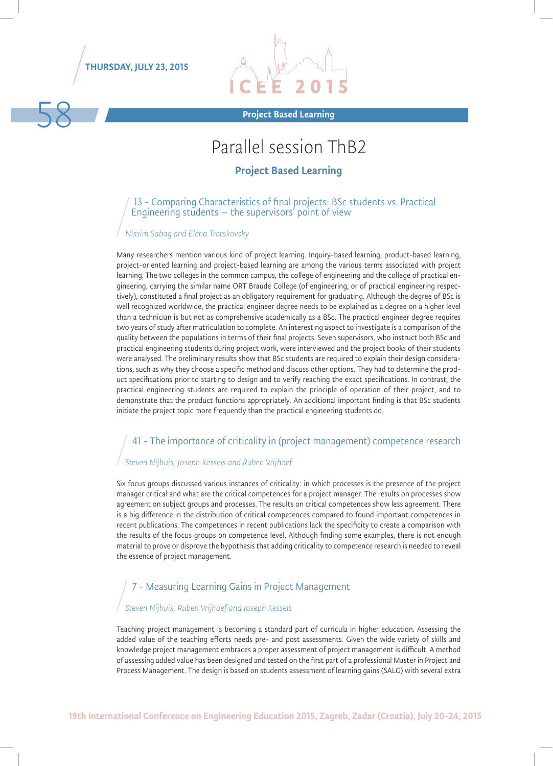## Project Based Learning

# Parallel session ThB2

## Project Based Learning

### 13 - Comparing Characteristics of final projects: BSc students vs. Practical Engineering students – the supervisors' point of view

*Nissim Sabag and Elena Trotskovsky*

Many researchers mention various kind of project learning. Inquiry-based learning, product-based learning, project-oriented learning and project-based learning are among the various terms associated with project learning. The two colleges in the common campus, the college of engineering and the college of practical engineering, carrying the similar name ORT Braude College (of engineering, or of practical engineering respectively), constituted a final project as an obligatory requirement for graduating. Although the degree of BSc is well recognized worldwide, the practical engineer degree needs to be explained as a degree on a higher level than a technician is but not as comprehensive academically as a BSc. The practical engineer degree requires two years of study after matriculation to complete. An interesting aspect to investigate is a comparison of the quality between the populations in terms of their final projects. Seven supervisors, who instruct both BSc and practical engineering students during project work, were interviewed and the project books of their students were analysed. The preliminary results show that BSc students are required to explain their design considerations, such as why they choose a specific method and discuss other options. They had to determine the product specifications prior to starting to design and to verify reaching the exact specifications. In contrast, the practical engineering students are required to explain the principle of operation of their project, and to demonstrate that the product functions appropriately. An additional important finding is that BSc students initiate the project topic more frequently than the practical engineering students do.

### 41 - The importance of criticality in (project management) competence research

*Steven Nijhuis, Joseph Kessels and Ruben Vrijhoef*

Six focus groups discussed various instances of criticality: in which processes is the presence of the project manager critical and what are the critical competences for a project manager. The results on processes show agreement on subject groups and processes. The results on critical competences show less agreement. There is a big difference in the distribution of critical competences compared to found important competences in recent publications. The competences in recent publications lack the specificity to create a comparison with the results of the focus groups on competence level. Although finding some examples, there is not enough material to prove or disprove the hypothesis that adding criticality to competence research is needed to reveal the essence of project management.

### 7 - Measuring Learning Gains in Project Management

*Steven Nijhuis, Ruben Vrijhoef and Joseph Kessels*

Teaching project management is becoming a standard part of curricula in higher education. Assessing the added value of the teaching efforts needs pre- and post assessments. Given the wide variety of skills and knowledge project management embraces a proper assessment of project management is difficult. A method of assessing added value has been designed and tested on the first part of a professional Master in Project and Process Management. The design is based on students assessment of learning gains (SALG) with several extra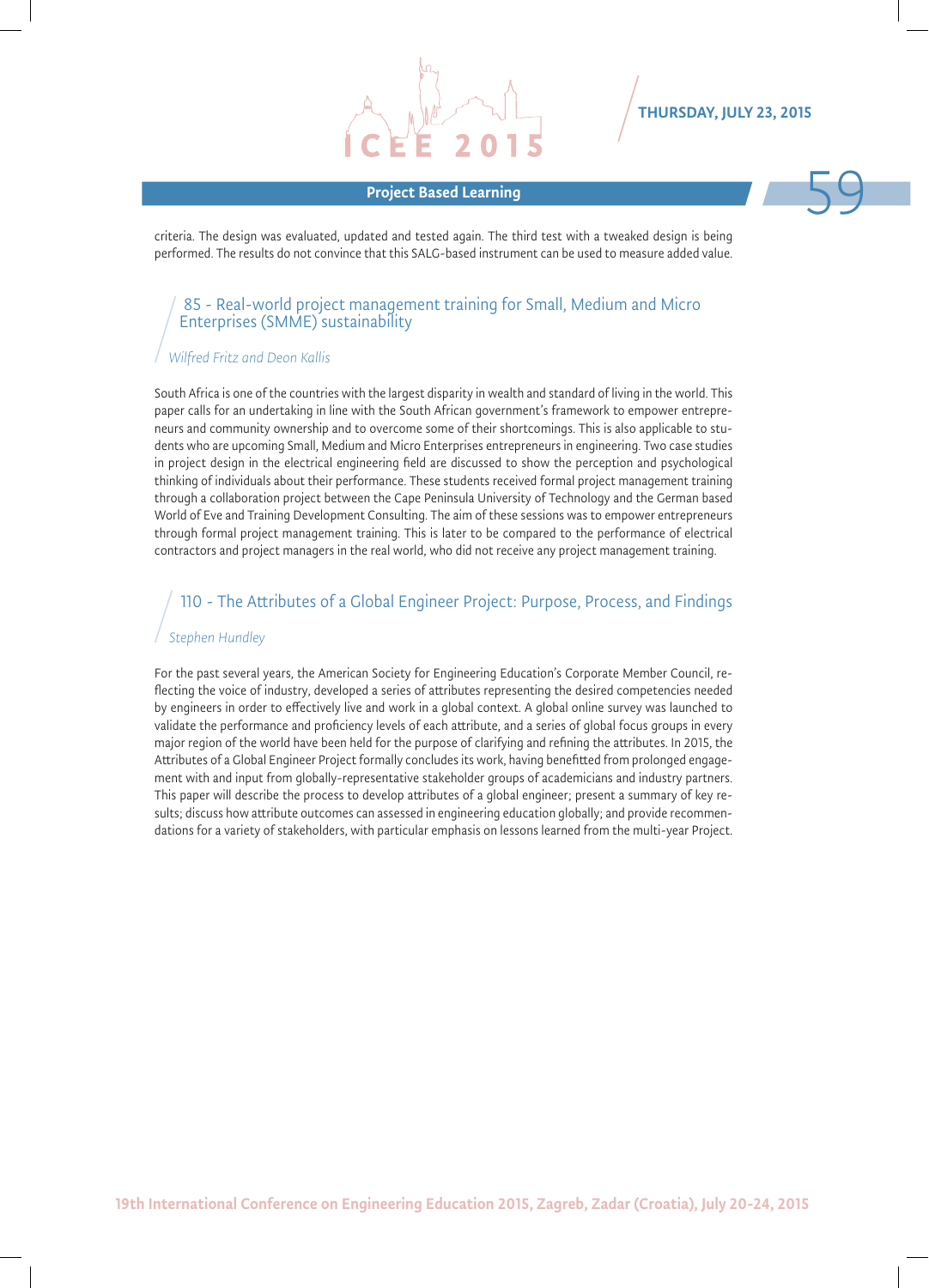criteria. The design was evaluated, updated and tested again. The third test with a tweaked design is being performed. The results do not convince that this SALG-based instrument can be used to measure added value.

## 85 - Real-world project management training for Small, Medium and Micro Enterprises (SMME) sustainability

*Wilfred Fritz and Deon Kallis*

South Africa is one of the countries with the largest disparity in wealth and standard of living in the world. This paper calls for an undertaking in line with the South African government's framework to empower entrepreneurs and community ownership and to overcome some of their shortcomings. This is also applicable to students who are upcoming Small, Medium and Micro Enterprises entrepreneurs in engineering. Two case studies in project design in the electrical engineering field are discussed to show the perception and psychological thinking of individuals about their performance. These students received formal project management training through a collaboration project between the Cape Peninsula University of Technology and the German based World of Eve and Training Development Consulting. The aim of these sessions was to empower entrepreneurs through formal project management training. This is later to be compared to the performance of electrical contractors and project managers in the real world, who did not receive any project management training.

## 110 - The Attributes of a Global Engineer Project: Purpose, Process, and Findings

*Stephen Hundley*

For the past several years, the American Society for Engineering Education's Corporate Member Council, reflecting the voice of industry, developed a series of attributes representing the desired competencies needed by engineers in order to effectively live and work in a global context. A global online survey was launched to validate the performance and proficiency levels of each attribute, and a series of global focus groups in every major region of the world have been held for the purpose of clarifying and refining the attributes. In 2015, the Attributes of a Global Engineer Project formally concludes its work, having benefitted from prolonged engagement with and input from globally-representative stakeholder groups of academicians and industry partners. This paper will describe the process to develop attributes of a global engineer; present a summary of key results; discuss how attribute outcomes can assessed in engineering education globally; and provide recommendations for a variety of stakeholders, with particular emphasis on lessons learned from the multi-year Project.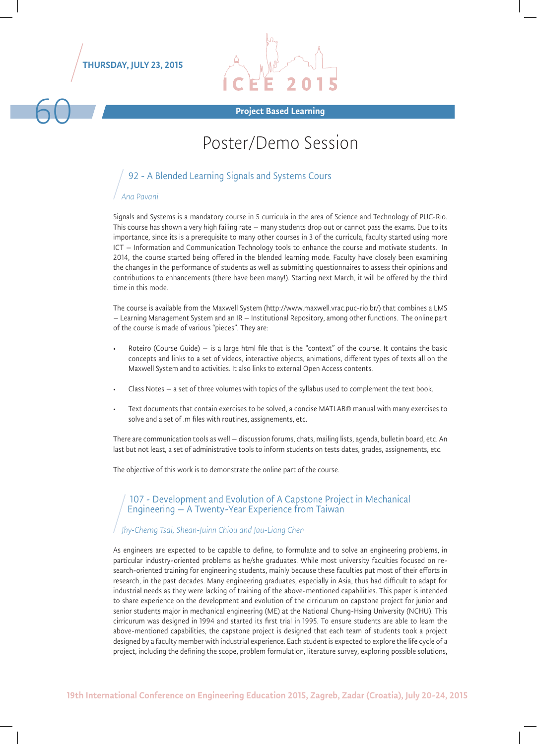Project Based Learning

# Poster/Demo Session

## 92 - A Blended Learning Signals and Systems Cours

*Ana Pavani*

Signals and Systems is a mandatory course in 5 curricula in the area of Science and Technology of PUC-Rio. This course has shown a very high failing rate – many students drop out or cannot pass the exams. Due to its importance, since its is a prerequisite to many other courses in 3 of the curricula, faculty started using more ICT – Information and Communication Technology tools to enhance the course and motivate students. In 2014, the course started being offered in the blended learning mode. Faculty have closely been examining the changes in the performance of students as well as submitting questionnaires to assess their opinions and contributions to enhancements (there have been many!). Starting next March, it will be offered by the third time in this mode.

The course is available from the Maxwell System (http://www.maxwell.vrac.puc-rio.br/) that combines a LMS – Learning Management System and an IR – Institutional Repository, among other functions. The online part of the course is made of various "pieces". They are:

- Roteiro (Course Guide) – is a large html file that is the "context" of the course. It contains the basic concepts and links to a set of vídeos, interactive objects, animations, different types of texts all on the Maxwell System and to activities. It also links to external Open Access contents.
- Class Notes – a set of three volumes with topics of the syllabus used to complement the text book.
- Text documents that contain exercises to be solved, a concise MATLAB® manual with many exercises to solve and a set of .m files with routines, assignements, etc.

There are communication tools as well – discussion forums, chats, mailing lists, agenda, bulletin board, etc. An last but not least, a set of administrative tools to inform students on tests dates, grades, assignements, etc.

The objective of this work is to demonstrate the online part of the course.

## 107 - Development and Evolution of A Capstone Project in Mechanical Engineering – A Twenty-Year Experience from Taiwan

*Jhy-Cherng Tsai, Shean-Juinn Chiou and Jau-Liang Chen*

As engineers are expected to be capable to define, to formulate and to solve an engineering problems, in particular industry-oriented problems as he/she graduates. While most university faculties focused on research-oriented training for engineering students, mainly because these faculties put most of their efforts in research, in the past decades. Many engineering graduates, especially in Asia, thus had difficult to adapt for industrial needs as they were lacking of training of the above-mentioned capabilities. This paper is intended to share experience on the development and evolution of the cirricurum on capstone project for junior and senior students major in mechanical engineering (ME) at the National Chung-Hsing University (NCHU). This cirricurum was designed in 1994 and started its first trial in 1995. To ensure students are able to learn the above-mentioned capabilities, the capstone project is designed that each team of students took a project designed by a faculty member with industrial experience. Each student is expected to explore the life cycle of a project, including the defining the scope, problem formulation, literature survey, exploring possible solutions,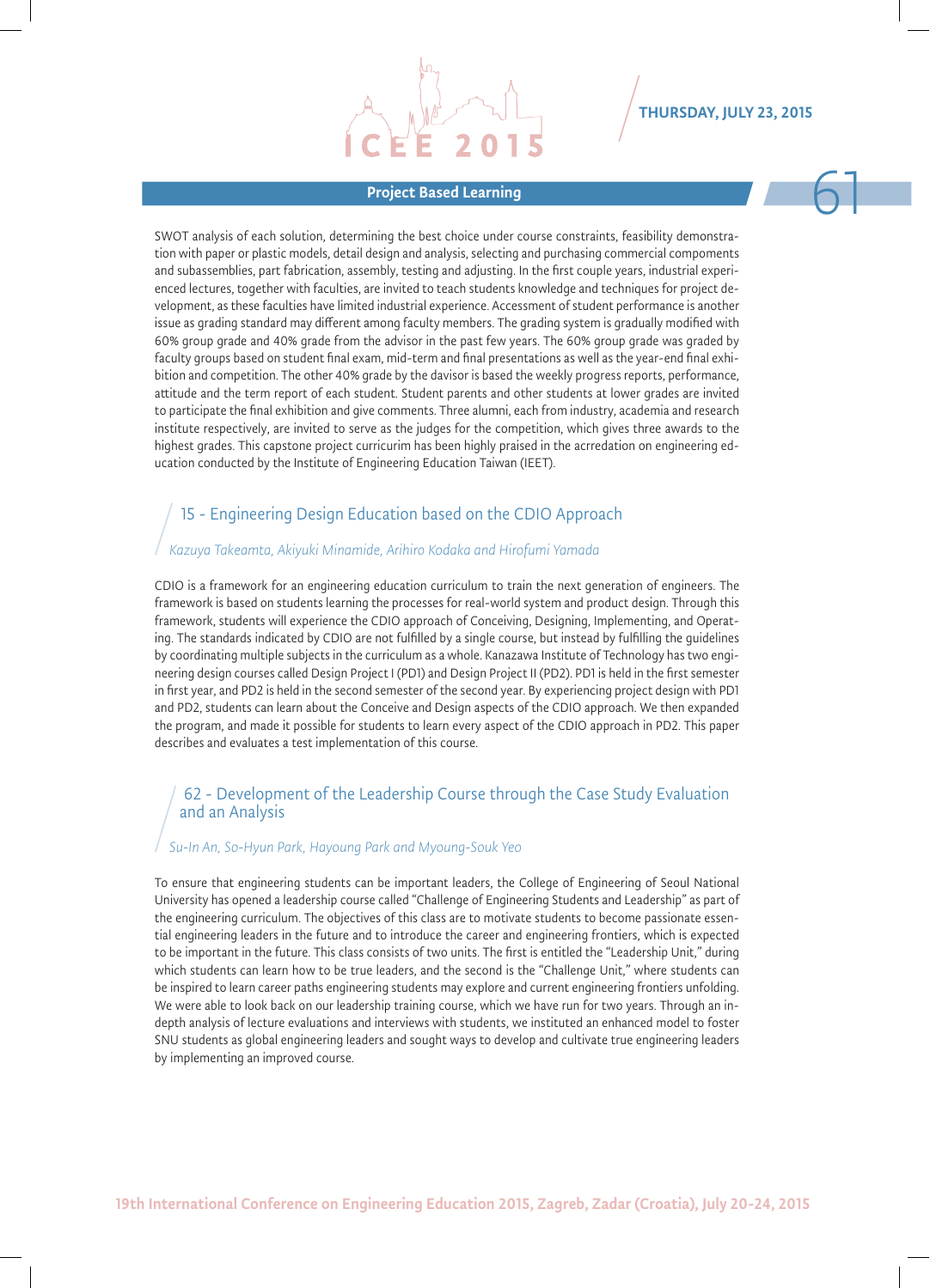## Project Based Learning

SWOT analysis of each solution, determining the best choice under course constraints, feasibility demonstration with paper or plastic models, detail design and analysis, selecting and purchasing commercial compoments and subassemblies, part fabrication, assembly, testing and adjusting. In the first couple years, industrial experienced lectures, together with faculties, are invited to teach students knowledge and techniques for project development, as these faculties have limited industrial experience. Accessment of student performance is another issue as grading standard may different among faculty members. The grading system is gradually modified with 60% group grade and 40% grade from the advisor in the past few years. The 60% group grade was graded by faculty groups based on student final exam, mid-term and final presentations as well as the year-end final exhibition and competition. The other 40% grade by the davisor is based the weekly progress reports, performance, attitude and the term report of each student. Student parents and other students at lower grades are invited to participate the final exhibition and give comments. Three alumni, each from industry, academia and research institute respectively, are invited to serve as the judges for the competition, which gives three awards to the highest grades. This capstone project curricurim has been highly praised in the acrredation on engineering education conducted by the Institute of Engineering Education Taiwan (IEET).

### 15 - Engineering Design Education based on the CDIO Approach

*Kazuya Takeamta, Akiyuki Minamide, Arihiro Kodaka and Hirofumi Yamada*

CDIO is a framework for an engineering education curriculum to train the next generation of engineers. The framework is based on students learning the processes for real-world system and product design. Through this framework, students will experience the CDIO approach of Conceiving, Designing, Implementing, and Operating. The standards indicated by CDIO are not fulfilled by a single course, but instead by fulfilling the guidelines by coordinating multiple subjects in the curriculum as a whole. Kanazawa Institute of Technology has two engineering design courses called Design Project I (PD1) and Design Project II (PD2). PD1 is held in the first semester in first year, and PD2 is held in the second semester of the second year. By experiencing project design with PD1 and PD2, students can learn about the Conceive and Design aspects of the CDIO approach. We then expanded the program, and made it possible for students to learn every aspect of the CDIO approach in PD2. This paper describes and evaluates a test implementation of this course.

### 62 - Development of the Leadership Course through the Case Study Evaluation and an Analysis

*Su-In An, So-Hyun Park, Hayoung Park and Myoung-Souk Yeo*

To ensure that engineering students can be important leaders, the College of Engineering of Seoul National University has opened a leadership course called "Challenge of Engineering Students and Leadership" as part of the engineering curriculum. The objectives of this class are to motivate students to become passionate essential engineering leaders in the future and to introduce the career and engineering frontiers, which is expected to be important in the future. This class consists of two units. The first is entitled the "Leadership Unit," during which students can learn how to be true leaders, and the second is the "Challenge Unit," where students can be inspired to learn career paths engineering students may explore and current engineering frontiers unfolding. We were able to look back on our leadership training course, which we have run for two years. Through an in-depth analysis of lecture evaluations and interviews with students, we instituted an enhanced model to foster SNU students as global engineering leaders and sought ways to develop and cultivate true engineering leaders by implementing an improved course.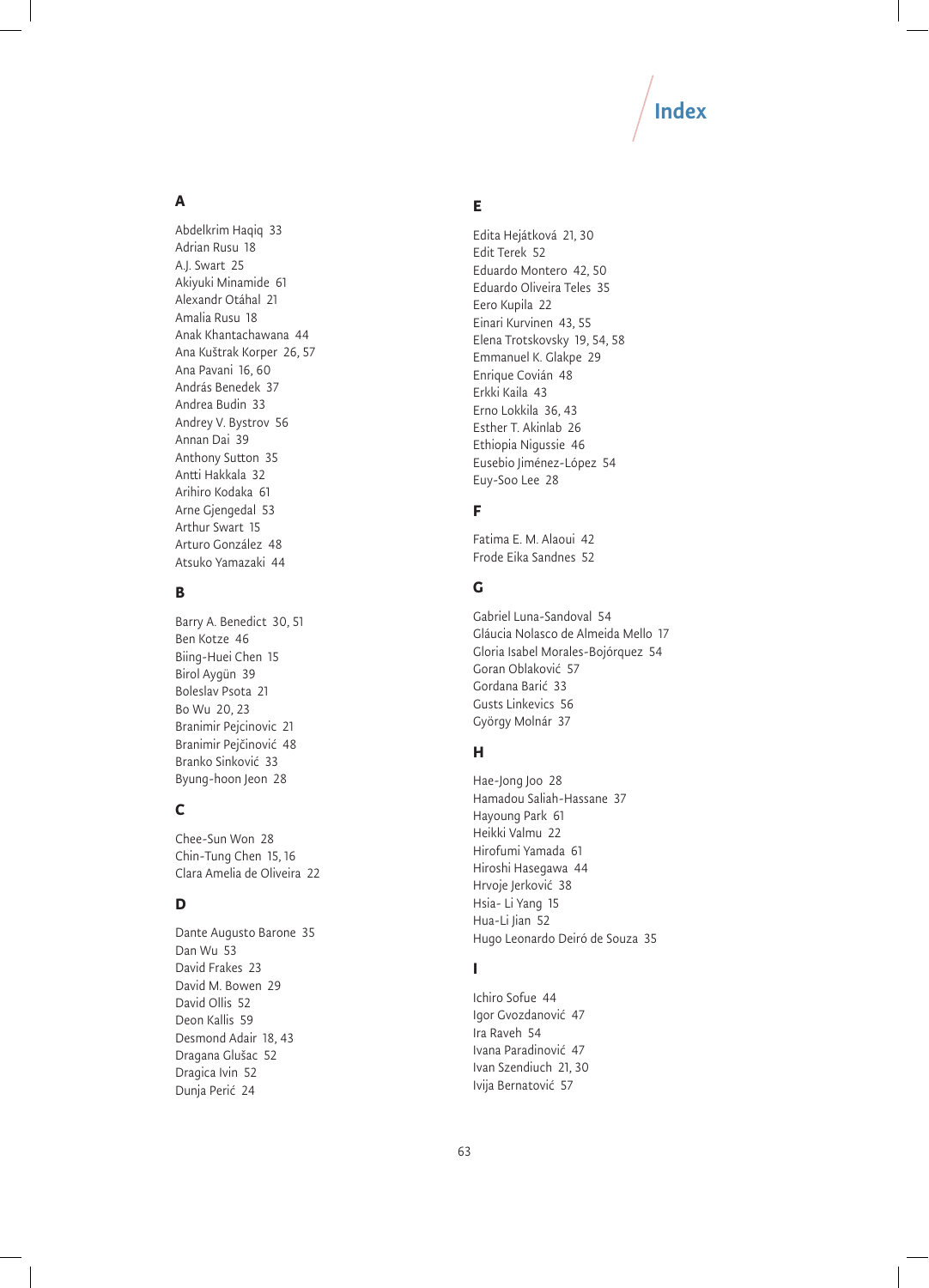# Index

## A

Abdelkrim Haqiq 33
Adrian Rusu 18
A.J. Swart 25
Akiyuki Minamide 61
Alexandr Otáhal 21
Amalia Rusu 18
Anak Khantachawana 44
Ana Kuštrak Korper 26, 57
Ana Pavani 16, 60
András Benedek 37
Andrea Budin 33
Andrey V. Bystrov 56
Annan Dai 39
Anthony Sutton 35
Antti Hakkala 32
Arihiro Kodaka 61
Arne Gjengedal 53
Arthur Swart 15
Arturo González 48
Atsuko Yamazaki 44

## B

Barry A. Benedict 30, 51
Ben Kotze 46
Biing-Huei Chen 15
Birol Aygün 39
Boleslav Psota 21
Bo Wu 20, 23
Branimir Pejcinovic 21
Branimir Pejčinović 48
Branko Sinković 33
Byung-hoon Jeon 28

## C

Chee-Sun Won 28
Chin-Tung Chen 15, 16
Clara Amelia de Oliveira 22

## D

Dante Augusto Barone 35
Dan Wu 53
David Frakes 23
David M. Bowen 29
David Ollis 52
Deon Kallis 59
Desmond Adair 18, 43
Dragana Glušac 52
Dragica Ivin 52
Dunja Perić 24

## E

Edita Hejátková 21, 30
Edit Terek 52
Eduardo Montero 42, 50
Eduardo Oliveira Teles 35
Eero Kupila 22
Einari Kurvinen 43, 55
Elena Trotskovsky 19, 54, 58
Emmanuel K. Glakpe 29
Enrique Covián 48
Erkki Kaila 43
Erno Lokkila 36, 43
Esther T. Akinlab 26
Ethiopia Nigussie 46
Eusebio Jiménez-López 54
Euy-Soo Lee 28

## F

Fatima E. M. Alaoui 42
Frode Eika Sandnes 52

## G

Gabriel Luna-Sandoval 54
Gláucia Nolasco de Almeida Mello 17
Gloria Isabel Morales-Bojórquez 54
Goran Oblaković 57
Gordana Barić 33
Gusts Linkevics 56
György Molnár 37

## H

Hae-Jong Joo 28
Hamadou Saliah-Hassane 37
Hayoung Park 61
Heikki Valmu 22
Hirofumi Yamada 61
Hiroshi Hasegawa 44
Hrvoje Jerković 38
Hsia- Li Yang 15
Hua-Li Jian 52
Hugo Leonardo Deiró de Souza 35

## I

Ichiro Sofue 44
Igor Gvozdanović 47
Ira Raveh 54
Ivana Paradinović 47
Ivan Szendiuch 21, 30
Ivija Bernatović 57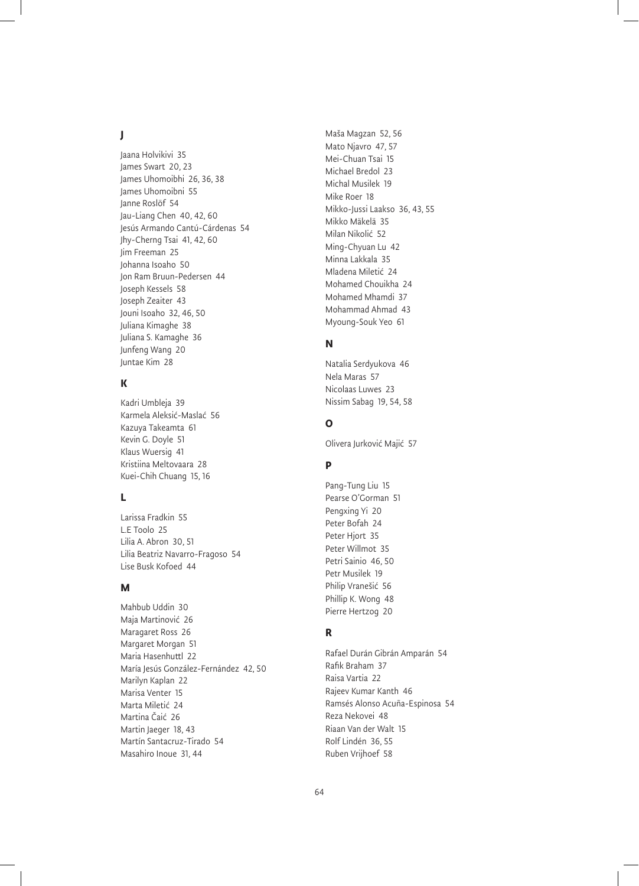## J

Jaana Holvikivi 35
James Swart 20, 23
James Uhomoibhi 26, 36, 38
James Uhomoibni 55
Janne Roslöf 54
Jau-Liang Chen 40, 42, 60
Jesús Armando Cantú-Cárdenas 54
Jhy-Cherng Tsai 41, 42, 60
Jim Freeman 25
Johanna Isoaho 50
Jon Ram Bruun-Pedersen 44
Joseph Kessels 58
Joseph Zeaiter 43
Jouni Isoaho 32, 46, 50
Juliana Kimaghe 38
Juliana S. Kamaghe 36
Junfeng Wang 20
Juntae Kim 28

## K

Kadri Umbleja 39
Karmela Aleksić-Maslać 56
Kazuya Takeamta 61
Kevin G. Doyle 51
Klaus Wuersig 41
Kristiina Meltovaara 28
Kuei-Chih Chuang 15, 16

## L

Larissa Fradkin 55
L.E Toolo 25
Lilia A. Abron 30, 51
Lilia Beatriz Navarro-Fragoso 54
Lise Busk Kofoed 44

## M

Mahbub Uddin 30
Maja Martinović 26
Maragaret Ross 26
Margaret Morgan 51
Maria Hasenhuttl 22
María Jesús González-Fernández 42, 50
Marilyn Kaplan 22
Marisa Venter 15
Marta Miletić 24
Martina Čaić 26
Martin Jaeger 18, 43
Martín Santacruz-Tirado 54
Masahiro Inoue 31, 44
Maša Magzan 52, 56
Mato Njavro 47, 57
Mei-Chuan Tsai 15
Michael Bredol 23
Michal Musilek 19
Mike Roer 18
Mikko-Jussi Laakso 36, 43, 55
Mikko Mäkelä 35
Milan Nikolić 52
Ming-Chyuan Lu 42
Minna Lakkala 35
Mladena Miletić 24
Mohamed Chouikha 24
Mohamed Mhamdi 37
Mohammad Ahmad 43
Myoung-Souk Yeo 61

## N

Natalia Serdyukova 46
Nela Maras 57
Nicolaas Luwes 23
Nissim Sabag 19, 54, 58

## O

Olivera Jurković Majić 57

## P

Pang-Tung Liu 15
Pearse O'Gorman 51
Pengxing Yi 20
Peter Bofah 24
Peter Hjort 35
Peter Willmot 35
Petri Sainio 46, 50
Petr Musilek 19
Philip Vranešić 56
Phillip K. Wong 48
Pierre Hertzog 20

## R

Rafael Durán Gibrán Amparán 54
Rafik Braham 37
Raisa Vartia 22
Rajeev Kumar Kanth 46
Ramsés Alonso Acuña-Espinosa 54
Reza Nekovei 48
Riaan Van der Walt 15
Rolf Lindén 36, 55
Ruben Vrijhoef 58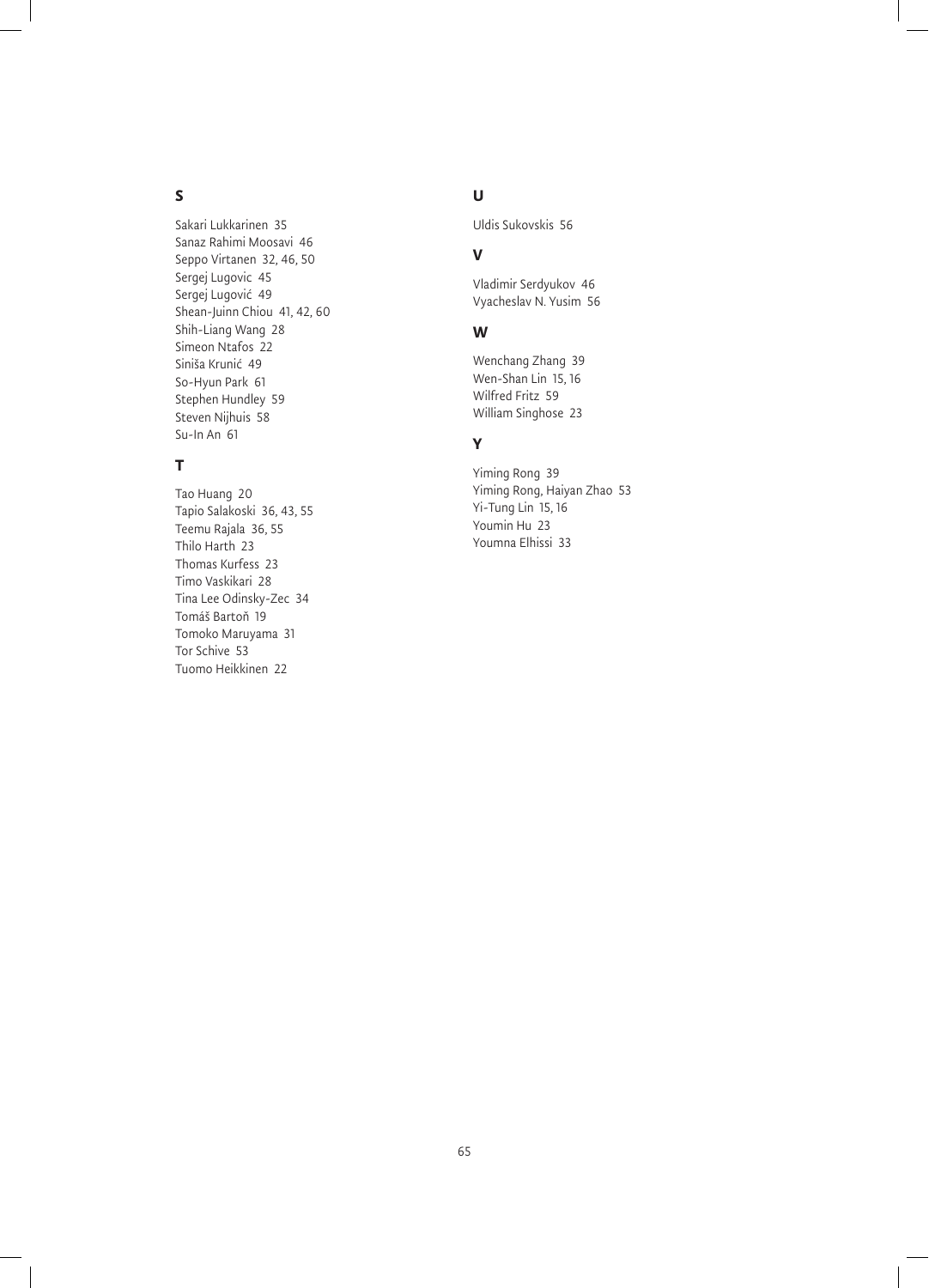## S

Sakari Lukkarinen 35
Sanaz Rahimi Moosavi 46
Seppo Virtanen 32, 46, 50
Sergej Lugovic 45
Sergej Lugović 49
Shean-Juinn Chiou 41, 42, 60
Shih-Liang Wang 28
Simeon Ntafos 22
Siniša Krunić 49
So-Hyun Park 61
Stephen Hundley 59
Steven Nijhuis 58
Su-In An 61

## T

Tao Huang 20
Tapio Salakoski 36, 43, 55
Teemu Rajala 36, 55
Thilo Harth 23
Thomas Kurfess 23
Timo Vaskikari 28
Tina Lee Odinsky-Zec 34
Tomáš Bartoň 19
Tomoko Maruyama 31
Tor Schive 53
Tuomo Heikkinen 22

## U

Uldis Sukovskis 56

## V

Vladimir Serdyukov 46
Vyacheslav N. Yusim 56

## W

Wenchang Zhang 39
Wen-Shan Lin 15, 16
Wilfred Fritz 59
William Singhose 23

## Y

Yiming Rong 39
Yiming Rong, Haiyan Zhao 53
Yi-Tung Lin 15, 16
Youmin Hu 23
Youmna Elhissi 33